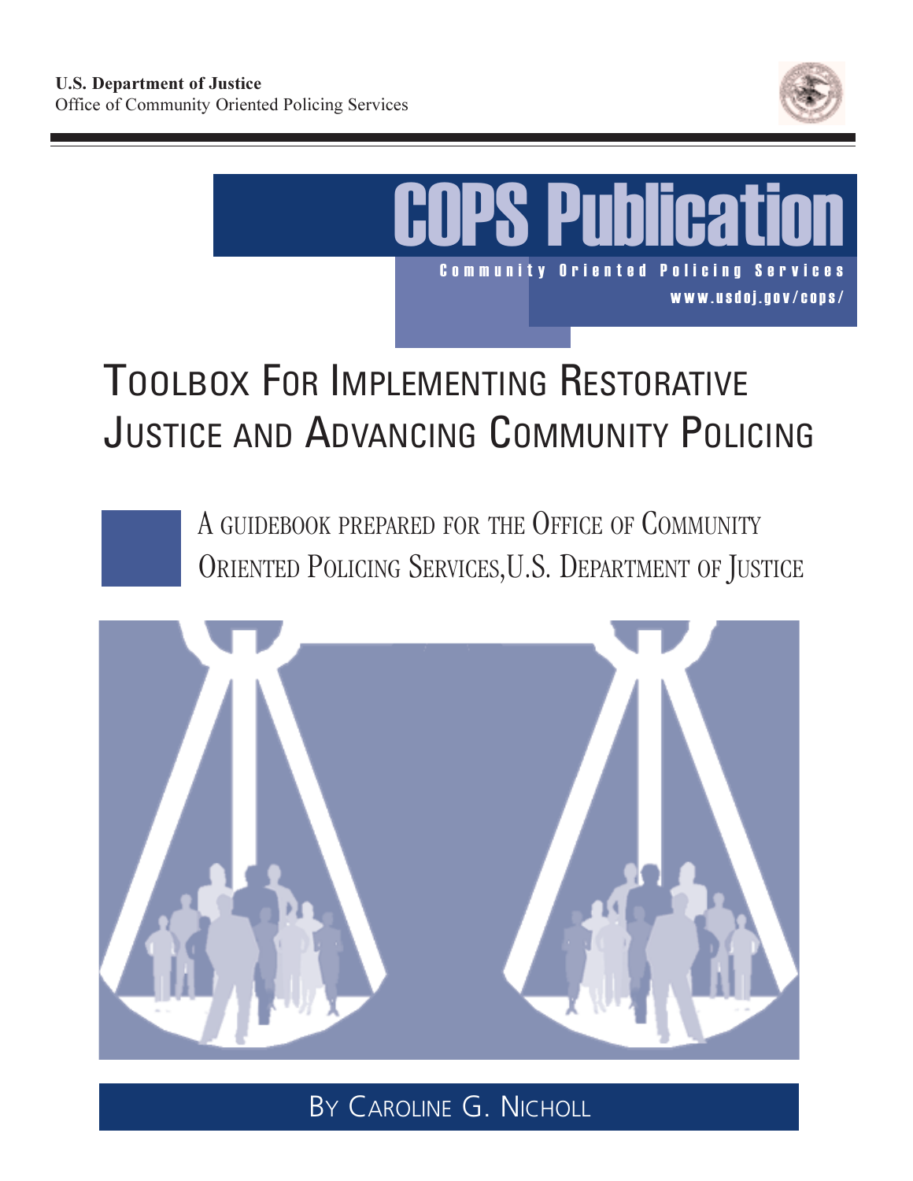**U.S. Department of Justice**
Office of Community Oriented Policing Services

# COPS Publication

Community Oriented Policing Services
www.usdoj.gov/cops/

# Toolbox For Implementing Restorative Justice and Advancing Community Policing

A guidebook prepared for the Office of Community Oriented Policing Services, U.S. Department of Justice

By Caroline G. Nicholl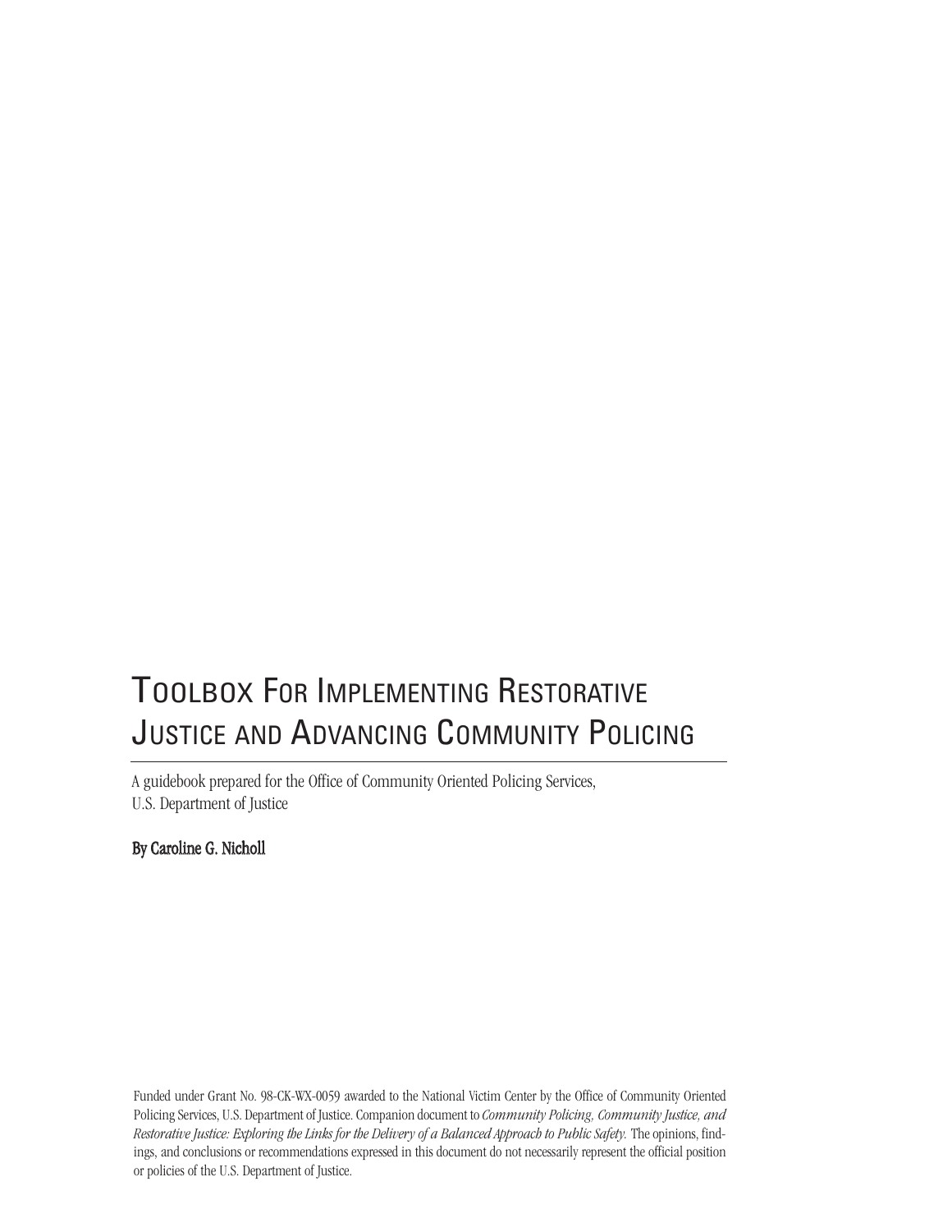# Toolbox For Implementing Restorative Justice and Advancing Community Policing

A guidebook prepared for the Office of Community Oriented Policing Services, U.S. Department of Justice

**By Caroline G. Nicholl**

Funded under Grant No. 98-CK-WX-0059 awarded to the National Victim Center by the Office of Community Oriented Policing Services, U.S. Department of Justice. Companion document to *Community Policing, Community Justice, and Restorative Justice: Exploring the Links for the Delivery of a Balanced Approach to Public Safety.* The opinions, findings, and conclusions or recommendations expressed in this document do not necessarily represent the official position or policies of the U.S. Department of Justice.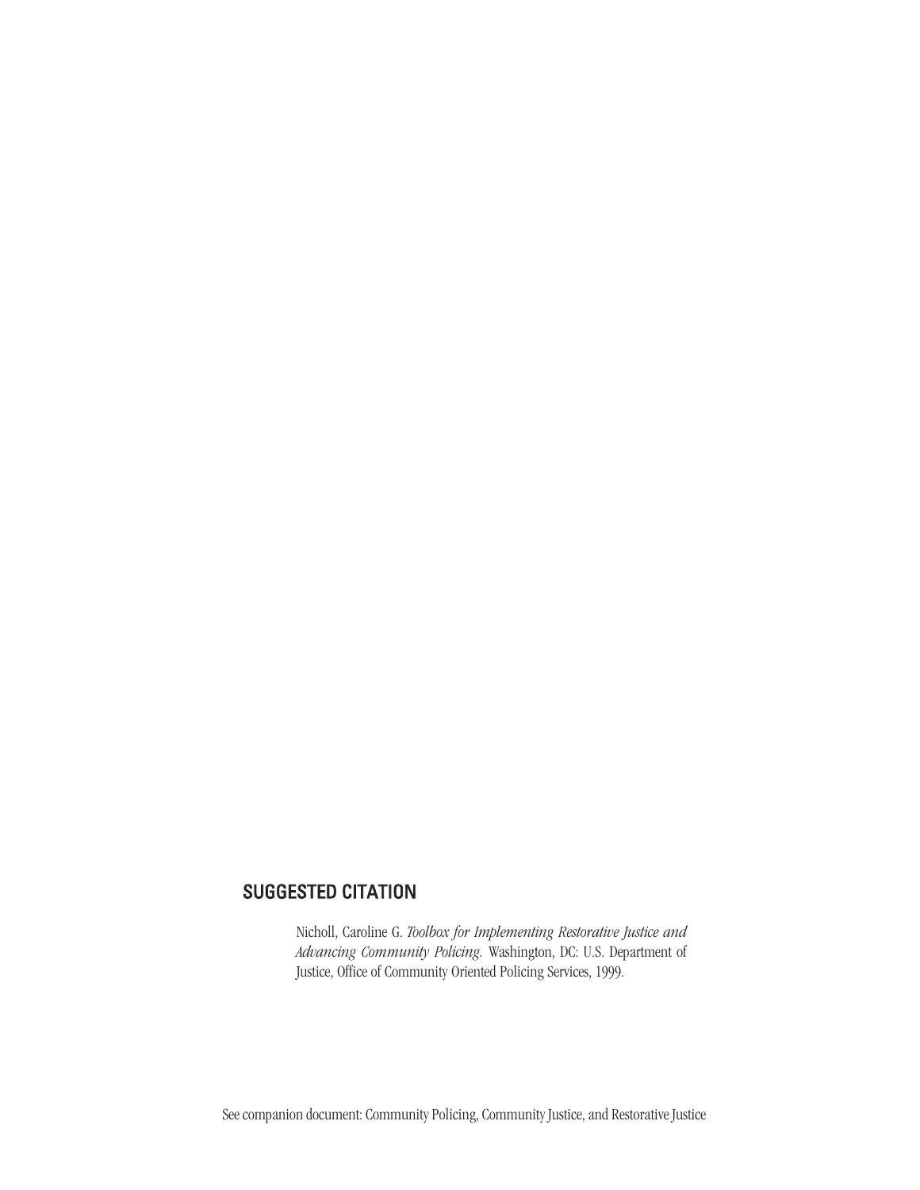## SUGGESTED CITATION

Nicholl, Caroline G. *Toolbox for Implementing Restorative Justice and Advancing Community Policing.* Washington, DC: U.S. Department of Justice, Office of Community Oriented Policing Services, 1999.

See companion document: Community Policing, Community Justice, and Restorative Justice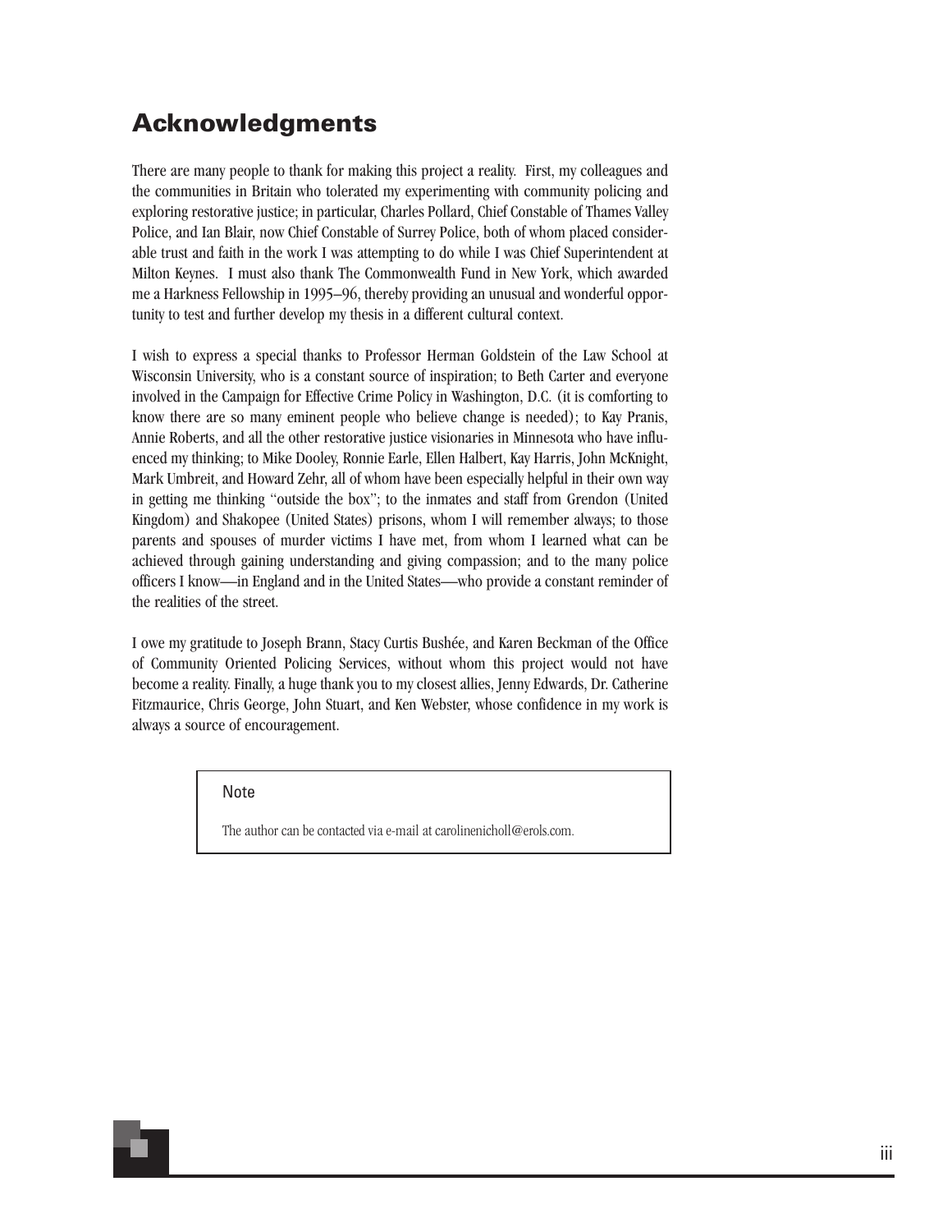## Acknowledgments

There are many people to thank for making this project a reality. First, my colleagues and the communities in Britain who tolerated my experimenting with community policing and exploring restorative justice; in particular, Charles Pollard, Chief Constable of Thames Valley Police, and Ian Blair, now Chief Constable of Surrey Police, both of whom placed considerable trust and faith in the work I was attempting to do while I was Chief Superintendent at Milton Keynes. I must also thank The Commonwealth Fund in New York, which awarded me a Harkness Fellowship in 1995–96, thereby providing an unusual and wonderful opportunity to test and further develop my thesis in a different cultural context.

I wish to express a special thanks to Professor Herman Goldstein of the Law School at Wisconsin University, who is a constant source of inspiration; to Beth Carter and everyone involved in the Campaign for Effective Crime Policy in Washington, D.C. (it is comforting to know there are so many eminent people who believe change is needed); to Kay Pranis, Annie Roberts, and all the other restorative justice visionaries in Minnesota who have influenced my thinking; to Mike Dooley, Ronnie Earle, Ellen Halbert, Kay Harris, John McKnight, Mark Umbreit, and Howard Zehr, all of whom have been especially helpful in their own way in getting me thinking "outside the box"; to the inmates and staff from Grendon (United Kingdom) and Shakopee (United States) prisons, whom I will remember always; to those parents and spouses of murder victims I have met, from whom I learned what can be achieved through gaining understanding and giving compassion; and to the many police officers I know—in England and in the United States—who provide a constant reminder of the realities of the street.

I owe my gratitude to Joseph Brann, Stacy Curtis Bushée, and Karen Beckman of the Office of Community Oriented Policing Services, without whom this project would not have become a reality. Finally, a huge thank you to my closest allies, Jenny Edwards, Dr. Catherine Fitzmaurice, Chris George, John Stuart, and Ken Webster, whose confidence in my work is always a source of encouragement.

> Note
>
> The author can be contacted via e-mail at carolinenicholl@erols.com.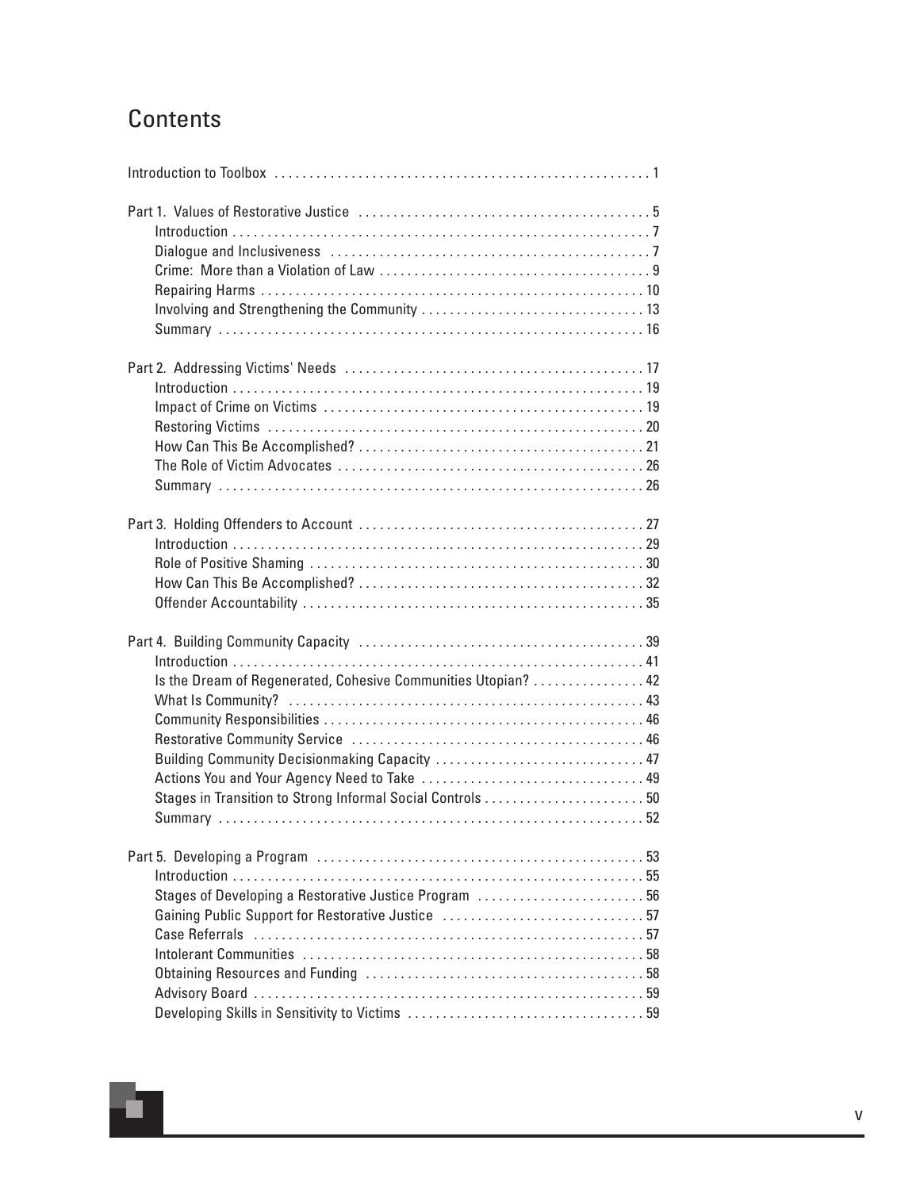# Contents

Introduction to Toolbox . . . . . . . . . . . . . . . . . . . . . . . . . . . . . . . . . . . . . . . . . . . . . . . . . . . . . 1

Part 1. Values of Restorative Justice . . . . . . . . . . . . . . . . . . . . . . . . . . . . . . . . . . . . . . . . . . 5
- Introduction . . . . . . . . . . . . . . . . . . . . . . . . . . . . . . . . . . . . . . . . . . . . . . . . . . . . . . . . . . . 7
- Dialogue and Inclusiveness . . . . . . . . . . . . . . . . . . . . . . . . . . . . . . . . . . . . . . . . . . . . . 7
- Crime: More than a Violation of Law . . . . . . . . . . . . . . . . . . . . . . . . . . . . . . . . . . . . . . 9
- Repairing Harms . . . . . . . . . . . . . . . . . . . . . . . . . . . . . . . . . . . . . . . . . . . . . . . . . . . . . . 10
- Involving and Strengthening the Community . . . . . . . . . . . . . . . . . . . . . . . . . . . . . . . 13
- Summary . . . . . . . . . . . . . . . . . . . . . . . . . . . . . . . . . . . . . . . . . . . . . . . . . . . . . . . . . . . . 16

Part 2. Addressing Victims' Needs . . . . . . . . . . . . . . . . . . . . . . . . . . . . . . . . . . . . . . . . . . 17
- Introduction . . . . . . . . . . . . . . . . . . . . . . . . . . . . . . . . . . . . . . . . . . . . . . . . . . . . . . . . . . 19
- Impact of Crime on Victims . . . . . . . . . . . . . . . . . . . . . . . . . . . . . . . . . . . . . . . . . . . . . 19
- Restoring Victims . . . . . . . . . . . . . . . . . . . . . . . . . . . . . . . . . . . . . . . . . . . . . . . . . . . . . 20
- How Can This Be Accomplished? . . . . . . . . . . . . . . . . . . . . . . . . . . . . . . . . . . . . . . . . . 21
- The Role of Victim Advocates . . . . . . . . . . . . . . . . . . . . . . . . . . . . . . . . . . . . . . . . . . . 26
- Summary . . . . . . . . . . . . . . . . . . . . . . . . . . . . . . . . . . . . . . . . . . . . . . . . . . . . . . . . . . . . 26

Part 3. Holding Offenders to Account . . . . . . . . . . . . . . . . . . . . . . . . . . . . . . . . . . . . . . . . . 27
- Introduction . . . . . . . . . . . . . . . . . . . . . . . . . . . . . . . . . . . . . . . . . . . . . . . . . . . . . . . . . . 29
- Role of Positive Shaming . . . . . . . . . . . . . . . . . . . . . . . . . . . . . . . . . . . . . . . . . . . . . . . 30
- How Can This Be Accomplished? . . . . . . . . . . . . . . . . . . . . . . . . . . . . . . . . . . . . . . . . . 32
- Offender Accountability . . . . . . . . . . . . . . . . . . . . . . . . . . . . . . . . . . . . . . . . . . . . . . . . . 35

Part 4. Building Community Capacity . . . . . . . . . . . . . . . . . . . . . . . . . . . . . . . . . . . . . . . . 39
- Introduction . . . . . . . . . . . . . . . . . . . . . . . . . . . . . . . . . . . . . . . . . . . . . . . . . . . . . . . . . . 41
- Is the Dream of Regenerated, Cohesive Communities Utopian? . . . . . . . . . . . . . . . . 42
- What Is Community? . . . . . . . . . . . . . . . . . . . . . . . . . . . . . . . . . . . . . . . . . . . . . . . . . . 43
- Community Responsibilities . . . . . . . . . . . . . . . . . . . . . . . . . . . . . . . . . . . . . . . . . . . . . 46
- Restorative Community Service . . . . . . . . . . . . . . . . . . . . . . . . . . . . . . . . . . . . . . . . . . 46
- Building Community Decisionmaking Capacity . . . . . . . . . . . . . . . . . . . . . . . . . . . . . 47
- Actions You and Your Agency Need to Take . . . . . . . . . . . . . . . . . . . . . . . . . . . . . . . 49
- Stages in Transition to Strong Informal Social Controls . . . . . . . . . . . . . . . . . . . . . . . 50
- Summary . . . . . . . . . . . . . . . . . . . . . . . . . . . . . . . . . . . . . . . . . . . . . . . . . . . . . . . . . . . . 52

Part 5. Developing a Program . . . . . . . . . . . . . . . . . . . . . . . . . . . . . . . . . . . . . . . . . . . . . . 53
- Introduction . . . . . . . . . . . . . . . . . . . . . . . . . . . . . . . . . . . . . . . . . . . . . . . . . . . . . . . . . . 55
- Stages of Developing a Restorative Justice Program . . . . . . . . . . . . . . . . . . . . . . . . 56
- Gaining Public Support for Restorative Justice . . . . . . . . . . . . . . . . . . . . . . . . . . . . . 57
- Case Referrals . . . . . . . . . . . . . . . . . . . . . . . . . . . . . . . . . . . . . . . . . . . . . . . . . . . . . . . . 57
- Intolerant Communities . . . . . . . . . . . . . . . . . . . . . . . . . . . . . . . . . . . . . . . . . . . . . . . . . 58
- Obtaining Resources and Funding . . . . . . . . . . . . . . . . . . . . . . . . . . . . . . . . . . . . . . . . 58
- Advisory Board . . . . . . . . . . . . . . . . . . . . . . . . . . . . . . . . . . . . . . . . . . . . . . . . . . . . . . . 59
- Developing Skills in Sensitivity to Victims . . . . . . . . . . . . . . . . . . . . . . . . . . . . . . . . . . 59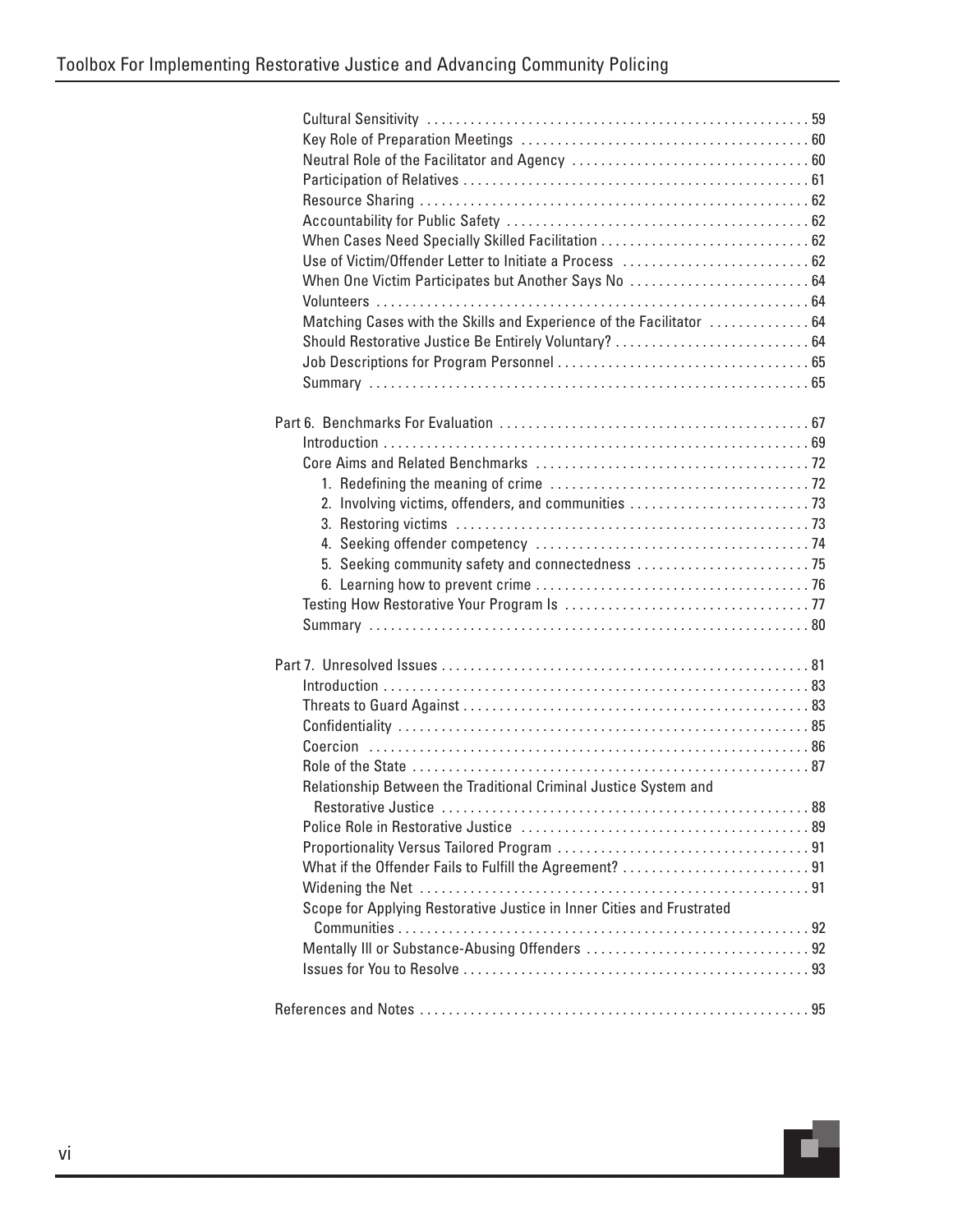- Cultural Sensitivity . . . . . . . . . . 59
- Key Role of Preparation Meetings . . . . . . . . . . 60
- Neutral Role of the Facilitator and Agency . . . . . . . . . . 60
- Participation of Relatives . . . . . . . . . . 61
- Resource Sharing . . . . . . . . . . 62
- Accountability for Public Safety . . . . . . . . . . 62
- When Cases Need Specially Skilled Facilitation . . . . . . . . . . 62
- Use of Victim/Offender Letter to Initiate a Process . . . . . . . . . . 62
- When One Victim Participates but Another Says No . . . . . . . . . . 64
- Volunteers . . . . . . . . . . 64
- Matching Cases with the Skills and Experience of the Facilitator . . . . . . . . . . 64
- Should Restorative Justice Be Entirely Voluntary? . . . . . . . . . . 64
- Job Descriptions for Program Personnel . . . . . . . . . . 65
- Summary . . . . . . . . . . 65

Part 6. Benchmarks For Evaluation . . . . . . . . . . 67

- Introduction . . . . . . . . . . 69
- Core Aims and Related Benchmarks . . . . . . . . . . 72
  1. Redefining the meaning of crime . . . . . . . . . . 72
  2. Involving victims, offenders, and communities . . . . . . . . . . 73
  3. Restoring victims . . . . . . . . . . 73
  4. Seeking offender competency . . . . . . . . . . 74
  5. Seeking community safety and connectedness . . . . . . . . . . 75
  6. Learning how to prevent crime . . . . . . . . . . 76
- Testing How Restorative Your Program Is . . . . . . . . . . 77
- Summary . . . . . . . . . . 80

Part 7. Unresolved Issues . . . . . . . . . . 81

- Introduction . . . . . . . . . . 83
- Threats to Guard Against . . . . . . . . . . 83
- Confidentiality . . . . . . . . . . 85
- Coercion . . . . . . . . . . 86
- Role of the State . . . . . . . . . . 87
- Relationship Between the Traditional Criminal Justice System and Restorative Justice . . . . . . . . . . 88
- Police Role in Restorative Justice . . . . . . . . . . 89
- Proportionality Versus Tailored Program . . . . . . . . . . 91
- What if the Offender Fails to Fulfill the Agreement? . . . . . . . . . . 91
- Widening the Net . . . . . . . . . . 91
- Scope for Applying Restorative Justice in Inner Cities and Frustrated Communities . . . . . . . . . . 92
- Mentally Ill or Substance-Abusing Offenders . . . . . . . . . . 92
- Issues for You to Resolve . . . . . . . . . . 93

References and Notes . . . . . . . . . . 95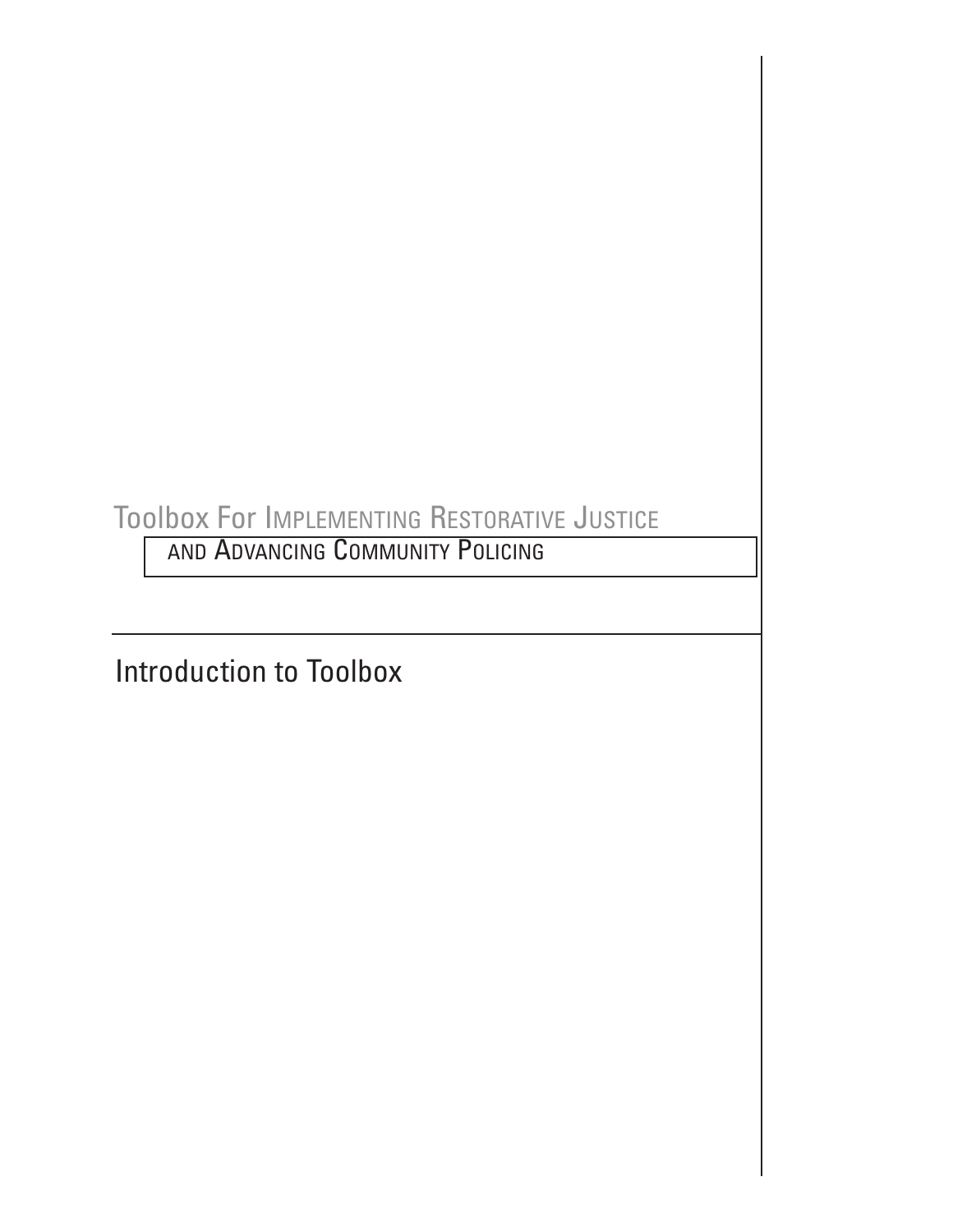Toolbox For Implementing Restorative Justice and Advancing Community Policing

# Introduction to Toolbox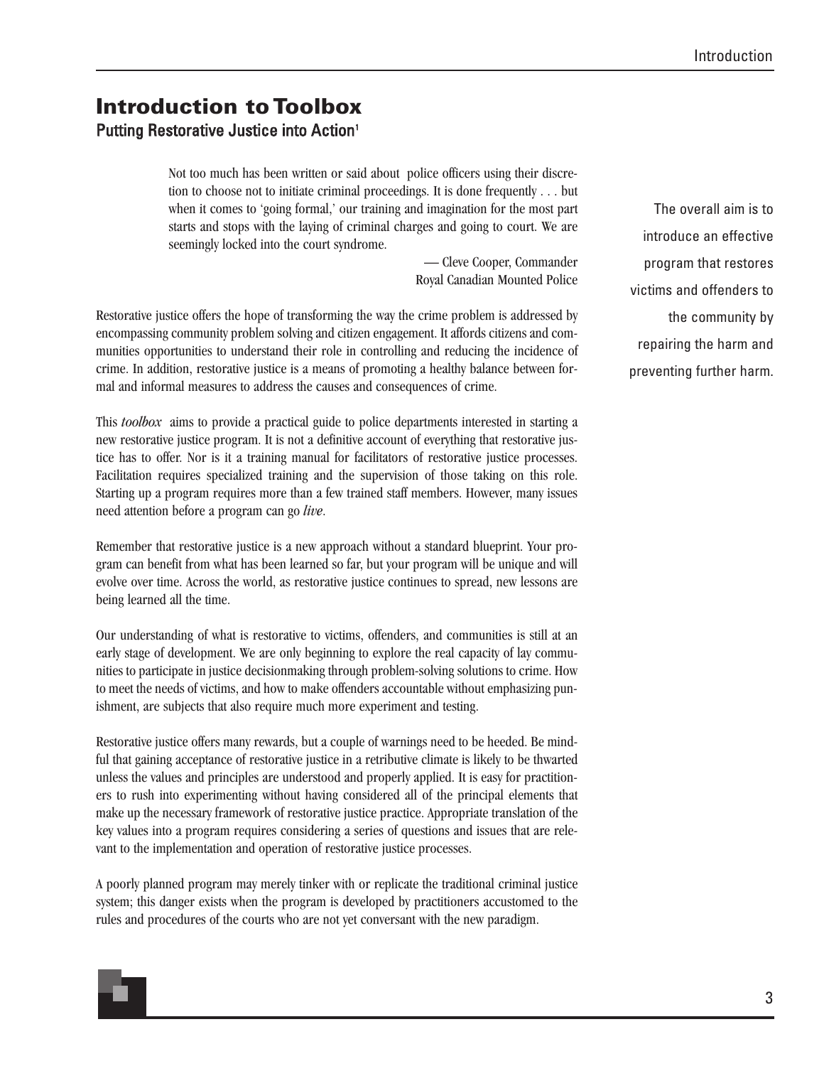# Introduction to Toolbox

## Putting Restorative Justice into Action[1]

> Not too much has been written or said about police officers using their discretion to choose not to initiate criminal proceedings. It is done frequently . . . but when it comes to 'going formal,' our training and imagination for the most part starts and stops with the laying of criminal charges and going to court. We are seemingly locked into the court syndrome.
>
> — Cleve Cooper, Commander
> Royal Canadian Mounted Police

The overall aim is to introduce an effective program that restores victims and offenders to the community by repairing the harm and preventing further harm.

Restorative justice offers the hope of transforming the way the crime problem is addressed by encompassing community problem solving and citizen engagement. It affords citizens and communities opportunities to understand their role in controlling and reducing the incidence of crime. In addition, restorative justice is a means of promoting a healthy balance between formal and informal measures to address the causes and consequences of crime.

This *toolbox* aims to provide a practical guide to police departments interested in starting a new restorative justice program. It is not a definitive account of everything that restorative justice has to offer. Nor is it a training manual for facilitators of restorative justice processes. Facilitation requires specialized training and the supervision of those taking on this role. Starting up a program requires more than a few trained staff members. However, many issues need attention before a program can go *live*.

Remember that restorative justice is a new approach without a standard blueprint. Your program can benefit from what has been learned so far, but your program will be unique and will evolve over time. Across the world, as restorative justice continues to spread, new lessons are being learned all the time.

Our understanding of what is restorative to victims, offenders, and communities is still at an early stage of development. We are only beginning to explore the real capacity of lay communities to participate in justice decisionmaking through problem-solving solutions to crime. How to meet the needs of victims, and how to make offenders accountable without emphasizing punishment, are subjects that also require much more experiment and testing.

Restorative justice offers many rewards, but a couple of warnings need to be heeded. Be mindful that gaining acceptance of restorative justice in a retributive climate is likely to be thwarted unless the values and principles are understood and properly applied. It is easy for practitioners to rush into experimenting without having considered all of the principal elements that make up the necessary framework of restorative justice practice. Appropriate translation of the key values into a program requires considering a series of questions and issues that are relevant to the implementation and operation of restorative justice processes.

A poorly planned program may merely tinker with or replicate the traditional criminal justice system; this danger exists when the program is developed by practitioners accustomed to the rules and procedures of the courts who are not yet conversant with the new paradigm.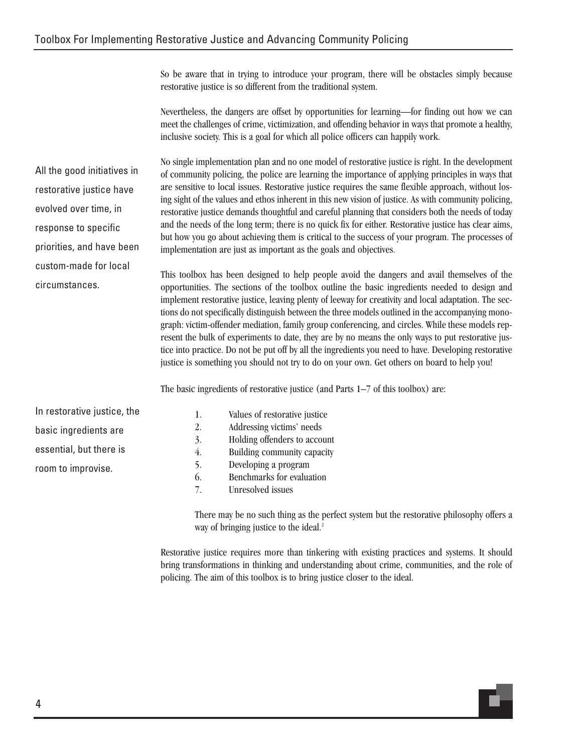So be aware that in trying to introduce your program, there will be obstacles simply because restorative justice is so different from the traditional system.

Nevertheless, the dangers are offset by opportunities for learning—for finding out how we can meet the challenges of crime, victimization, and offending behavior in ways that promote a healthy, inclusive society. This is a goal for which all police officers can happily work.

All the good initiatives in restorative justice have evolved over time, in response to specific priorities, and have been custom-made for local circumstances.

No single implementation plan and no one model of restorative justice is right. In the development of community policing, the police are learning the importance of applying principles in ways that are sensitive to local issues. Restorative justice requires the same flexible approach, without losing sight of the values and ethos inherent in this new vision of justice. As with community policing, restorative justice demands thoughtful and careful planning that considers both the needs of today and the needs of the long term; there is no quick fix for either. Restorative justice has clear aims, but how you go about achieving them is critical to the success of your program. The processes of implementation are just as important as the goals and objectives.

This toolbox has been designed to help people avoid the dangers and avail themselves of the opportunities. The sections of the toolbox outline the basic ingredients needed to design and implement restorative justice, leaving plenty of leeway for creativity and local adaptation. The sections do not specifically distinguish between the three models outlined in the accompanying monograph: victim-offender mediation, family group conferencing, and circles. While these models represent the bulk of experiments to date, they are by no means the only ways to put restorative justice into practice. Do not be put off by all the ingredients you need to have. Developing restorative justice is something you should not try to do on your own. Get others on board to help you!

The basic ingredients of restorative justice (and Parts 1–7 of this toolbox) are:

In restorative justice, the basic ingredients are essential, but there is room to improvise.

1. Values of restorative justice
2. Addressing victims' needs
3. Holding offenders to account
4. Building community capacity
5. Developing a program
6. Benchmarks for evaluation
7. Unresolved issues

> There may be no such thing as the perfect system but the restorative philosophy offers a way of bringing justice to the ideal.[2]

Restorative justice requires more than tinkering with existing practices and systems. It should bring transformations in thinking and understanding about crime, communities, and the role of policing. The aim of this toolbox is to bring justice closer to the ideal.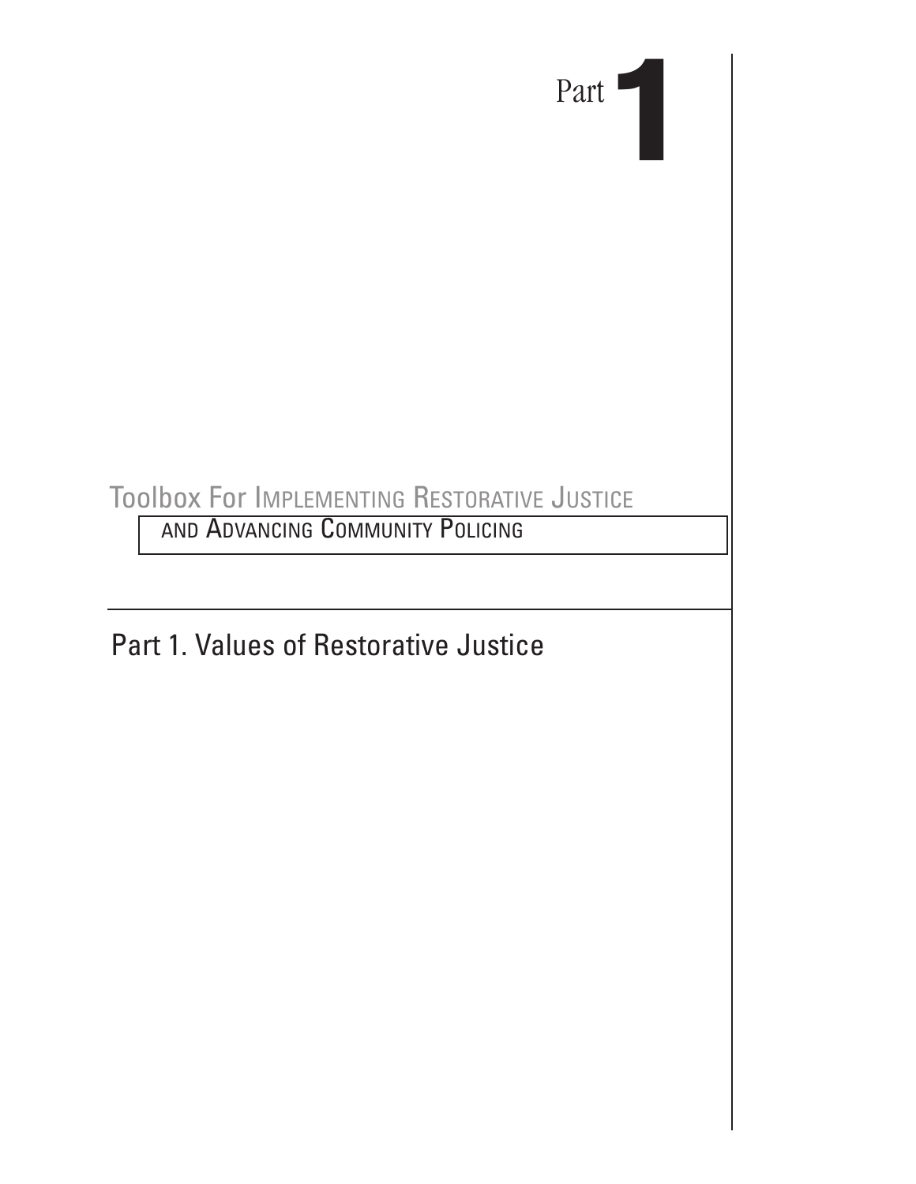Part 1

Toolbox For Implementing Restorative Justice and Advancing Community Policing

# Part 1. Values of Restorative Justice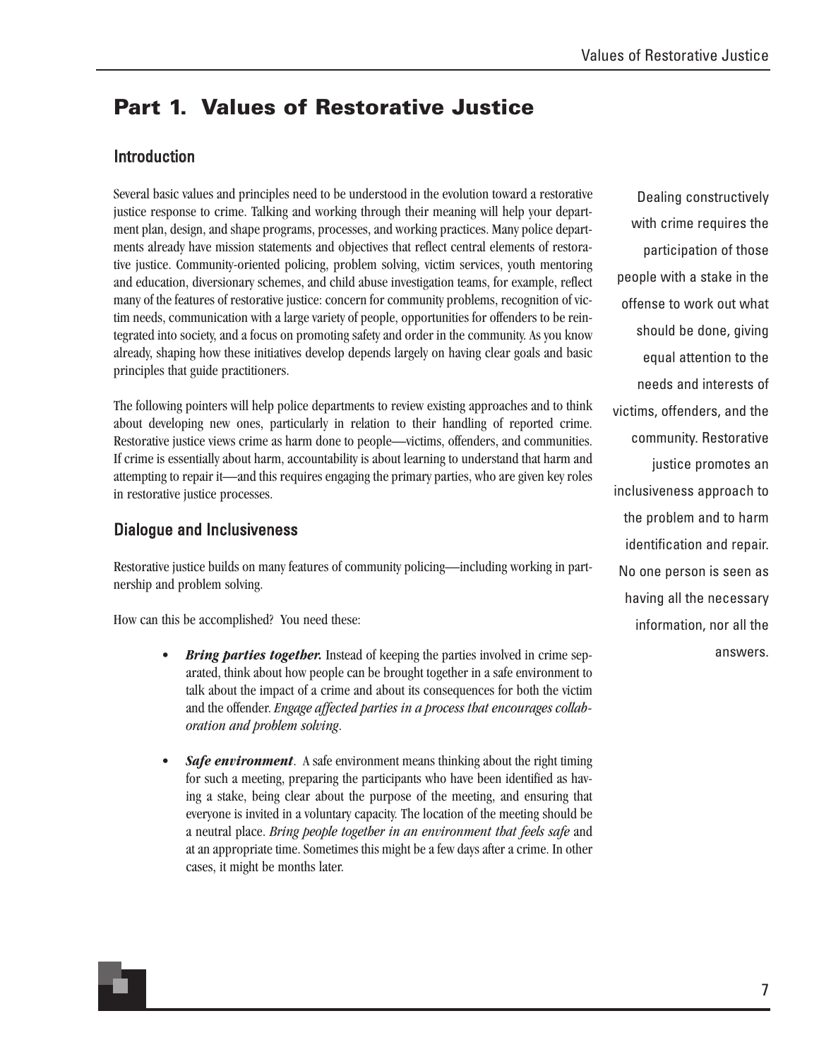# Part 1. Values of Restorative Justice

## Introduction

Several basic values and principles need to be understood in the evolution toward a restorative justice response to crime. Talking and working through their meaning will help your department plan, design, and shape programs, processes, and working practices. Many police departments already have mission statements and objectives that reflect central elements of restorative justice. Community-oriented policing, problem solving, victim services, youth mentoring and education, diversionary schemes, and child abuse investigation teams, for example, reflect many of the features of restorative justice: concern for community problems, recognition of victim needs, communication with a large variety of people, opportunities for offenders to be reintegrated into society, and a focus on promoting safety and order in the community. As you know already, shaping how these initiatives develop depends largely on having clear goals and basic principles that guide practitioners.

Dealing constructively with crime requires the participation of those people with a stake in the offense to work out what should be done, giving equal attention to the needs and interests of victims, offenders, and the community. Restorative justice promotes an inclusiveness approach to the problem and to harm identification and repair. No one person is seen as having all the necessary information, nor all the answers.

The following pointers will help police departments to review existing approaches and to think about developing new ones, particularly in relation to their handling of reported crime. Restorative justice views crime as harm done to people—victims, offenders, and communities. If crime is essentially about harm, accountability is about learning to understand that harm and attempting to repair it—and this requires engaging the primary parties, who are given key roles in restorative justice processes.

## Dialogue and Inclusiveness

Restorative justice builds on many features of community policing—including working in partnership and problem solving.

How can this be accomplished? You need these:

- ***Bring parties together.*** Instead of keeping the parties involved in crime separated, think about how people can be brought together in a safe environment to talk about the impact of a crime and about its consequences for both the victim and the offender. *Engage affected parties in a process that encourages collaboration and problem solving*.

- ***Safe environment***. A safe environment means thinking about the right timing for such a meeting, preparing the participants who have been identified as having a stake, being clear about the purpose of the meeting, and ensuring that everyone is invited in a voluntary capacity. The location of the meeting should be a neutral place. *Bring people together in an environment that feels safe* and at an appropriate time. Sometimes this might be a few days after a crime. In other cases, it might be months later.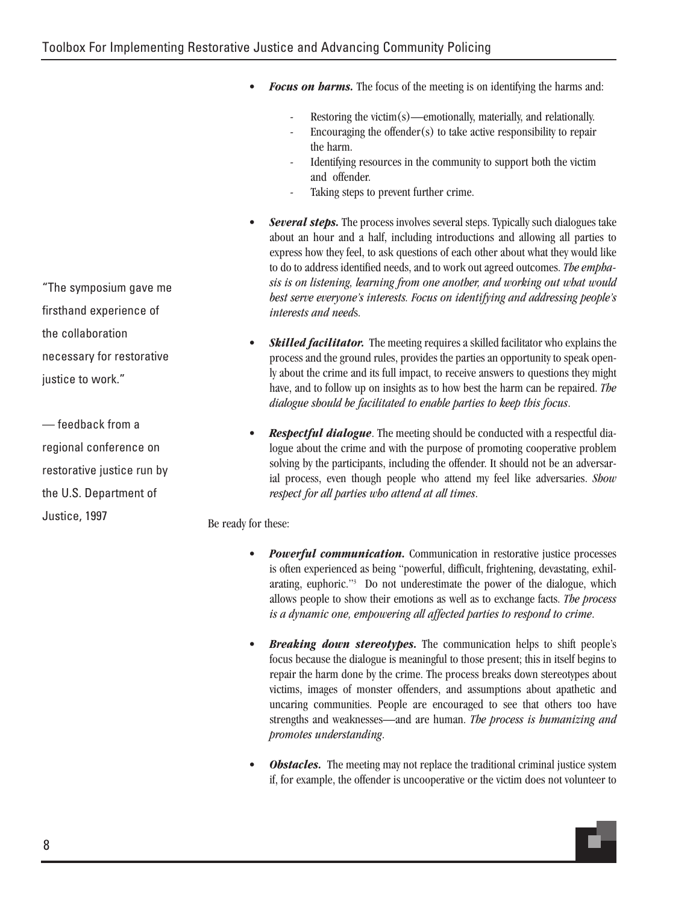- ***Focus on harms.*** The focus of the meeting is on identifying the harms and:

  - Restoring the victim(s)—emotionally, materially, and relationally.
  - Encouraging the offender(s) to take active responsibility to repair the harm.
  - Identifying resources in the community to support both the victim and offender.
  - Taking steps to prevent further crime.

- ***Several steps.*** The process involves several steps. Typically such dialogues take about an hour and a half, including introductions and allowing all parties to express how they feel, to ask questions of each other about what they would like to do to address identified needs, and to work out agreed outcomes. *The emphasis is on listening, learning from one another, and working out what would best serve everyone's interests. Focus on identifying and addressing people's interests and needs.*

- ***Skilled facilitator.*** The meeting requires a skilled facilitator who explains the process and the ground rules, provides the parties an opportunity to speak openly about the crime and its full impact, to receive answers to questions they might have, and to follow up on insights as to how best the harm can be repaired. *The dialogue should be facilitated to enable parties to keep this focus.*

- ***Respectful dialogue***. The meeting should be conducted with a respectful dialogue about the crime and with the purpose of promoting cooperative problem solving by the participants, including the offender. It should not be an adversarial process, even though people who attend my feel like adversaries. *Show respect for all parties who attend at all times.*

"The symposium gave me firsthand experience of the collaboration necessary for restorative justice to work."

— feedback from a regional conference on restorative justice run by the U.S. Department of Justice, 1997

Be ready for these:

- ***Powerful communication.*** Communication in restorative justice processes is often experienced as being "powerful, difficult, frightening, devastating, exhilarating, euphoric."[3] Do not underestimate the power of the dialogue, which allows people to show their emotions as well as to exchange facts. *The process is a dynamic one, empowering all affected parties to respond to crime.*

- ***Breaking down stereotypes.*** The communication helps to shift people's focus because the dialogue is meaningful to those present; this in itself begins to repair the harm done by the crime. The process breaks down stereotypes about victims, images of monster offenders, and assumptions about apathetic and uncaring communities. People are encouraged to see that others too have strengths and weaknesses—and are human. *The process is humanizing and promotes understanding.*

- ***Obstacles.*** The meeting may not replace the traditional criminal justice system if, for example, the offender is uncooperative or the victim does not volunteer to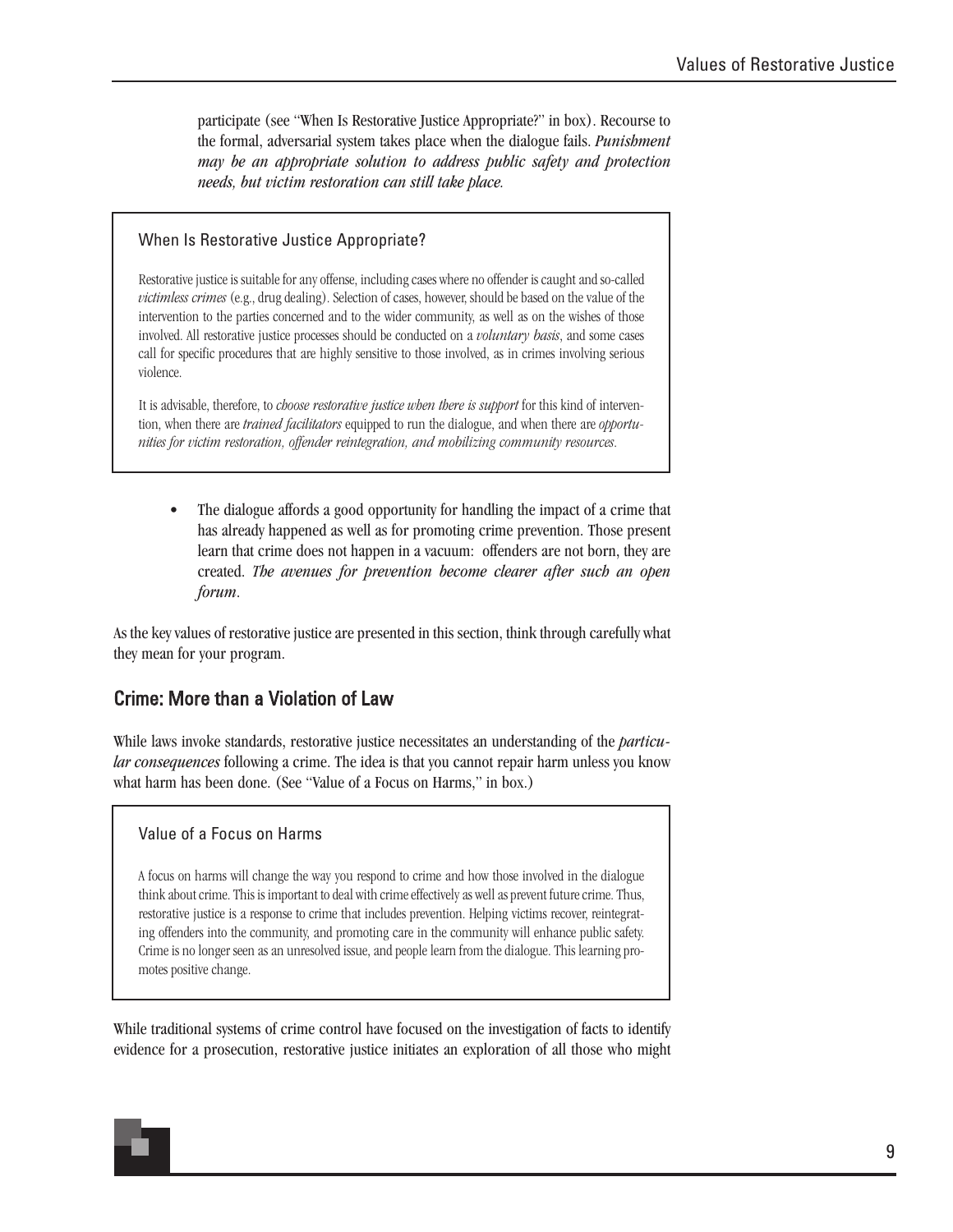participate (see "When Is Restorative Justice Appropriate?" in box). Recourse to the formal, adversarial system takes place when the dialogue fails. ***Punishment may be an appropriate solution to address public safety and protection needs, but victim restoration can still take place.***

> **When Is Restorative Justice Appropriate?**
>
> Restorative justice is suitable for any offense, including cases where no offender is caught and so-called *victimless crimes* (e.g., drug dealing). Selection of cases, however, should be based on the value of the intervention to the parties concerned and to the wider community, as well as on the wishes of those involved. All restorative justice processes should be conducted on a *voluntary basis*, and some cases call for specific procedures that are highly sensitive to those involved, as in crimes involving serious violence.
>
> It is advisable, therefore, to *choose restorative justice when there is support* for this kind of intervention, when there are *trained facilitators* equipped to run the dialogue, and when there are *opportunities for victim restoration, offender reintegration, and mobilizing community resources*.

- The dialogue affords a good opportunity for handling the impact of a crime that has already happened as well as for promoting crime prevention. Those present learn that crime does not happen in a vacuum: offenders are not born, they are created. ***The avenues for prevention become clearer after such an open forum***.

As the key values of restorative justice are presented in this section, think through carefully what they mean for your program.

## Crime: More than a Violation of Law

While laws invoke standards, restorative justice necessitates an understanding of the *particular consequences* following a crime. The idea is that you cannot repair harm unless you know what harm has been done. (See "Value of a Focus on Harms," in box.)

> **Value of a Focus on Harms**
>
> A focus on harms will change the way you respond to crime and how those involved in the dialogue think about crime. This is important to deal with crime effectively as well as prevent future crime. Thus, restorative justice is a response to crime that includes prevention. Helping victims recover, reintegrating offenders into the community, and promoting care in the community will enhance public safety. Crime is no longer seen as an unresolved issue, and people learn from the dialogue. This learning promotes positive change.

While traditional systems of crime control have focused on the investigation of facts to identify evidence for a prosecution, restorative justice initiates an exploration of all those who might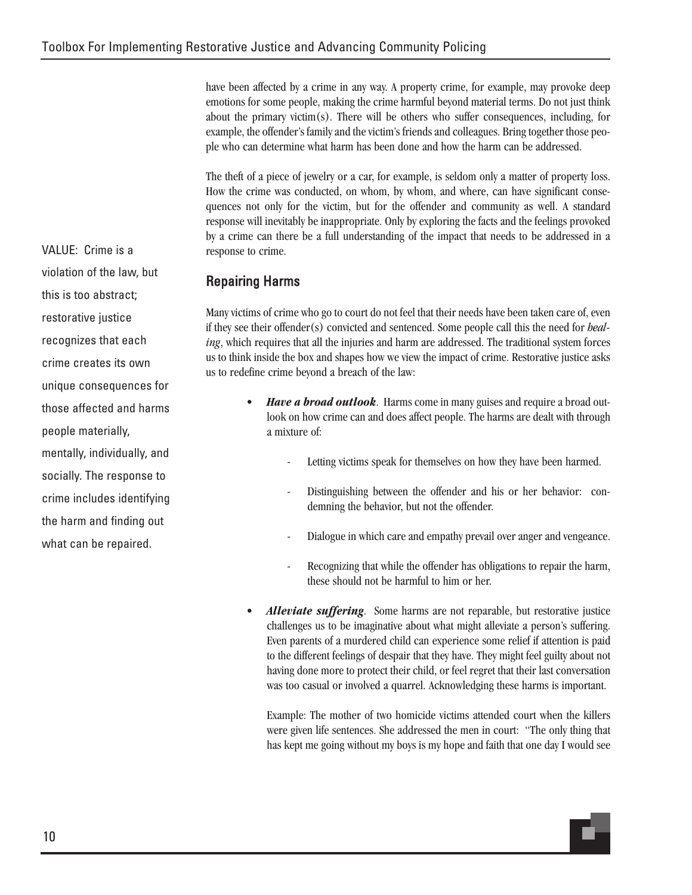have been affected by a crime in any way. A property crime, for example, may provoke deep emotions for some people, making the crime harmful beyond material terms. Do not just think about the primary victim(s). There will be others who suffer consequences, including, for example, the offender's family and the victim's friends and colleagues. Bring together those people who can determine what harm has been done and how the harm can be addressed.

The theft of a piece of jewelry or a car, for example, is seldom only a matter of property loss. How the crime was conducted, on whom, by whom, and where, can have significant consequences not only for the victim, but for the offender and community as well. A standard response will inevitably be inappropriate. Only by exploring the facts and the feelings provoked by a crime can there be a full understanding of the impact that needs to be addressed in a response to crime.

VALUE: Crime is a violation of the law, but this is too abstract; restorative justice recognizes that each crime creates its own unique consequences for those affected and harms people materially, mentally, individually, and socially. The response to crime includes identifying the harm and finding out what can be repaired.

## Repairing Harms

Many victims of crime who go to court do not feel that their needs have been taken care of, even if they see their offender(s) convicted and sentenced. Some people call this the need for *healing*, which requires that all the injuries and harm are addressed. The traditional system forces us to think inside the box and shapes how we view the impact of crime. Restorative justice asks us to redefine crime beyond a breach of the law:

- ***Have a broad outlook***. Harms come in many guises and require a broad outlook on how crime can and does affect people. The harms are dealt with through a mixture of:
  - Letting victims speak for themselves on how they have been harmed.
  - Distinguishing between the offender and his or her behavior: condemning the behavior, but not the offender.
  - Dialogue in which care and empathy prevail over anger and vengeance.
  - Recognizing that while the offender has obligations to repair the harm, these should not be harmful to him or her.
- ***Alleviate suffering***. Some harms are not reparable, but restorative justice challenges us to be imaginative about what might alleviate a person's suffering. Even parents of a murdered child can experience some relief if attention is paid to the different feelings of despair that they have. They might feel guilty about not having done more to protect their child, or feel regret that their last conversation was too casual or involved a quarrel. Acknowledging these harms is important.

  Example: The mother of two homicide victims attended court when the killers were given life sentences. She addressed the men in court: "The only thing that has kept me going without my boys is my hope and faith that one day I would see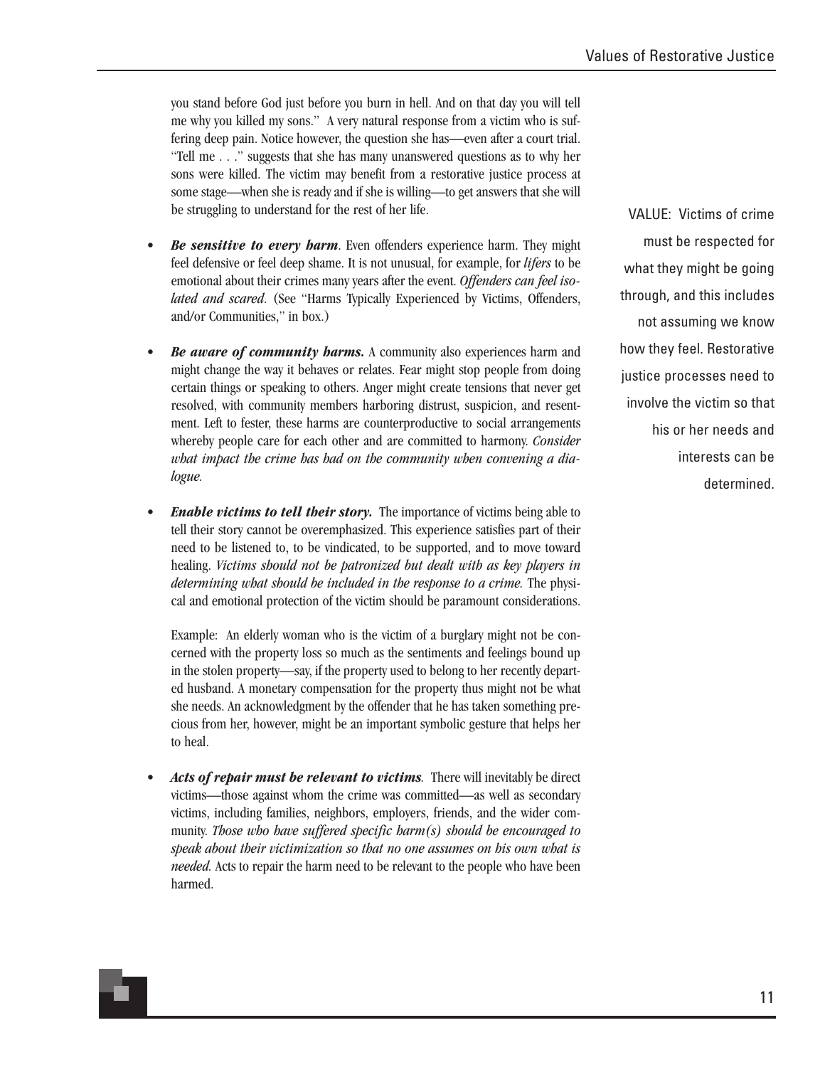you stand before God just before you burn in hell. And on that day you will tell me why you killed my sons." A very natural response from a victim who is suffering deep pain. Notice however, the question she has—even after a court trial. "Tell me . . ." suggests that she has many unanswered questions as to why her sons were killed. The victim may benefit from a restorative justice process at some stage—when she is ready and if she is willing—to get answers that she will be struggling to understand for the rest of her life.

- ***Be sensitive to every harm***. Even offenders experience harm. They might feel defensive or feel deep shame. It is not unusual, for example, for *lifers* to be emotional about their crimes many years after the event. *Offenders can feel isolated and scared*. (See "Harms Typically Experienced by Victims, Offenders, and/or Communities," in box.)

- ***Be aware of community harms.*** A community also experiences harm and might change the way it behaves or relates. Fear might stop people from doing certain things or speaking to others. Anger might create tensions that never get resolved, with community members harboring distrust, suspicion, and resentment. Left to fester, these harms are counterproductive to social arrangements whereby people care for each other and are committed to harmony. *Consider what impact the crime has had on the community when convening a dialogue.*

- ***Enable victims to tell their story.*** The importance of victims being able to tell their story cannot be overemphasized. This experience satisfies part of their need to be listened to, to be vindicated, to be supported, and to move toward healing. *Victims should not be patronized but dealt with as key players in determining what should be included in the response to a crime.* The physical and emotional protection of the victim should be paramount considerations.

  Example: An elderly woman who is the victim of a burglary might not be concerned with the property loss so much as the sentiments and feelings bound up in the stolen property—say, if the property used to belong to her recently departed husband. A monetary compensation for the property thus might not be what she needs. An acknowledgment by the offender that he has taken something precious from her, however, might be an important symbolic gesture that helps her to heal.

- ***Acts of repair must be relevant to victims.*** There will inevitably be direct victims—those against whom the crime was committed—as well as secondary victims, including families, neighbors, employers, friends, and the wider community. *Those who have suffered specific harm(s) should be encouraged to speak about their victimization so that no one assumes on his own what is needed.* Acts to repair the harm need to be relevant to the people who have been harmed.

VALUE: Victims of crime must be respected for what they might be going through, and this includes not assuming we know how they feel. Restorative justice processes need to involve the victim so that his or her needs and interests can be determined.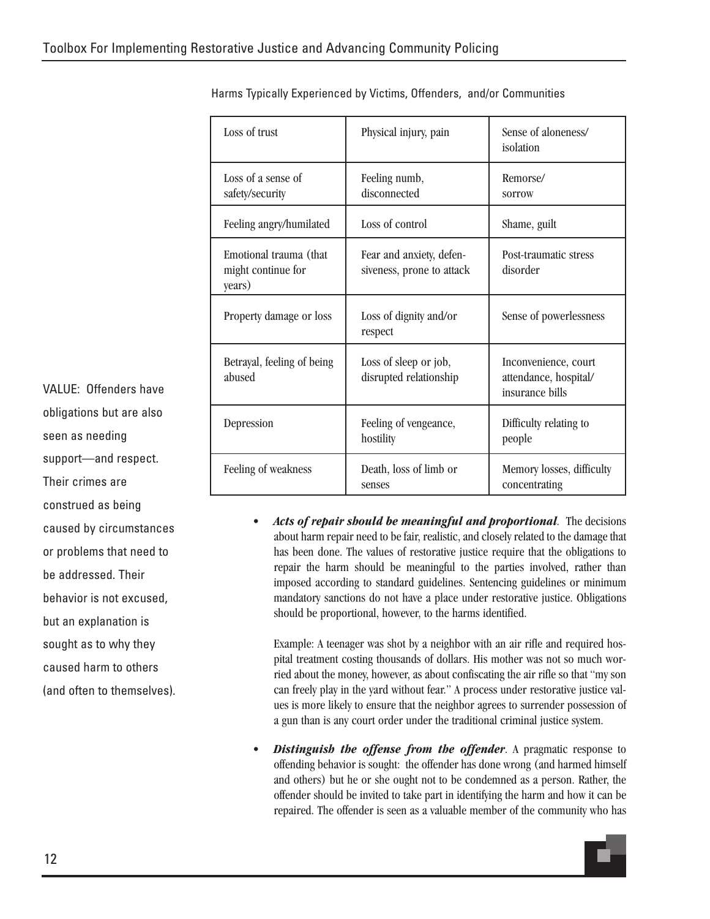Harms Typically Experienced by Victims, Offenders, and/or Communities

| | | |
|---|---|---|
| Loss of trust | Physical injury, pain | Sense of aloneness/ isolation |
| Loss of a sense of safety/security | Feeling numb, disconnected | Remorse/ sorrow |
| Feeling angry/humilated | Loss of control | Shame, guilt |
| Emotional trauma (that might continue for years) | Fear and anxiety, defensiveness, prone to attack | Post-traumatic stress disorder |
| Property damage or loss | Loss of dignity and/or respect | Sense of powerlessness |
| Betrayal, feeling of being abused | Loss of sleep or job, disrupted relationship | Inconvenience, court attendance, hospital/ insurance bills |
| Depression | Feeling of vengeance, hostility | Difficulty relating to people |
| Feeling of weakness | Death, loss of limb or senses | Memory losses, difficulty concentrating |

VALUE: Offenders have obligations but are also seen as needing support—and respect. Their crimes are construed as being caused by circumstances or problems that need to be addressed. Their behavior is not excused, but an explanation is sought as to why they caused harm to others (and often to themselves).

- ***Acts of repair should be meaningful and proportional***. The decisions about harm repair need to be fair, realistic, and closely related to the damage that has been done. The values of restorative justice require that the obligations to repair the harm should be meaningful to the parties involved, rather than imposed according to standard guidelines. Sentencing guidelines or minimum mandatory sanctions do not have a place under restorative justice. Obligations should be proportional, however, to the harms identified.

  Example: A teenager was shot by a neighbor with an air rifle and required hospital treatment costing thousands of dollars. His mother was not so much worried about the money, however, as about confiscating the air rifle so that "my son can freely play in the yard without fear." A process under restorative justice values is more likely to ensure that the neighbor agrees to surrender possession of a gun than is any court order under the traditional criminal justice system.

- ***Distinguish the offense from the offender***. A pragmatic response to offending behavior is sought: the offender has done wrong (and harmed himself and others) but he or she ought not to be condemned as a person. Rather, the offender should be invited to take part in identifying the harm and how it can be repaired. The offender is seen as a valuable member of the community who has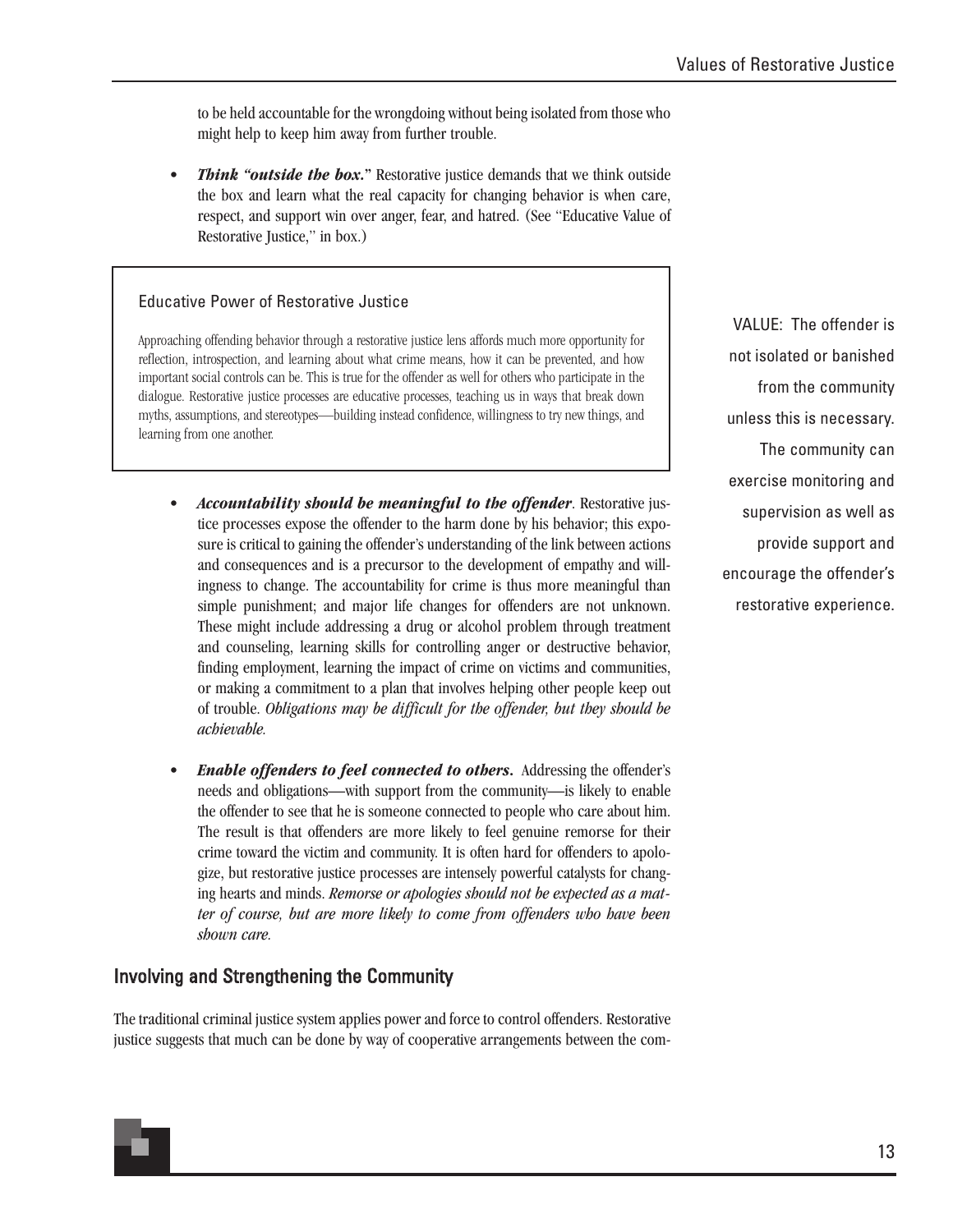to be held accountable for the wrongdoing without being isolated from those who might help to keep him away from further trouble.

- ***Think "outside the box."*** Restorative justice demands that we think outside the box and learn what the real capacity for changing behavior is when care, respect, and support win over anger, fear, and hatred. (See "Educative Value of Restorative Justice," in box.)

> **Educative Power of Restorative Justice**
>
> Approaching offending behavior through a restorative justice lens affords much more opportunity for reflection, introspection, and learning about what crime means, how it can be prevented, and how important social controls can be. This is true for the offender as well for others who participate in the dialogue. Restorative justice processes are educative processes, teaching us in ways that break down myths, assumptions, and stereotypes—building instead confidence, willingness to try new things, and learning from one another.

VALUE: The offender is not isolated or banished from the community unless this is necessary. The community can exercise monitoring and supervision as well as provide support and encourage the offender's restorative experience.

- ***Accountability should be meaningful to the offender***. Restorative justice processes expose the offender to the harm done by his behavior; this exposure is critical to gaining the offender's understanding of the link between actions and consequences and is a precursor to the development of empathy and willingness to change. The accountability for crime is thus more meaningful than simple punishment; and major life changes for offenders are not unknown. These might include addressing a drug or alcohol problem through treatment and counseling, learning skills for controlling anger or destructive behavior, finding employment, learning the impact of crime on victims and communities, or making a commitment to a plan that involves helping other people keep out of trouble. *Obligations may be difficult for the offender, but they should be achievable.*

- ***Enable offenders to feel connected to others.*** Addressing the offender's needs and obligations—with support from the community—is likely to enable the offender to see that he is someone connected to people who care about him. The result is that offenders are more likely to feel genuine remorse for their crime toward the victim and community. It is often hard for offenders to apologize, but restorative justice processes are intensely powerful catalysts for changing hearts and minds. *Remorse or apologies should not be expected as a matter of course, but are more likely to come from offenders who have been shown care.*

## Involving and Strengthening the Community

The traditional criminal justice system applies power and force to control offenders. Restorative justice suggests that much can be done by way of cooperative arrangements between the com-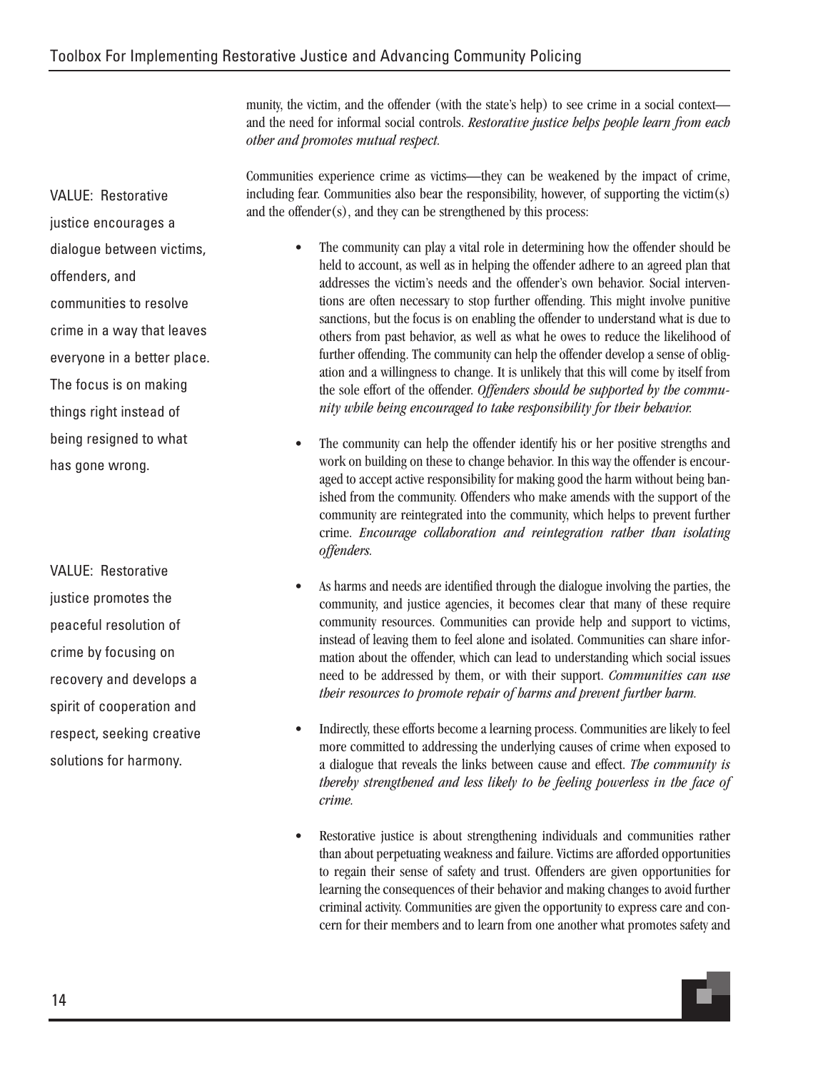munity, the victim, and the offender (with the state's help) to see crime in a social context—and the need for informal social controls. *Restorative justice helps people learn from each other and promotes mutual respect.*

VALUE: Restorative justice encourages a dialogue between victims, offenders, and communities to resolve crime in a way that leaves everyone in a better place. The focus is on making things right instead of being resigned to what has gone wrong.

Communities experience crime as victims—they can be weakened by the impact of crime, including fear. Communities also bear the responsibility, however, of supporting the victim(s) and the offender(s), and they can be strengthened by this process:

- The community can play a vital role in determining how the offender should be held to account, as well as in helping the offender adhere to an agreed plan that addresses the victim's needs and the offender's own behavior. Social interventions are often necessary to stop further offending. This might involve punitive sanctions, but the focus is on enabling the offender to understand what is due to others from past behavior, as well as what he owes to reduce the likelihood of further offending. The community can help the offender develop a sense of obligation and a willingness to change. It is unlikely that this will come by itself from the sole effort of the offender. *Offenders should be supported by the community while being encouraged to take responsibility for their behavior.*

- The community can help the offender identify his or her positive strengths and work on building on these to change behavior. In this way the offender is encouraged to accept active responsibility for making good the harm without being banished from the community. Offenders who make amends with the support of the community are reintegrated into the community, which helps to prevent further crime. *Encourage collaboration and reintegration rather than isolating offenders.*

VALUE: Restorative justice promotes the peaceful resolution of crime by focusing on recovery and develops a spirit of cooperation and respect, seeking creative solutions for harmony.

- As harms and needs are identified through the dialogue involving the parties, the community, and justice agencies, it becomes clear that many of these require community resources. Communities can provide help and support to victims, instead of leaving them to feel alone and isolated. Communities can share information about the offender, which can lead to understanding which social issues need to be addressed by them, or with their support. *Communities can use their resources to promote repair of harms and prevent further harm.*

- Indirectly, these efforts become a learning process. Communities are likely to feel more committed to addressing the underlying causes of crime when exposed to a dialogue that reveals the links between cause and effect. *The community is thereby strengthened and less likely to be feeling powerless in the face of crime.*

- Restorative justice is about strengthening individuals and communities rather than about perpetuating weakness and failure. Victims are afforded opportunities to regain their sense of safety and trust. Offenders are given opportunities for learning the consequences of their behavior and making changes to avoid further criminal activity. Communities are given the opportunity to express care and concern for their members and to learn from one another what promotes safety and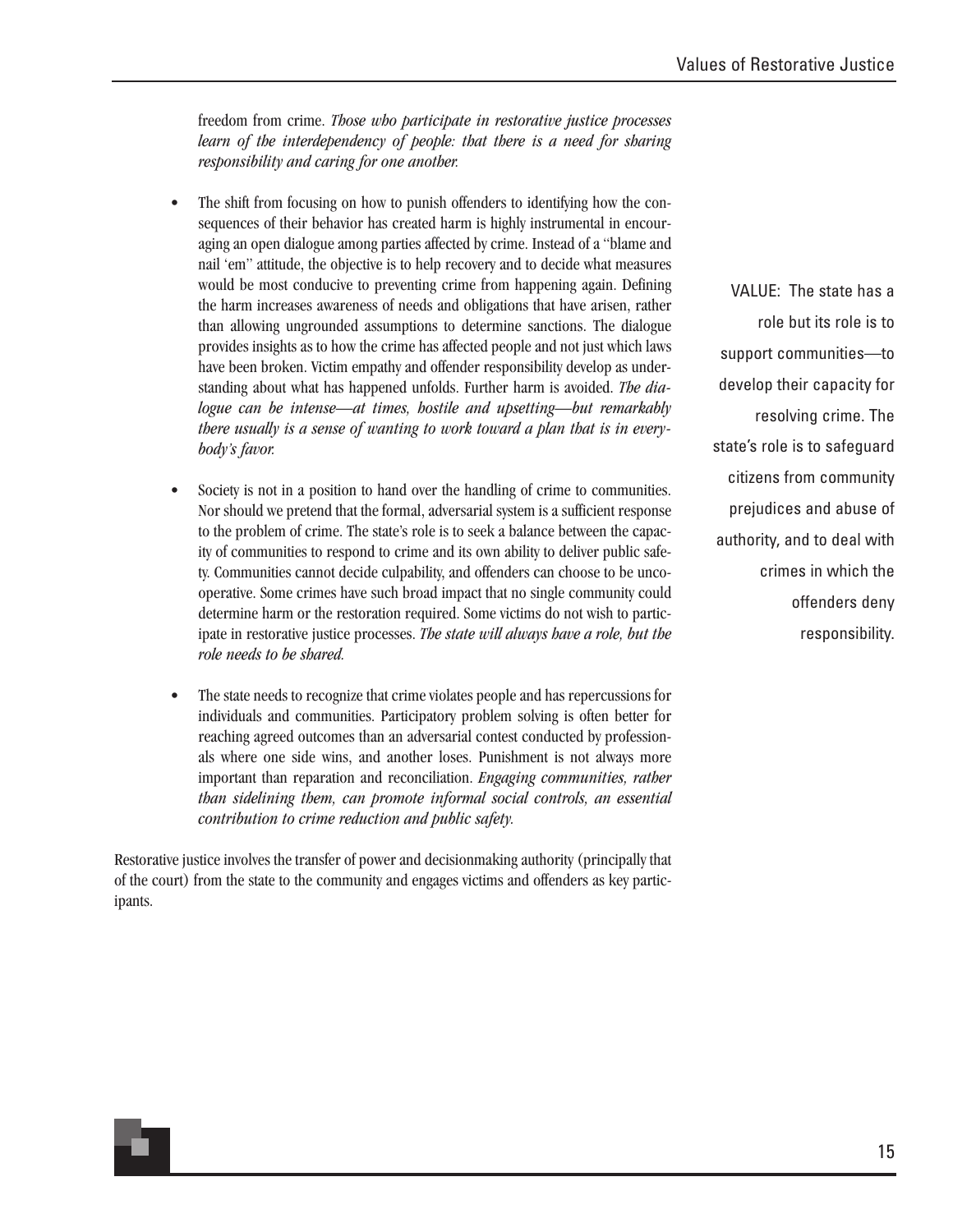freedom from crime. *Those who participate in restorative justice processes learn of the interdependency of people: that there is a need for sharing responsibility and caring for one another.*

- The shift from focusing on how to punish offenders to identifying how the consequences of their behavior has created harm is highly instrumental in encouraging an open dialogue among parties affected by crime. Instead of a "blame and nail 'em" attitude, the objective is to help recovery and to decide what measures would be most conducive to preventing crime from happening again. Defining the harm increases awareness of needs and obligations that have arisen, rather than allowing ungrounded assumptions to determine sanctions. The dialogue provides insights as to how the crime has affected people and not just which laws have been broken. Victim empathy and offender responsibility develop as understanding about what has happened unfolds. Further harm is avoided. *The dialogue can be intense—at times, hostile and upsetting—but remarkably there usually is a sense of wanting to work toward a plan that is in everybody's favor.*

- Society is not in a position to hand over the handling of crime to communities. Nor should we pretend that the formal, adversarial system is a sufficient response to the problem of crime. The state's role is to seek a balance between the capacity of communities to respond to crime and its own ability to deliver public safety. Communities cannot decide culpability, and offenders can choose to be uncooperative. Some crimes have such broad impact that no single community could determine harm or the restoration required. Some victims do not wish to participate in restorative justice processes. *The state will always have a role, but the role needs to be shared.*

- The state needs to recognize that crime violates people and has repercussions for individuals and communities. Participatory problem solving is often better for reaching agreed outcomes than an adversarial contest conducted by professionals where one side wins, and another loses. Punishment is not always more important than reparation and reconciliation. *Engaging communities, rather than sidelining them, can promote informal social controls, an essential contribution to crime reduction and public safety.*

VALUE: The state has a role but its role is to support communities—to develop their capacity for resolving crime. The state's role is to safeguard citizens from community prejudices and abuse of authority, and to deal with crimes in which the offenders deny responsibility.

Restorative justice involves the transfer of power and decisionmaking authority (principally that of the court) from the state to the community and engages victims and offenders as key participants.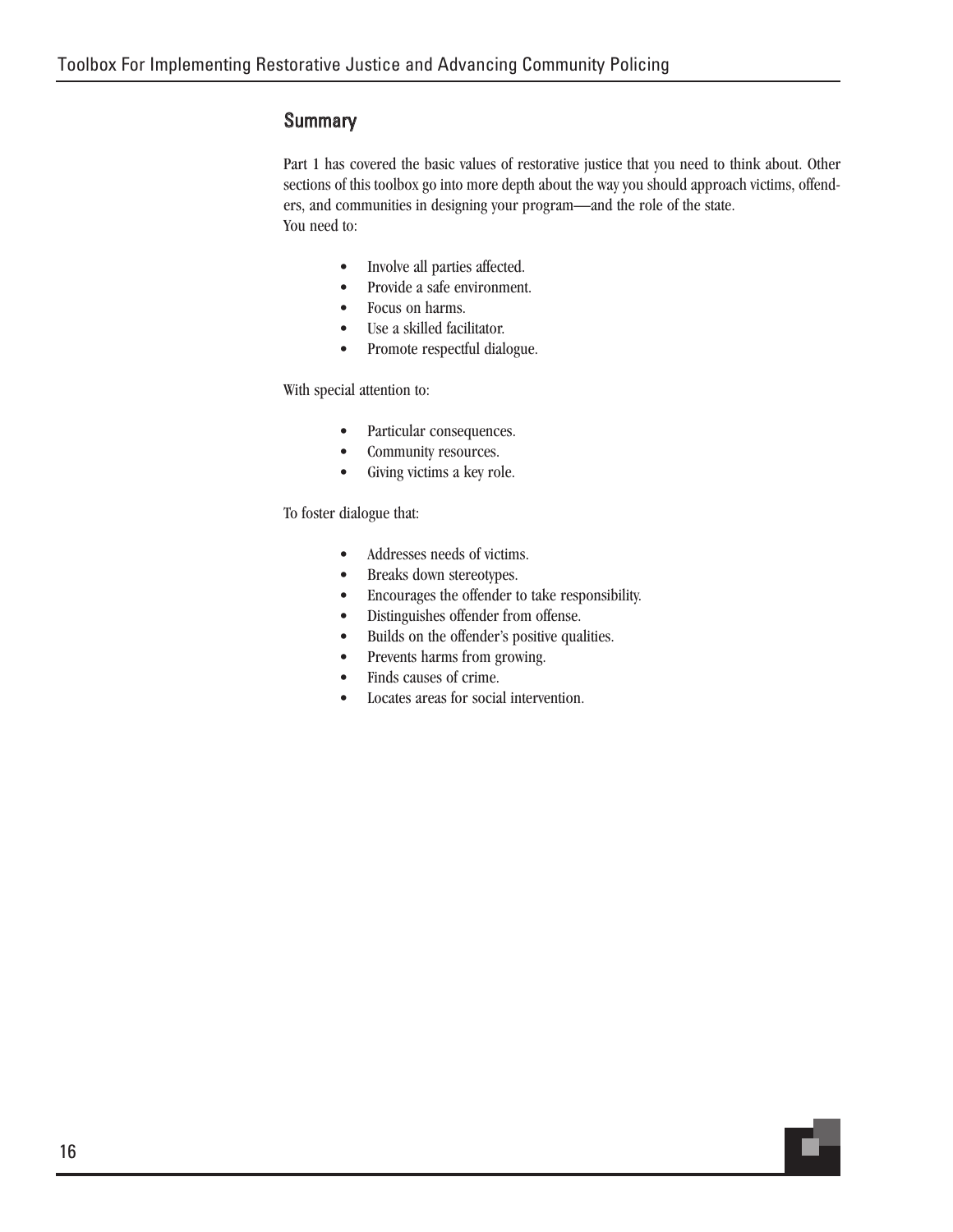## Summary

Part 1 has covered the basic values of restorative justice that you need to think about. Other sections of this toolbox go into more depth about the way you should approach victims, offenders, and communities in designing your program—and the role of the state.
You need to:

- Involve all parties affected.
- Provide a safe environment.
- Focus on harms.
- Use a skilled facilitator.
- Promote respectful dialogue.

With special attention to:

- Particular consequences.
- Community resources.
- Giving victims a key role.

To foster dialogue that:

- Addresses needs of victims.
- Breaks down stereotypes.
- Encourages the offender to take responsibility.
- Distinguishes offender from offense.
- Builds on the offender's positive qualities.
- Prevents harms from growing.
- Finds causes of crime.
- Locates areas for social intervention.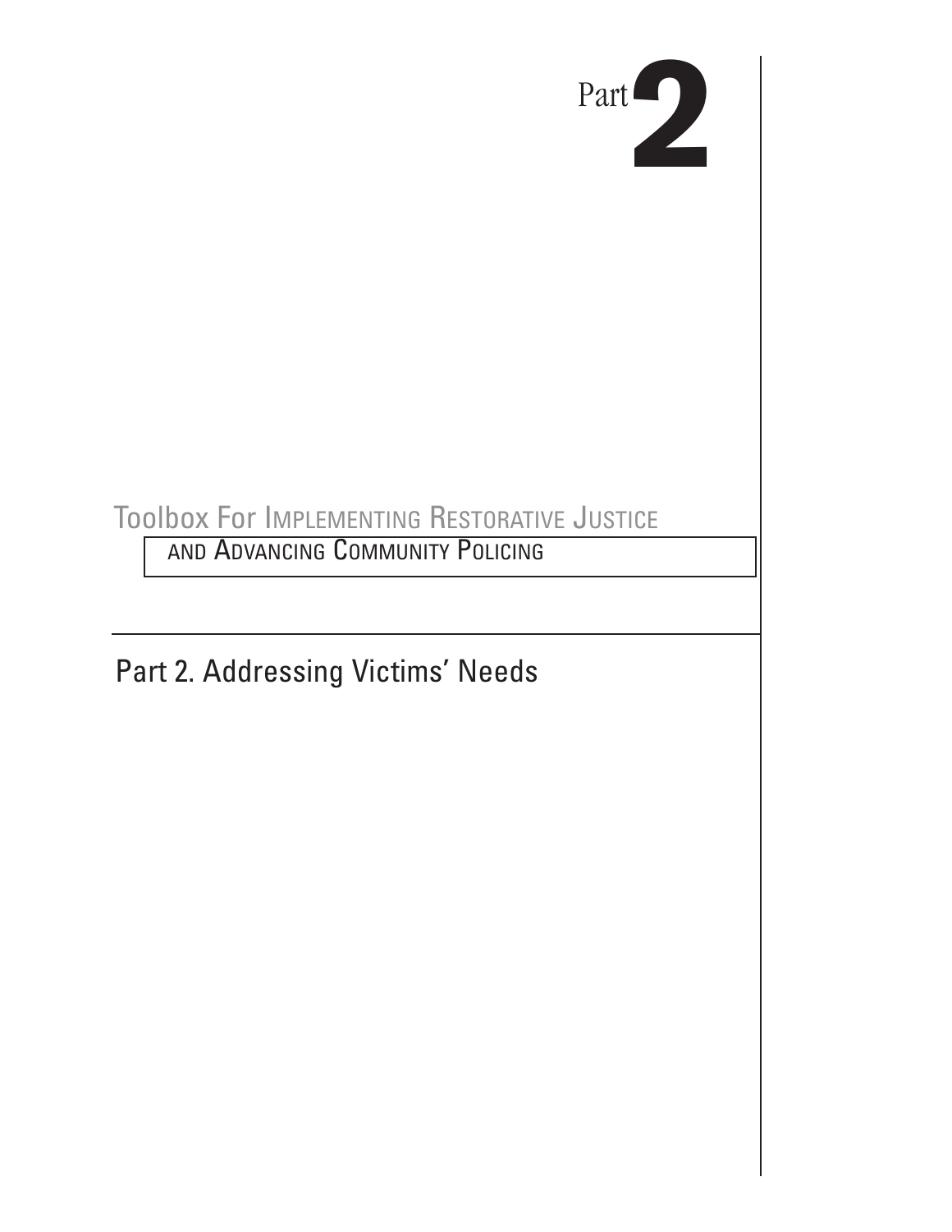Part 2

Toolbox For Implementing Restorative Justice and Advancing Community Policing

# Part 2. Addressing Victims' Needs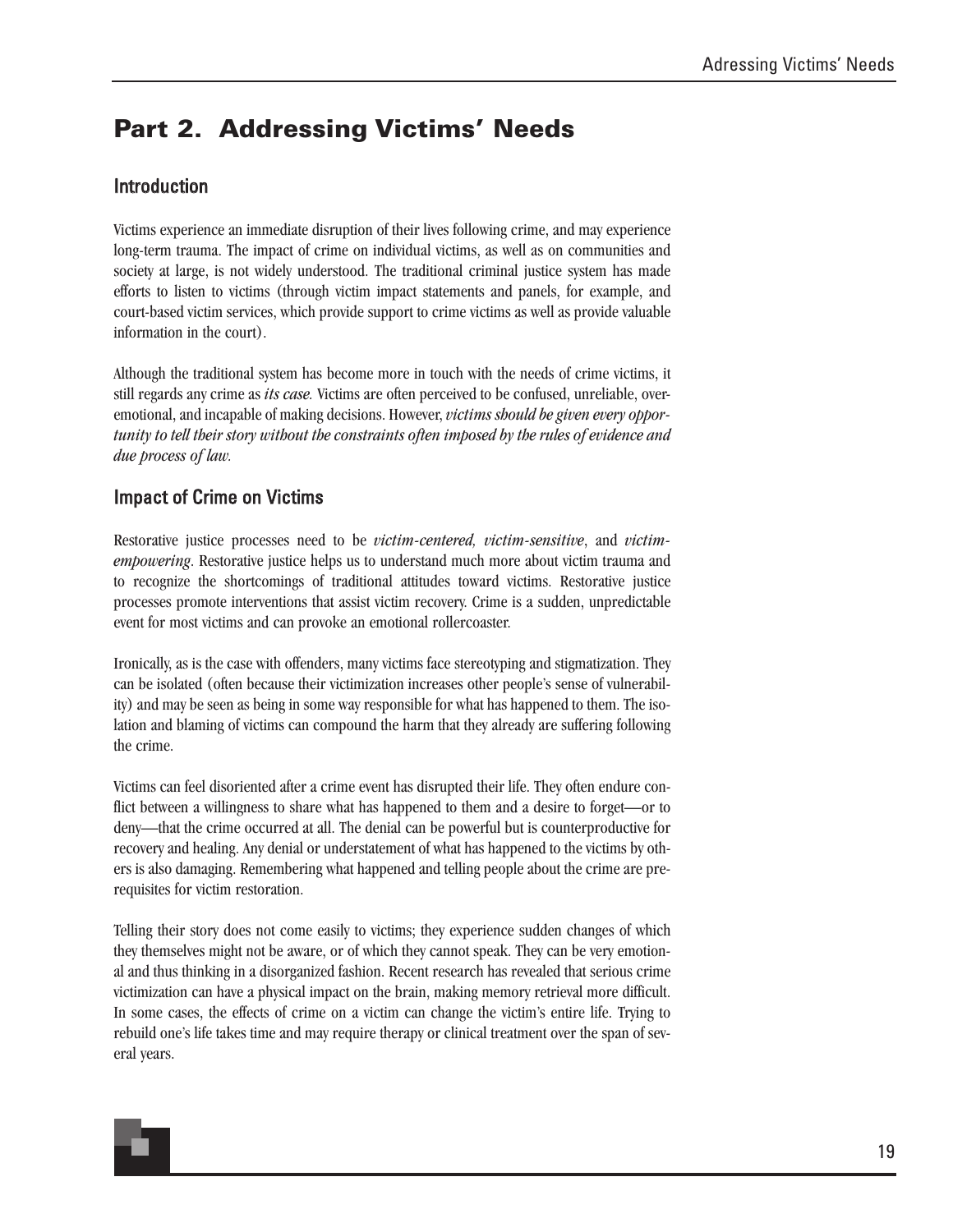# Part 2. Addressing Victims' Needs

## Introduction

Victims experience an immediate disruption of their lives following crime, and may experience long-term trauma. The impact of crime on individual victims, as well as on communities and society at large, is not widely understood. The traditional criminal justice system has made efforts to listen to victims (through victim impact statements and panels, for example, and court-based victim services, which provide support to crime victims as well as provide valuable information in the court).

Although the traditional system has become more in touch with the needs of crime victims, it still regards any crime as *its case.* Victims are often perceived to be confused, unreliable, over-emotional, and incapable of making decisions. However, *victims should be given every opportunity to tell their story without the constraints often imposed by the rules of evidence and due process of law.*

## Impact of Crime on Victims

Restorative justice processes need to be *victim-centered, victim-sensitive*, and *victim-empowering*. Restorative justice helps us to understand much more about victim trauma and to recognize the shortcomings of traditional attitudes toward victims. Restorative justice processes promote interventions that assist victim recovery. Crime is a sudden, unpredictable event for most victims and can provoke an emotional rollercoaster.

Ironically, as is the case with offenders, many victims face stereotyping and stigmatization. They can be isolated (often because their victimization increases other people's sense of vulnerability) and may be seen as being in some way responsible for what has happened to them. The isolation and blaming of victims can compound the harm that they already are suffering following the crime.

Victims can feel disoriented after a crime event has disrupted their life. They often endure conflict between a willingness to share what has happened to them and a desire to forget—or to deny—that the crime occurred at all. The denial can be powerful but is counterproductive for recovery and healing. Any denial or understatement of what has happened to the victims by others is also damaging. Remembering what happened and telling people about the crime are prerequisites for victim restoration.

Telling their story does not come easily to victims; they experience sudden changes of which they themselves might not be aware, or of which they cannot speak. They can be very emotional and thus thinking in a disorganized fashion. Recent research has revealed that serious crime victimization can have a physical impact on the brain, making memory retrieval more difficult. In some cases, the effects of crime on a victim can change the victim's entire life. Trying to rebuild one's life takes time and may require therapy or clinical treatment over the span of several years.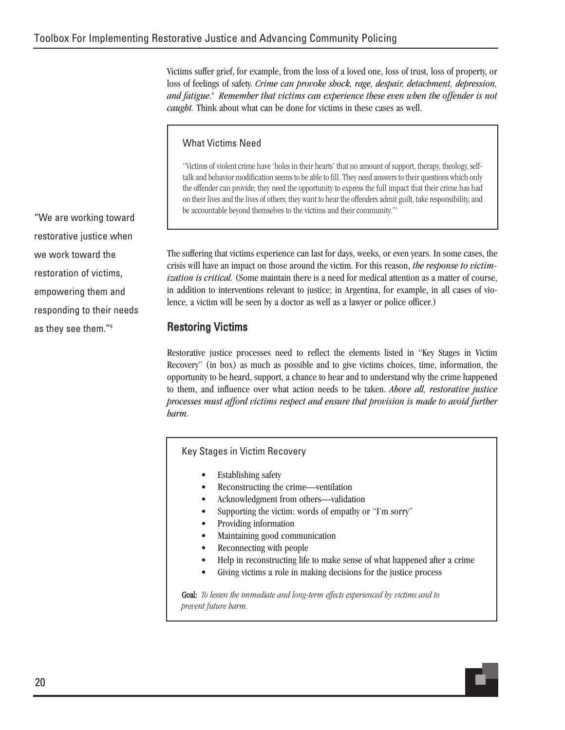Victims suffer grief, for example, from the loss of a loved one, loss of trust, loss of property, or loss of feelings of safety. *Crime can provoke shock, rage, despair, detachment, depression, and fatigue*.[4] *Remember that victims can experience these even when the offender is not caught.* Think about what can be done for victims in these cases as well.

> **What Victims Need**
>
> "Victims of violent crime have 'holes in their hearts' that no amount of support, therapy, theology, self-talk and behavior modification seems to be able to fill. They need answers to their questions which only the offender can provide; they need the opportunity to express the full impact that their crime has had on their lives and the lives of others; they want to hear the offenders admit guilt, take responsibility, and be accountable beyond themselves to the victims and their community."[5]

"We are working toward restorative justice when we work toward the restoration of victims, empowering them and responding to their needs as they see them."[6]

The suffering that victims experience can last for days, weeks, or even years. In some cases, the crisis will have an impact on those around the victim. For this reason, *the response to victimization is critical.* (Some maintain there is a need for medical attention as a matter of course, in addition to interventions relevant to justice; in Argentina, for example, in all cases of violence, a victim will be seen by a doctor as well as a lawyer or police officer.)

## Restoring Victims

Restorative justice processes need to reflect the elements listed in "Key Stages in Victim Recovery" (in box) as much as possible and to give victims choices, time, information, the opportunity to be heard, support, a chance to hear and to understand why the crime happened to them, and influence over what action needs to be taken. *Above all, restorative justice processes must afford victims respect and ensure that provision is made to avoid further harm.*

> **Key Stages in Victim Recovery**
>
> - Establishing safety
> - Reconstructing the crime—ventilation
> - Acknowledgment from others—validation
> - Supporting the victim: words of empathy or "I'm sorry"
> - Providing information
> - Maintaining good communication
> - Reconnecting with people
> - Help in reconstructing life to make sense of what happened after a crime
> - Giving victims a role in making decisions for the justice process
>
> **Goal:** *To lessen the immediate and long-term effects experienced by victims and to prevent future harm.*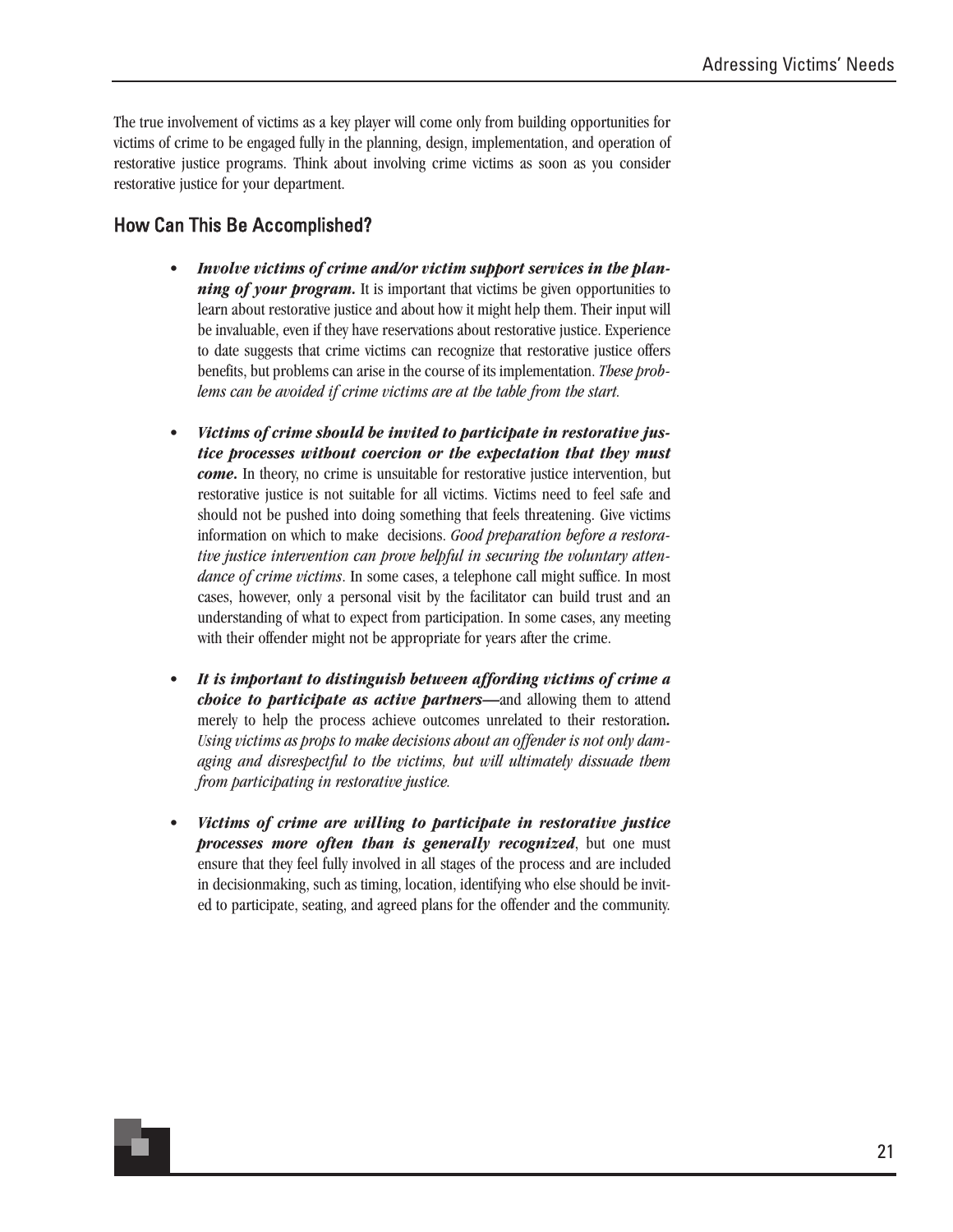The true involvement of victims as a key player will come only from building opportunities for victims of crime to be engaged fully in the planning, design, implementation, and operation of restorative justice programs. Think about involving crime victims as soon as you consider restorative justice for your department.

## How Can This Be Accomplished?

- ***Involve victims of crime and/or victim support services in the planning of your program.*** It is important that victims be given opportunities to learn about restorative justice and about how it might help them. Their input will be invaluable, even if they have reservations about restorative justice. Experience to date suggests that crime victims can recognize that restorative justice offers benefits, but problems can arise in the course of its implementation. *These problems can be avoided if crime victims are at the table from the start.*

- ***Victims of crime should be invited to participate in restorative justice processes without coercion or the expectation that they must come.*** In theory, no crime is unsuitable for restorative justice intervention, but restorative justice is not suitable for all victims. Victims need to feel safe and should not be pushed into doing something that feels threatening. Give victims information on which to make decisions. *Good preparation before a restorative justice intervention can prove helpful in securing the voluntary attendance of crime victims*. In some cases, a telephone call might suffice. In most cases, however, only a personal visit by the facilitator can build trust and an understanding of what to expect from participation. In some cases, any meeting with their offender might not be appropriate for years after the crime.

- ***It is important to distinguish between affording victims of crime a choice to participate as active partners—***and allowing them to attend merely to help the process achieve outcomes unrelated to their restoration**.** *Using victims as props to make decisions about an offender is not only damaging and disrespectful to the victims, but will ultimately dissuade them from participating in restorative justice.*

- ***Victims of crime are willing to participate in restorative justice processes more often than is generally recognized***, but one must ensure that they feel fully involved in all stages of the process and are included in decisionmaking, such as timing, location, identifying who else should be invited to participate, seating, and agreed plans for the offender and the community.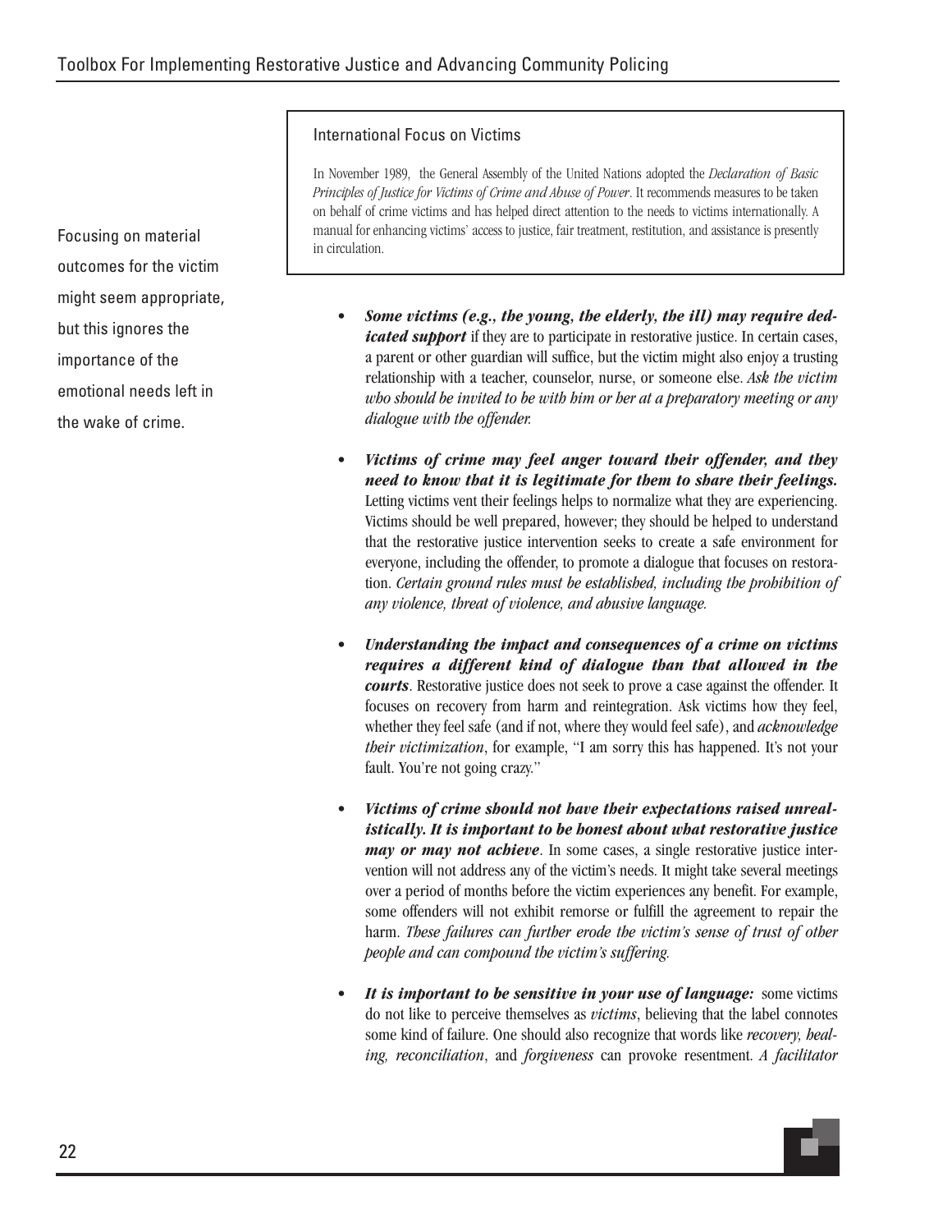### International Focus on Victims

In November 1989, the General Assembly of the United Nations adopted the *Declaration of Basic Principles of Justice for Victims of Crime and Abuse of Power*. It recommends measures to be taken on behalf of crime victims and has helped direct attention to the needs to victims internationally. A manual for enhancing victims' access to justice, fair treatment, restitution, and assistance is presently in circulation.

Focusing on material outcomes for the victim might seem appropriate, but this ignores the importance of the emotional needs left in the wake of crime.

- ***Some victims (e.g., the young, the elderly, the ill) may require dedicated support*** if they are to participate in restorative justice. In certain cases, a parent or other guardian will suffice, but the victim might also enjoy a trusting relationship with a teacher, counselor, nurse, or someone else. *Ask the victim who should be invited to be with him or her at a preparatory meeting or any dialogue with the offender.*

- ***Victims of crime may feel anger toward their offender, and they need to know that it is legitimate for them to share their feelings.*** Letting victims vent their feelings helps to normalize what they are experiencing. Victims should be well prepared, however; they should be helped to understand that the restorative justice intervention seeks to create a safe environment for everyone, including the offender, to promote a dialogue that focuses on restoration. *Certain ground rules must be established, including the prohibition of any violence, threat of violence, and abusive language.*

- ***Understanding the impact and consequences of a crime on victims requires a different kind of dialogue than that allowed in the courts***. Restorative justice does not seek to prove a case against the offender. It focuses on recovery from harm and reintegration. Ask victims how they feel, whether they feel safe (and if not, where they would feel safe), and *acknowledge their victimization*, for example, "I am sorry this has happened. It's not your fault. You're not going crazy."

- ***Victims of crime should not have their expectations raised unrealistically. It is important to be honest about what restorative justice may or may not achieve***. In some cases, a single restorative justice intervention will not address any of the victim's needs. It might take several meetings over a period of months before the victim experiences any benefit. For example, some offenders will not exhibit remorse or fulfill the agreement to repair the harm. *These failures can further erode the victim's sense of trust of other people and can compound the victim's suffering.*

- ***It is important to be sensitive in your use of language:*** some victims do not like to perceive themselves as *victims*, believing that the label connotes some kind of failure. One should also recognize that words like *recovery, healing, reconciliation*, and *forgiveness* can provoke resentment. *A facilitator*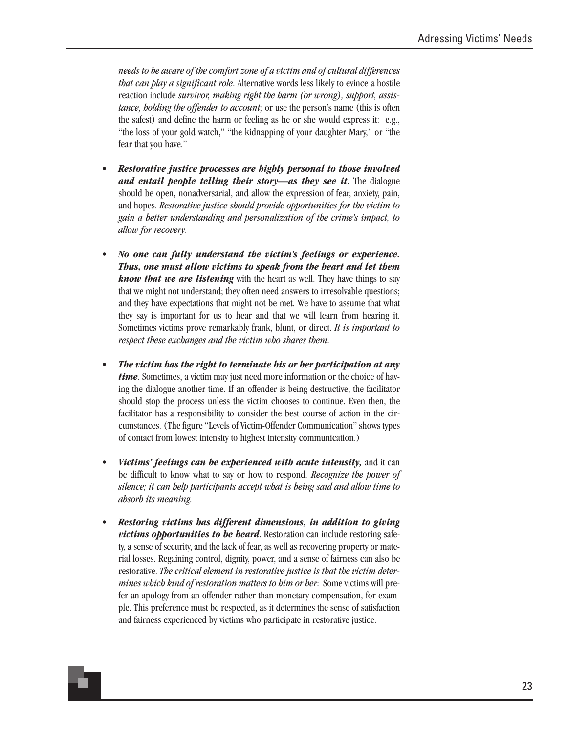*needs to be aware of the comfort zone of a victim and of cultural differences that can play a significant role*. Alternative words less likely to evince a hostile reaction include *survivor, making right the harm (or wrong), support, assistance, holding the offender to account;* or use the person's name (this is often the safest) and define the harm or feeling as he or she would express it: e.g., "the loss of your gold watch," "the kidnapping of your daughter Mary," or "the fear that you have."

- ***Restorative justice processes are highly personal to those involved and entail people telling their story—as they see it***. The dialogue should be open, nonadversarial, and allow the expression of fear, anxiety, pain, and hopes. *Restorative justice should provide opportunities for the victim to gain a better understanding and personalization of the crime's impact, to allow for recovery.*

- ***No one can fully understand the victim's feelings or experience. Thus, one must allow victims to speak from the heart and let them know that we are listening*** with the heart as well. They have things to say that we might not understand; they often need answers to irresolvable questions; and they have expectations that might not be met. We have to assume that what they say is important for us to hear and that we will learn from hearing it. Sometimes victims prove remarkably frank, blunt, or direct. *It is important to respect these exchanges and the victim who shares them*.

- ***The victim has the right to terminate his or her participation at any time***. Sometimes, a victim may just need more information or the choice of having the dialogue another time. If an offender is being destructive, the facilitator should stop the process unless the victim chooses to continue. Even then, the facilitator has a responsibility to consider the best course of action in the circumstances. (The figure "Levels of Victim-Offender Communication" shows types of contact from lowest intensity to highest intensity communication.)

- ***Victims' feelings can be experienced with acute intensity***, and it can be difficult to know what to say or how to respond. *Recognize the power of silence; it can help participants accept what is being said and allow time to absorb its meaning.*

- ***Restoring victims has different dimensions, in addition to giving victims opportunities to be heard***. Restoration can include restoring safety, a sense of security, and the lack of fear, as well as recovering property or material losses. Regaining control, dignity, power, and a sense of fairness can also be restorative. *The critical element in restorative justice is that the victim determines which kind of restoration matters to him or her*: Some victims will prefer an apology from an offender rather than monetary compensation, for example. This preference must be respected, as it determines the sense of satisfaction and fairness experienced by victims who participate in restorative justice.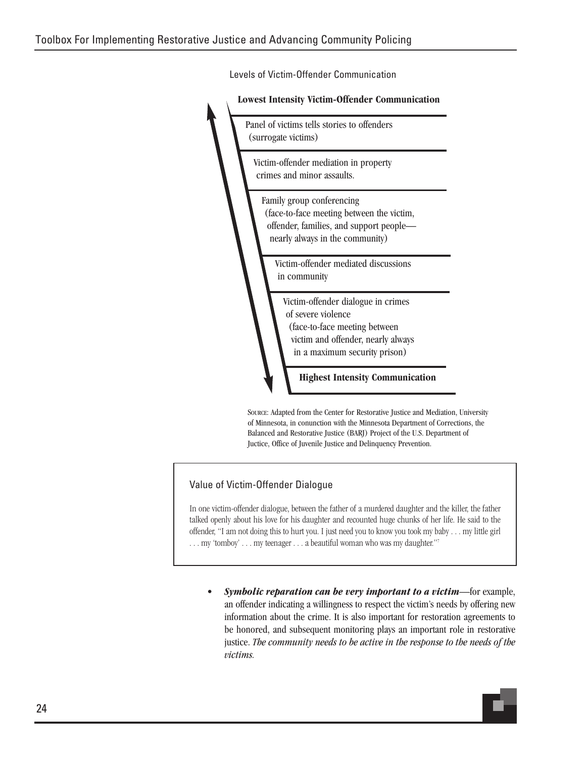Levels of Victim-Offender Communication

**Lowest Intensity Victim-Offender Communication**

- Panel of victims tells stories to offenders (surrogate victims)
- Victim-offender mediation in property crimes and minor assaults.
- Family group conferencing (face-to-face meeting between the victim, offender, families, and support people—nearly always in the community)
- Victim-offender mediated discussions in community
- Victim-offender dialogue in crimes of severe violence (face-to-face meeting between victim and offender, nearly always in a maximum security prison)

**Highest Intensity Communication**

SOURCE: Adapted from the Center for Restorative Justice and Mediation, University of Minnesota, in conunction with the Minnesota Department of Corrections, the Balanced and Restorative Justice (BARJ) Project of the U.S. Department of Juctice, Office of Juvenile Justice and Delinquency Prevention.

> **Value of Victim-Offender Dialogue**
>
> In one victim-offender dialogue, between the father of a murdered daughter and the killer, the father talked openly about his love for his daughter and recounted huge chunks of her life. He said to the offender, "I am not doing this to hurt you. I just need you to know you took my baby . . . my little girl . . . my 'tomboy' . . . my teenager . . . a beautiful woman who was my daughter."[7]

- ***Symbolic reparation can be very important to a victim***—for example, an offender indicating a willingness to respect the victim's needs by offering new information about the crime. It is also important for restoration agreements to be honored, and subsequent monitoring plays an important role in restorative justice. *The community needs to be active in the response to the needs of the victims.*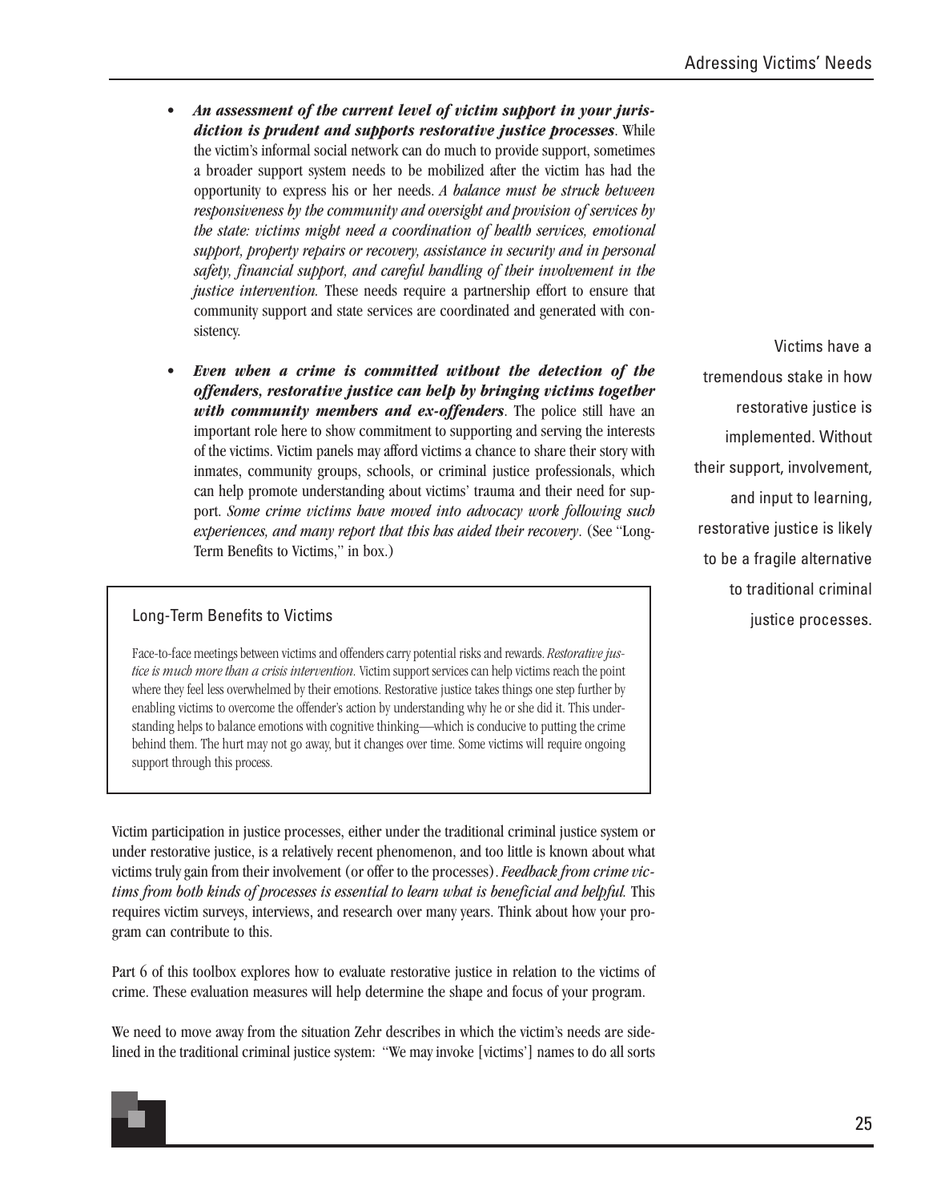- ***An assessment of the current level of victim support in your jurisdiction is prudent and supports restorative justice processes***. While the victim's informal social network can do much to provide support, sometimes a broader support system needs to be mobilized after the victim has had the opportunity to express his or her needs. *A balance must be struck between responsiveness by the community and oversight and provision of services by the state: victims might need a coordination of health services, emotional support, property repairs or recovery, assistance in security and in personal safety, financial support, and careful handling of their involvement in the justice intervention.* These needs require a partnership effort to ensure that community support and state services are coordinated and generated with consistency.

- ***Even when a crime is committed without the detection of the offenders, restorative justice can help by bringing victims together with community members and ex-offenders***. The police still have an important role here to show commitment to supporting and serving the interests of the victims. Victim panels may afford victims a chance to share their story with inmates, community groups, schools, or criminal justice professionals, which can help promote understanding about victims' trauma and their need for support. *Some crime victims have moved into advocacy work following such experiences, and many report that this has aided their recovery*. (See "Long-Term Benefits to Victims," in box.)

Victims have a tremendous stake in how restorative justice is implemented. Without their support, involvement, and input to learning, restorative justice is likely to be a fragile alternative to traditional criminal justice processes.

### Long-Term Benefits to Victims

Face-to-face meetings between victims and offenders carry potential risks and rewards. *Restorative justice is much more than a crisis intervention.* Victim support services can help victims reach the point where they feel less overwhelmed by their emotions. Restorative justice takes things one step further by enabling victims to overcome the offender's action by understanding why he or she did it. This understanding helps to balance emotions with cognitive thinking—which is conducive to putting the crime behind them. The hurt may not go away, but it changes over time. Some victims will require ongoing support through this process.

Victim participation in justice processes, either under the traditional criminal justice system or under restorative justice, is a relatively recent phenomenon, and too little is known about what victims truly gain from their involvement (or offer to the processes). *Feedback from crime victims from both kinds of processes is essential to learn what is beneficial and helpful.* This requires victim surveys, interviews, and research over many years. Think about how your program can contribute to this.

Part 6 of this toolbox explores how to evaluate restorative justice in relation to the victims of crime. These evaluation measures will help determine the shape and focus of your program.

We need to move away from the situation Zehr describes in which the victim's needs are sidelined in the traditional criminal justice system: "We may invoke [victims'] names to do all sorts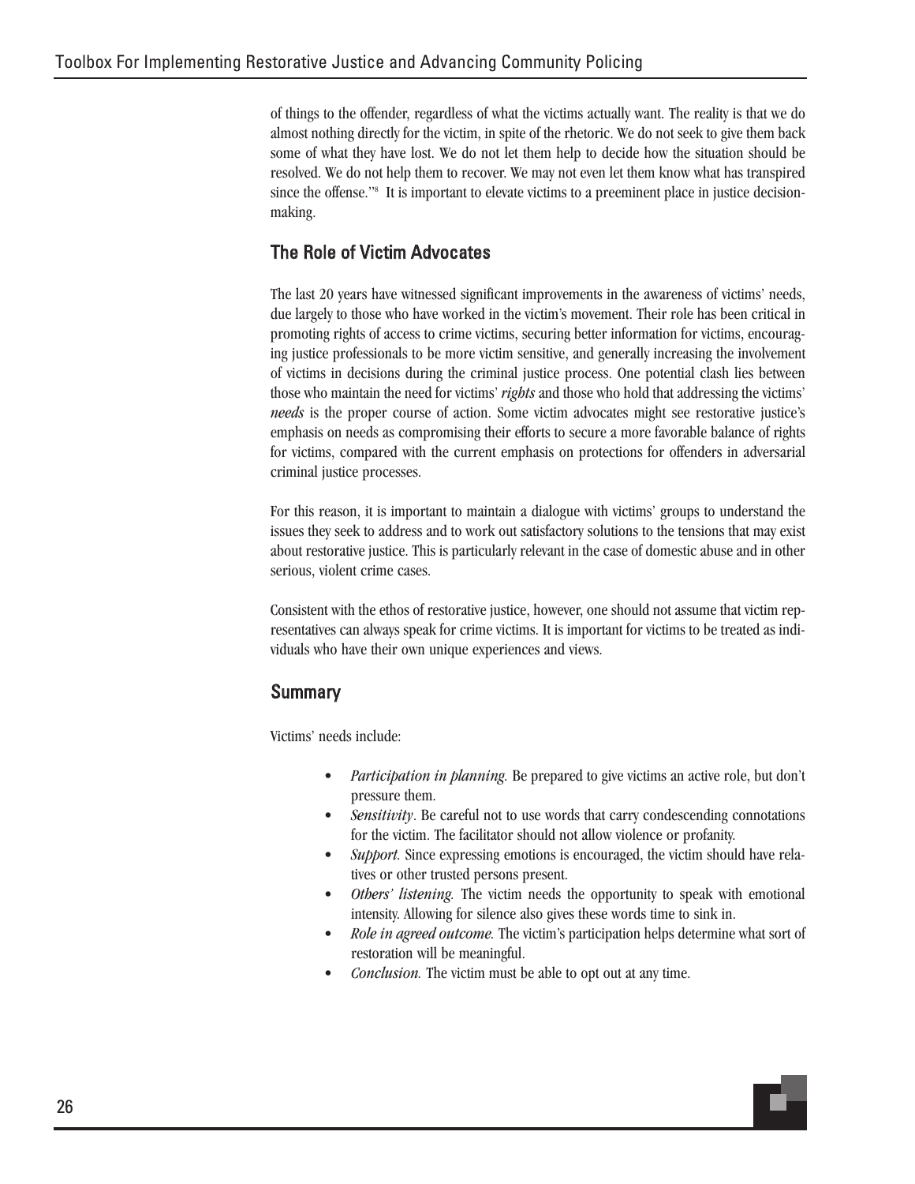of things to the offender, regardless of what the victims actually want. The reality is that we do almost nothing directly for the victim, in spite of the rhetoric. We do not seek to give them back some of what they have lost. We do not let them help to decide how the situation should be resolved. We do not help them to recover. We may not even let them know what has transpired since the offense."[8] It is important to elevate victims to a preeminent place in justice decision-making.

## The Role of Victim Advocates

The last 20 years have witnessed significant improvements in the awareness of victims' needs, due largely to those who have worked in the victim's movement. Their role has been critical in promoting rights of access to crime victims, securing better information for victims, encouraging justice professionals to be more victim sensitive, and generally increasing the involvement of victims in decisions during the criminal justice process. One potential clash lies between those who maintain the need for victims' ***rights*** and those who hold that addressing the victims' ***needs*** is the proper course of action. Some victim advocates might see restorative justice's emphasis on needs as compromising their efforts to secure a more favorable balance of rights for victims, compared with the current emphasis on protections for offenders in adversarial criminal justice processes.

For this reason, it is important to maintain a dialogue with victims' groups to understand the issues they seek to address and to work out satisfactory solutions to the tensions that may exist about restorative justice. This is particularly relevant in the case of domestic abuse and in other serious, violent crime cases.

Consistent with the ethos of restorative justice, however, one should not assume that victim representatives can always speak for crime victims. It is important for victims to be treated as individuals who have their own unique experiences and views.

## Summary

Victims' needs include:

- *Participation in planning.* Be prepared to give victims an active role, but don't pressure them.
- *Sensitivity*. Be careful not to use words that carry condescending connotations for the victim. The facilitator should not allow violence or profanity.
- *Support.* Since expressing emotions is encouraged, the victim should have relatives or other trusted persons present.
- *Others' listening.* The victim needs the opportunity to speak with emotional intensity. Allowing for silence also gives these words time to sink in.
- *Role in agreed outcome.* The victim's participation helps determine what sort of restoration will be meaningful.
- *Conclusion.* The victim must be able to opt out at any time.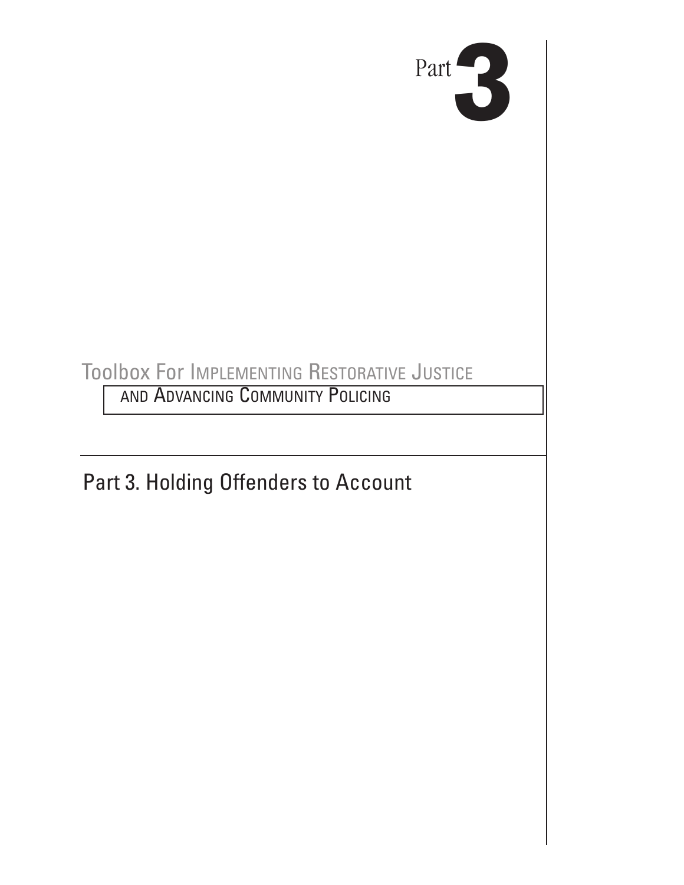Part 3

Toolbox For Implementing Restorative Justice and Advancing Community Policing

# Part 3. Holding Offenders to Account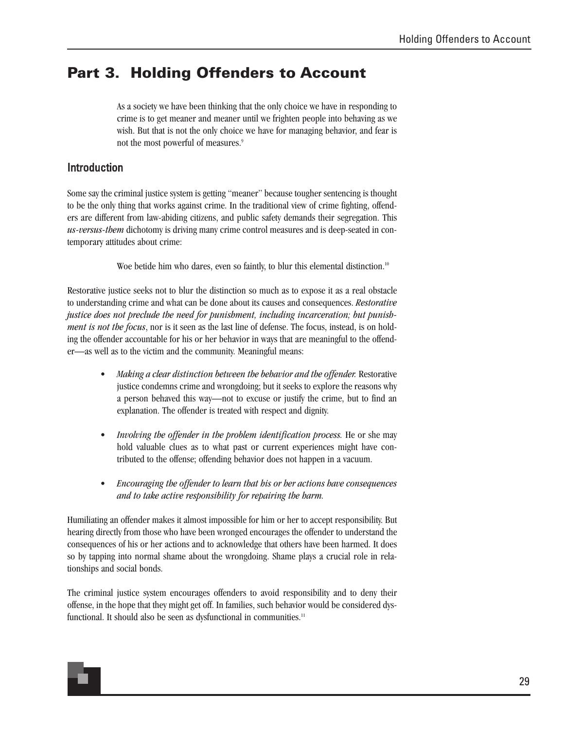# Part 3. Holding Offenders to Account

> As a society we have been thinking that the only choice we have in responding to crime is to get meaner and meaner until we frighten people into behaving as we wish. But that is not the only choice we have for managing behavior, and fear is not the most powerful of measures.[9]

## Introduction

Some say the criminal justice system is getting "meaner" because tougher sentencing is thought to be the only thing that works against crime. In the traditional view of crime fighting, offenders are different from law-abiding citizens, and public safety demands their segregation. This *us-versus-them* dichotomy is driving many crime control measures and is deep-seated in contemporary attitudes about crime:

> Woe betide him who dares, even so faintly, to blur this elemental distinction.[10]

Restorative justice seeks not to blur the distinction so much as to expose it as a real obstacle to understanding crime and what can be done about its causes and consequences. *Restorative justice does not preclude the need for punishment, including incarceration; but punishment is not the focus*, nor is it seen as the last line of defense. The focus, instead, is on holding the offender accountable for his or her behavior in ways that are meaningful to the offender—as well as to the victim and the community. Meaningful means:

- *Making a clear distinction between the behavior and the offender.* Restorative justice condemns crime and wrongdoing; but it seeks to explore the reasons why a person behaved this way—not to excuse or justify the crime, but to find an explanation. The offender is treated with respect and dignity.

- *Involving the offender in the problem identification process.* He or she may hold valuable clues as to what past or current experiences might have contributed to the offense; offending behavior does not happen in a vacuum.

- *Encouraging the offender to learn that his or her actions have consequences and to take active responsibility for repairing the harm.*

Humiliating an offender makes it almost impossible for him or her to accept responsibility. But hearing directly from those who have been wronged encourages the offender to understand the consequences of his or her actions and to acknowledge that others have been harmed. It does so by tapping into normal shame about the wrongdoing. Shame plays a crucial role in relationships and social bonds.

The criminal justice system encourages offenders to avoid responsibility and to deny their offense, in the hope that they might get off. In families, such behavior would be considered dysfunctional. It should also be seen as dysfunctional in communities.[11]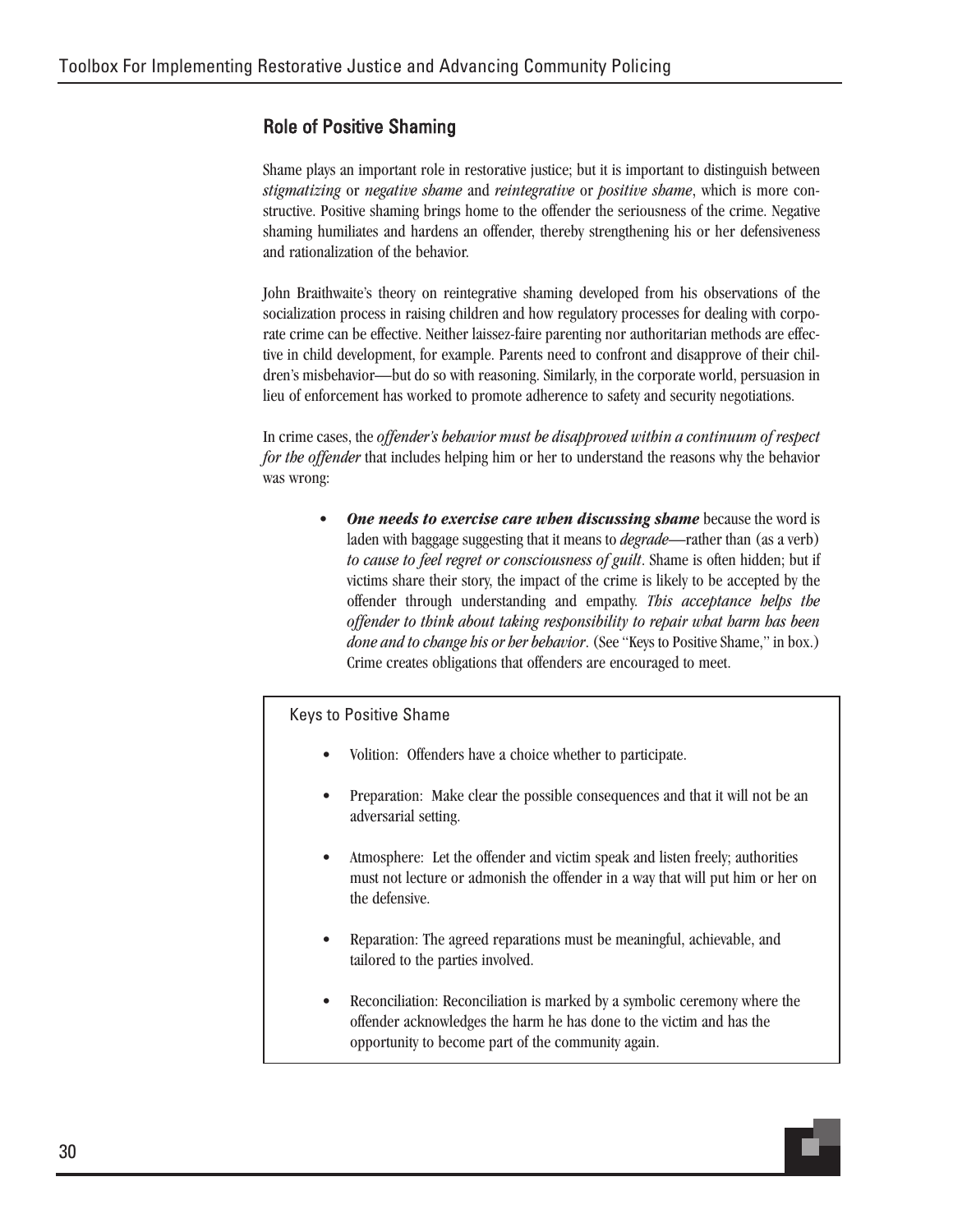## Role of Positive Shaming

Shame plays an important role in restorative justice; but it is important to distinguish between *stigmatizing* or *negative shame* and *reintegrative* or *positive shame*, which is more constructive. Positive shaming brings home to the offender the seriousness of the crime. Negative shaming humiliates and hardens an offender, thereby strengthening his or her defensiveness and rationalization of the behavior.

John Braithwaite's theory on reintegrative shaming developed from his observations of the socialization process in raising children and how regulatory processes for dealing with corporate crime can be effective. Neither laissez-faire parenting nor authoritarian methods are effective in child development, for example. Parents need to confront and disapprove of their children's misbehavior—but do so with reasoning. Similarly, in the corporate world, persuasion in lieu of enforcement has worked to promote adherence to safety and security negotiations.

In crime cases, the *offender's behavior must be disapproved within a continuum of respect for the offender* that includes helping him or her to understand the reasons why the behavior was wrong:

- ***One needs to exercise care when discussing shame*** because the word is laden with baggage suggesting that it means to *degrade*—rather than (as a verb) *to cause to feel regret or consciousness of guilt*. Shame is often hidden; but if victims share their story, the impact of the crime is likely to be accepted by the offender through understanding and empathy. *This acceptance helps the offender to think about taking responsibility to repair what harm has been done and to change his or her behavior*. (See "Keys to Positive Shame," in box.) Crime creates obligations that offenders are encouraged to meet.

### Keys to Positive Shame

- Volition: Offenders have a choice whether to participate.
- Preparation: Make clear the possible consequences and that it will not be an adversarial setting.
- Atmosphere: Let the offender and victim speak and listen freely; authorities must not lecture or admonish the offender in a way that will put him or her on the defensive.
- Reparation: The agreed reparations must be meaningful, achievable, and tailored to the parties involved.
- Reconciliation: Reconciliation is marked by a symbolic ceremony where the offender acknowledges the harm he has done to the victim and has the opportunity to become part of the community again.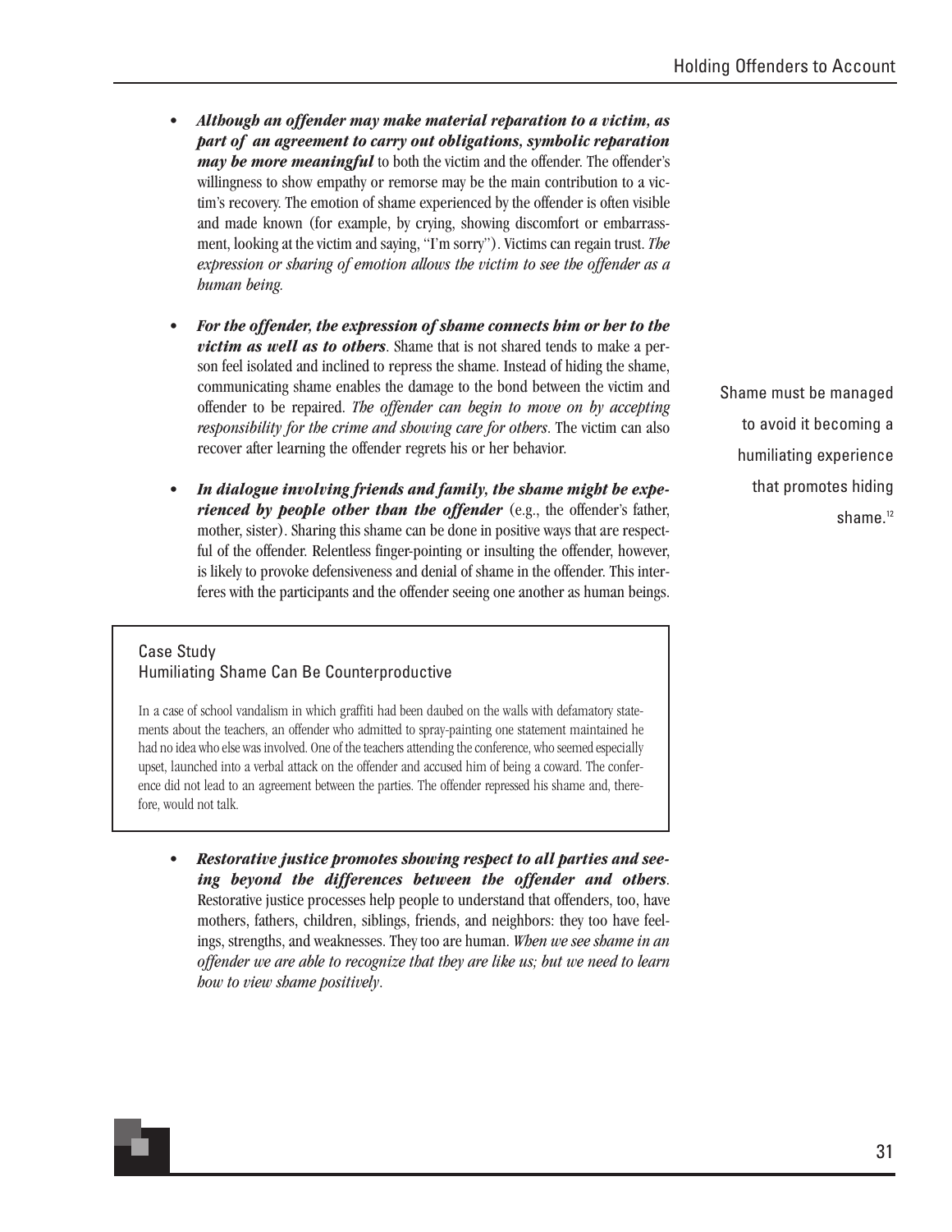- ***Although an offender may make material reparation to a victim, as part of an agreement to carry out obligations, symbolic reparation may be more meaningful*** to both the victim and the offender. The offender's willingness to show empathy or remorse may be the main contribution to a victim's recovery. The emotion of shame experienced by the offender is often visible and made known (for example, by crying, showing discomfort or embarrassment, looking at the victim and saying, "I'm sorry"). Victims can regain trust. *The expression or sharing of emotion allows the victim to see the offender as a human being.*

- ***For the offender, the expression of shame connects him or her to the victim as well as to others***. Shame that is not shared tends to make a person feel isolated and inclined to repress the shame. Instead of hiding the shame, communicating shame enables the damage to the bond between the victim and offender to be repaired. *The offender can begin to move on by accepting responsibility for the crime and showing care for others*. The victim can also recover after learning the offender regrets his or her behavior.

- ***In dialogue involving friends and family, the shame might be experienced by people other than the offender*** (e.g., the offender's father, mother, sister). Sharing this shame can be done in positive ways that are respectful of the offender. Relentless finger-pointing or insulting the offender, however, is likely to provoke defensiveness and denial of shame in the offender. This interferes with the participants and the offender seeing one another as human beings.

Shame must be managed to avoid it becoming a humiliating experience that promotes hiding shame.[12]

> **Case Study**
> **Humiliating Shame Can Be Counterproductive**
>
> In a case of school vandalism in which graffiti had been daubed on the walls with defamatory statements about the teachers, an offender who admitted to spray-painting one statement maintained he had no idea who else was involved. One of the teachers attending the conference, who seemed especially upset, launched into a verbal attack on the offender and accused him of being a coward. The conference did not lead to an agreement between the parties. The offender repressed his shame and, therefore, would not talk.

- ***Restorative justice promotes showing respect to all parties and seeing beyond the differences between the offender and others***. Restorative justice processes help people to understand that offenders, too, have mothers, fathers, children, siblings, friends, and neighbors: they too have feelings, strengths, and weaknesses. They too are human. *When we see shame in an offender we are able to recognize that they are like us; but we need to learn how to view shame positively*.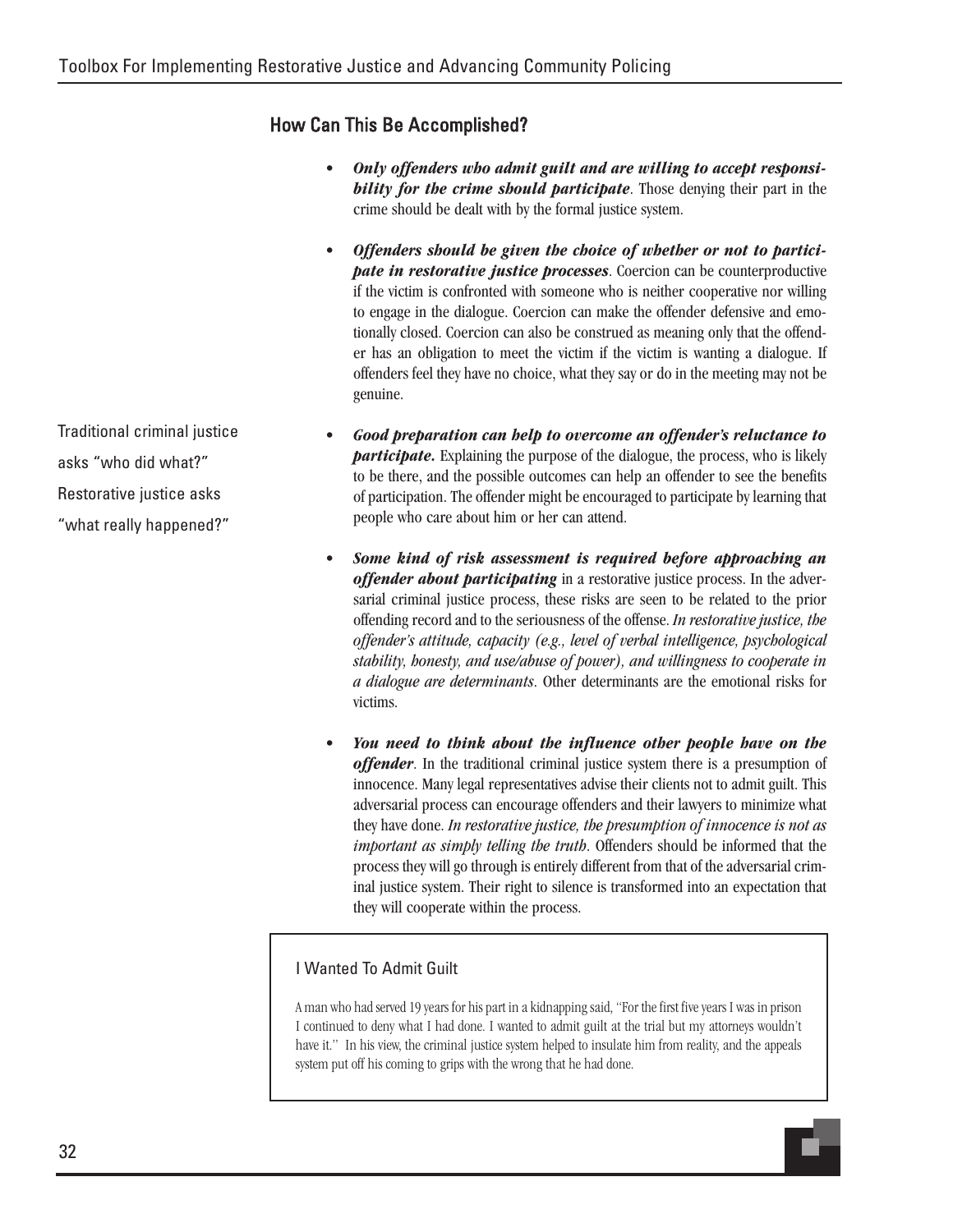## How Can This Be Accomplished?

Traditional criminal justice asks "who did what?" Restorative justice asks "what really happened?"

- ***Only offenders who admit guilt and are willing to accept responsibility for the crime should participate***. Those denying their part in the crime should be dealt with by the formal justice system.
- ***Offenders should be given the choice of whether or not to participate in restorative justice processes***. Coercion can be counterproductive if the victim is confronted with someone who is neither cooperative nor willing to engage in the dialogue. Coercion can make the offender defensive and emotionally closed. Coercion can also be construed as meaning only that the offender has an obligation to meet the victim if the victim is wanting a dialogue. If offenders feel they have no choice, what they say or do in the meeting may not be genuine.
- ***Good preparation can help to overcome an offender's reluctance to participate.*** Explaining the purpose of the dialogue, the process, who is likely to be there, and the possible outcomes can help an offender to see the benefits of participation. The offender might be encouraged to participate by learning that people who care about him or her can attend.
- ***Some kind of risk assessment is required before approaching an offender about participating*** in a restorative justice process. In the adversarial criminal justice process, these risks are seen to be related to the prior offending record and to the seriousness of the offense. *In restorative justice, the offender's attitude, capacity (e.g., level of verbal intelligence, psychological stability, honesty, and use/abuse of power), and willingness to cooperate in a dialogue are determinants*. Other determinants are the emotional risks for victims.
- ***You need to think about the influence other people have on the offender***. In the traditional criminal justice system there is a presumption of innocence. Many legal representatives advise their clients not to admit guilt. This adversarial process can encourage offenders and their lawyers to minimize what they have done. *In restorative justice, the presumption of innocence is not as important as simply telling the truth*. Offenders should be informed that the process they will go through is entirely different from that of the adversarial criminal justice system. Their right to silence is transformed into an expectation that they will cooperate within the process.

> **I Wanted To Admit Guilt**
>
> A man who had served 19 years for his part in a kidnapping said, "For the first five years I was in prison I continued to deny what I had done. I wanted to admit guilt at the trial but my attorneys wouldn't have it." In his view, the criminal justice system helped to insulate him from reality, and the appeals system put off his coming to grips with the wrong that he had done.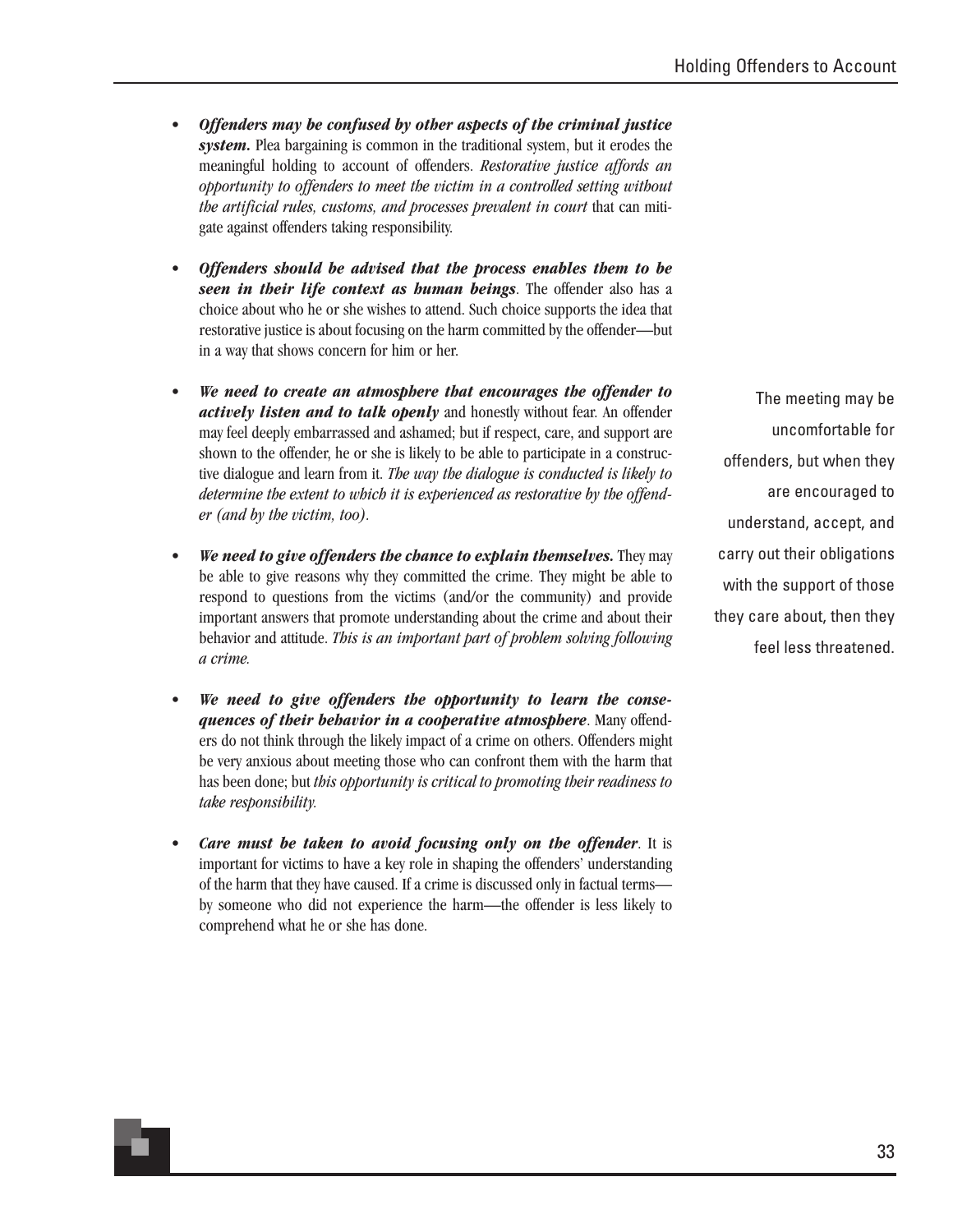- ***Offenders may be confused by other aspects of the criminal justice system.*** Plea bargaining is common in the traditional system, but it erodes the meaningful holding to account of offenders. *Restorative justice affords an opportunity to offenders to meet the victim in a controlled setting without the artificial rules, customs, and processes prevalent in court* that can mitigate against offenders taking responsibility.

- ***Offenders should be advised that the process enables them to be seen in their life context as human beings***. The offender also has a choice about who he or she wishes to attend. Such choice supports the idea that restorative justice is about focusing on the harm committed by the offender—but in a way that shows concern for him or her.

- ***We need to create an atmosphere that encourages the offender to actively listen and to talk openly*** and honestly without fear. An offender may feel deeply embarrassed and ashamed; but if respect, care, and support are shown to the offender, he or she is likely to be able to participate in a constructive dialogue and learn from it. *The way the dialogue is conducted is likely to determine the extent to which it is experienced as restorative by the offender (and by the victim, too).*

- ***We need to give offenders the chance to explain themselves.*** They may be able to give reasons why they committed the crime. They might be able to respond to questions from the victims (and/or the community) and provide important answers that promote understanding about the crime and about their behavior and attitude. *This is an important part of problem solving following a crime.*

- ***We need to give offenders the opportunity to learn the consequences of their behavior in a cooperative atmosphere***. Many offenders do not think through the likely impact of a crime on others. Offenders might be very anxious about meeting those who can confront them with the harm that has been done; but *this opportunity is critical to promoting their readiness to take responsibility.*

- ***Care must be taken to avoid focusing only on the offender***. It is important for victims to have a key role in shaping the offenders' understanding of the harm that they have caused. If a crime is discussed only in factual terms—by someone who did not experience the harm—the offender is less likely to comprehend what he or she has done.

The meeting may be uncomfortable for offenders, but when they are encouraged to understand, accept, and carry out their obligations with the support of those they care about, then they feel less threatened.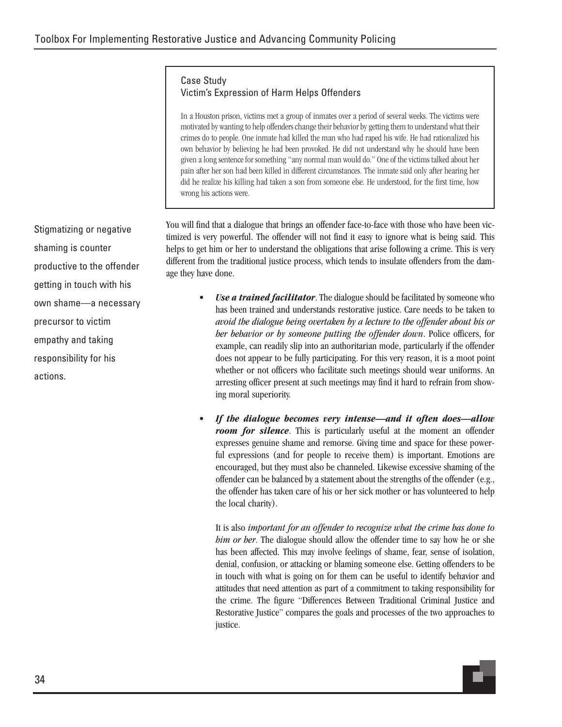> **Case Study**
> **Victim's Expression of Harm Helps Offenders**
>
> In a Houston prison, victims met a group of inmates over a period of several weeks. The victims were motivated by wanting to help offenders change their behavior by getting them to understand what their crimes do to people. One inmate had killed the man who had raped his wife. He had rationalized his own behavior by believing he had been provoked. He did not understand why he should have been given a long sentence for something "any normal man would do." One of the victims talked about her pain after her son had been killed in different circumstances. The inmate said only after hearing her did he realize his killing had taken a son from someone else. He understood, for the first time, how wrong his actions were.

Stigmatizing or negative shaming is counter productive to the offender getting in touch with his own shame—a necessary precursor to victim empathy and taking responsibility for his actions.

You will find that a dialogue that brings an offender face-to-face with those who have been victimized is very powerful. The offender will not find it easy to ignore what is being said. This helps to get him or her to understand the obligations that arise following a crime. This is very different from the traditional justice process, which tends to insulate offenders from the damage they have done.

- ***Use a trained facilitator***. The dialogue should be facilitated by someone who has been trained and understands restorative justice. Care needs to be taken to *avoid the dialogue being overtaken by a lecture to the offender about his or her behavior or by someone putting the offender down*. Police officers, for example, can readily slip into an authoritarian mode, particularly if the offender does not appear to be fully participating. For this very reason, it is a moot point whether or not officers who facilitate such meetings should wear uniforms. An arresting officer present at such meetings may find it hard to refrain from showing moral superiority.

- ***If the dialogue becomes very intense—and it often does—allow room for silence***. This is particularly useful at the moment an offender expresses genuine shame and remorse. Giving time and space for these powerful expressions (and for people to receive them) is important. Emotions are encouraged, but they must also be channeled. Likewise excessive shaming of the offender can be balanced by a statement about the strengths of the offender (e.g., the offender has taken care of his or her sick mother or has volunteered to help the local charity).

  It is also *important for an offender to recognize what the crime has done to him or her*. The dialogue should allow the offender time to say how he or she has been affected. This may involve feelings of shame, fear, sense of isolation, denial, confusion, or attacking or blaming someone else. Getting offenders to be in touch with what is going on for them can be useful to identify behavior and attitudes that need attention as part of a commitment to taking responsibility for the crime. The figure "Differences Between Traditional Criminal Justice and Restorative Justice" compares the goals and processes of the two approaches to justice.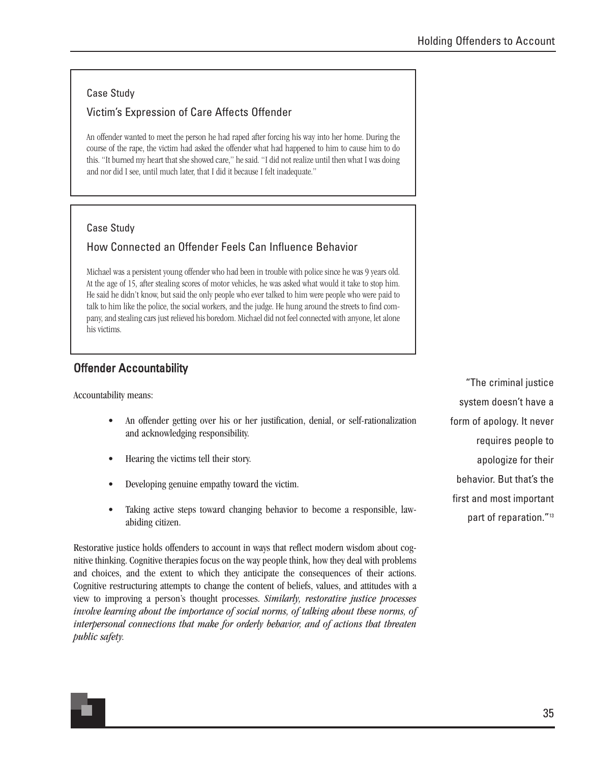Case Study

### Victim's Expression of Care Affects Offender

An offender wanted to meet the person he had raped after forcing his way into her home. During the course of the rape, the victim had asked the offender what had happened to him to cause him to do this. "It burned my heart that she showed care," he said. "I did not realize until then what I was doing and nor did I see, until much later, that I did it because I felt inadequate."

Case Study

### How Connected an Offender Feels Can Influence Behavior

Michael was a persistent young offender who had been in trouble with police since he was 9 years old. At the age of 15, after stealing scores of motor vehicles, he was asked what would it take to stop him. He said he didn't know, but said the only people who ever talked to him were people who were paid to talk to him like the police, the social workers, and the judge. He hung around the streets to find company, and stealing cars just relieved his boredom. Michael did not feel connected with anyone, let alone his victims.

## Offender Accountability

Accountability means:

- An offender getting over his or her justification, denial, or self-rationalization and acknowledging responsibility.
- Hearing the victims tell their story.
- Developing genuine empathy toward the victim.
- Taking active steps toward changing behavior to become a responsible, law-abiding citizen.

Restorative justice holds offenders to account in ways that reflect modern wisdom about cognitive thinking. Cognitive therapies focus on the way people think, how they deal with problems and choices, and the extent to which they anticipate the consequences of their actions. Cognitive restructuring attempts to change the content of beliefs, values, and attitudes with a view to improving a person's thought processes. *Similarly, restorative justice processes involve learning about the importance of social norms, of talking about these norms, of interpersonal connections that make for orderly behavior, and of actions that threaten public safety.*

"The criminal justice system doesn't have a form of apology. It never requires people to apologize for their behavior. But that's the first and most important part of reparation."[13]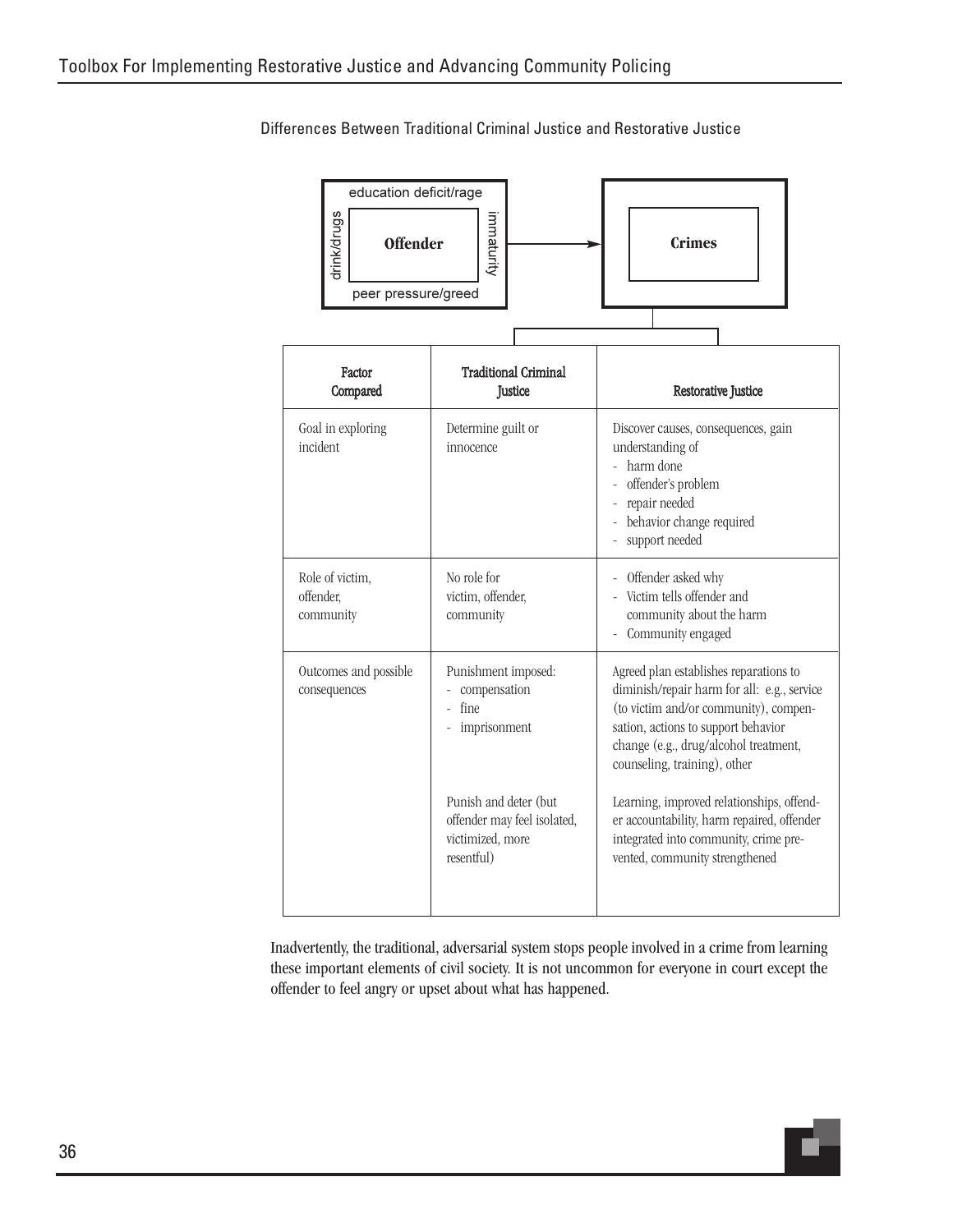Differences Between Traditional Criminal Justice and Restorative Justice

education deficit/rage

drink/drugs **Offender** immaturity

peer pressure/greed

**Crimes**

| Factor Compared | Traditional Criminal Justice | Restorative Justice |
|---|---|---|
| Goal in exploring incident | Determine guilt or innocence | Discover causes, consequences, gain understanding of<br>- harm done<br>- offender's problem<br>- repair needed<br>- behavior change required<br>- support needed |
| Role of victim, offender, community | No role for victim, offender, community | - Offender asked why<br>- Victim tells offender and community about the harm<br>- Community engaged |
| Outcomes and possible consequences | Punishment imposed:<br>- compensation<br>- fine<br>- imprisonment<br><br>Punish and deter (but offender may feel isolated, victimized, more resentful) | Agreed plan establishes reparations to diminish/repair harm for all: e.g., service (to victim and/or community), compensation, actions to support behavior change (e.g., drug/alcohol treatment, counseling, training), other<br><br>Learning, improved relationships, offender accountability, harm repaired, offender integrated into community, crime prevented, community strengthened |

Inadvertently, the traditional, adversarial system stops people involved in a crime from learning these important elements of civil society. It is not uncommon for everyone in court except the offender to feel angry or upset about what has happened.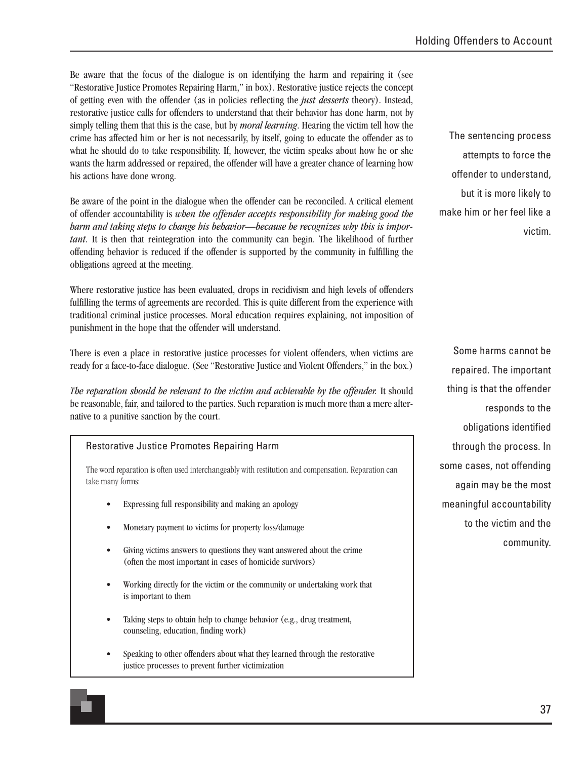Be aware that the focus of the dialogue is on identifying the harm and repairing it (see "Restorative Justice Promotes Repairing Harm," in box). Restorative justice rejects the concept of getting even with the offender (as in policies reflecting the *just desserts* theory). Instead, restorative justice calls for offenders to understand that their behavior has done harm, not by simply telling them that this is the case, but by ***moral learning***. Hearing the victim tell how the crime has affected him or her is not necessarily, by itself, going to educate the offender as to what he should do to take responsibility. If, however, the victim speaks about how he or she wants the harm addressed or repaired, the offender will have a greater chance of learning how his actions have done wrong.

The sentencing process attempts to force the offender to understand, but it is more likely to make him or her feel like a victim.

Be aware of the point in the dialogue when the offender can be reconciled. A critical element of offender accountability is *when the offender accepts responsibility for making good the harm and taking steps to change his behavior—because he recognizes why this is important.* It is then that reintegration into the community can begin. The likelihood of further offending behavior is reduced if the offender is supported by the community in fulfilling the obligations agreed at the meeting.

Where restorative justice has been evaluated, drops in recidivism and high levels of offenders fulfilling the terms of agreements are recorded. This is quite different from the experience with traditional criminal justice processes. Moral education requires explaining, not imposition of punishment in the hope that the offender will understand.

There is even a place in restorative justice processes for violent offenders, when victims are ready for a face-to-face dialogue. (See "Restorative Justice and Violent Offenders," in the box.)

*The reparation should be relevant to the victim and achievable by the offender.* It should be reasonable, fair, and tailored to the parties. Such reparation is much more than a mere alternative to a punitive sanction by the court.

Some harms cannot be repaired. The important thing is that the offender responds to the obligations identified through the process. In some cases, not offending again may be the most meaningful accountability to the victim and the community.

### Restorative Justice Promotes Repairing Harm

The word reparation is often used interchangeably with restitution and compensation. Reparation can take many forms:

- Expressing full responsibility and making an apology
- Monetary payment to victims for property loss/damage
- Giving victims answers to questions they want answered about the crime (often the most important in cases of homicide survivors)
- Working directly for the victim or the community or undertaking work that is important to them
- Taking steps to obtain help to change behavior (e.g., drug treatment, counseling, education, finding work)
- Speaking to other offenders about what they learned through the restorative justice processes to prevent further victimization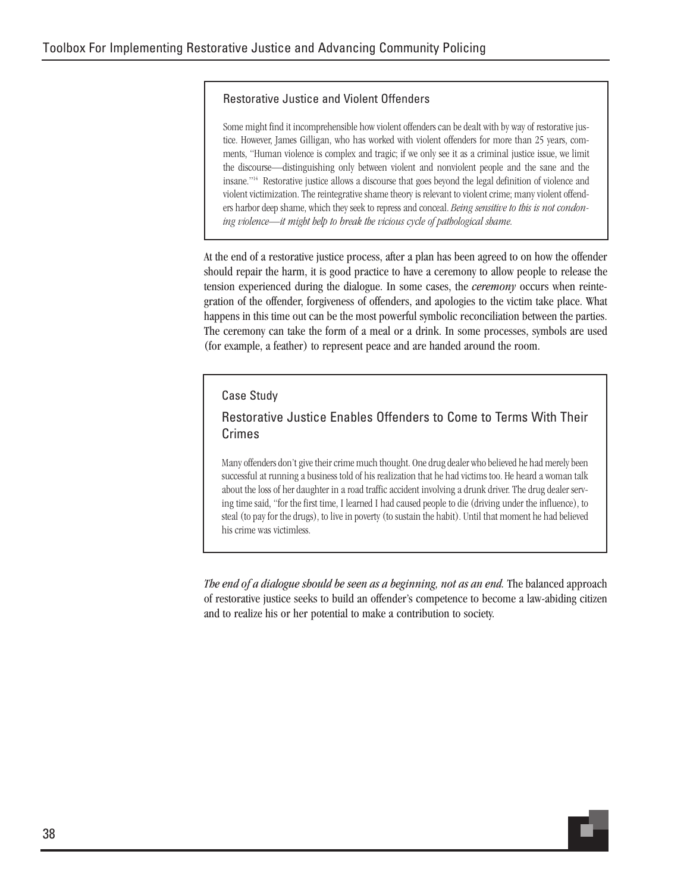### Restorative Justice and Violent Offenders

Some might find it incomprehensible how violent offenders can be dealt with by way of restorative justice. However, James Gilligan, who has worked with violent offenders for more than 25 years, comments, "Human violence is complex and tragic; if we only see it as a criminal justice issue, we limit the discourse—distinguishing only between violent and nonviolent people and the sane and the insane."[14] Restorative justice allows a discourse that goes beyond the legal definition of violence and violent victimization. The reintegrative shame theory is relevant to violent crime; many violent offenders harbor deep shame, which they seek to repress and conceal. *Being sensitive to this is not condoning violence—it might help to break the vicious cycle of pathological shame.*

At the end of a restorative justice process, after a plan has been agreed to on how the offender should repair the harm, it is good practice to have a ceremony to allow people to release the tension experienced during the dialogue. In some cases, the ***ceremony*** occurs when reintegration of the offender, forgiveness of offenders, and apologies to the victim take place. What happens in this time out can be the most powerful symbolic reconciliation between the parties. The ceremony can take the form of a meal or a drink. In some processes, symbols are used (for example, a feather) to represent peace and are handed around the room.

### Case Study

### Restorative Justice Enables Offenders to Come to Terms With Their Crimes

Many offenders don't give their crime much thought. One drug dealer who believed he had merely been successful at running a business told of his realization that he had victims too. He heard a woman talk about the loss of her daughter in a road traffic accident involving a drunk driver. The drug dealer serving time said, "for the first time, I learned I had caused people to die (driving under the influence), to steal (to pay for the drugs), to live in poverty (to sustain the habit). Until that moment he had believed his crime was victimless.

*The end of a dialogue should be seen as a beginning, not as an end.* The balanced approach of restorative justice seeks to build an offender's competence to become a law-abiding citizen and to realize his or her potential to make a contribution to society.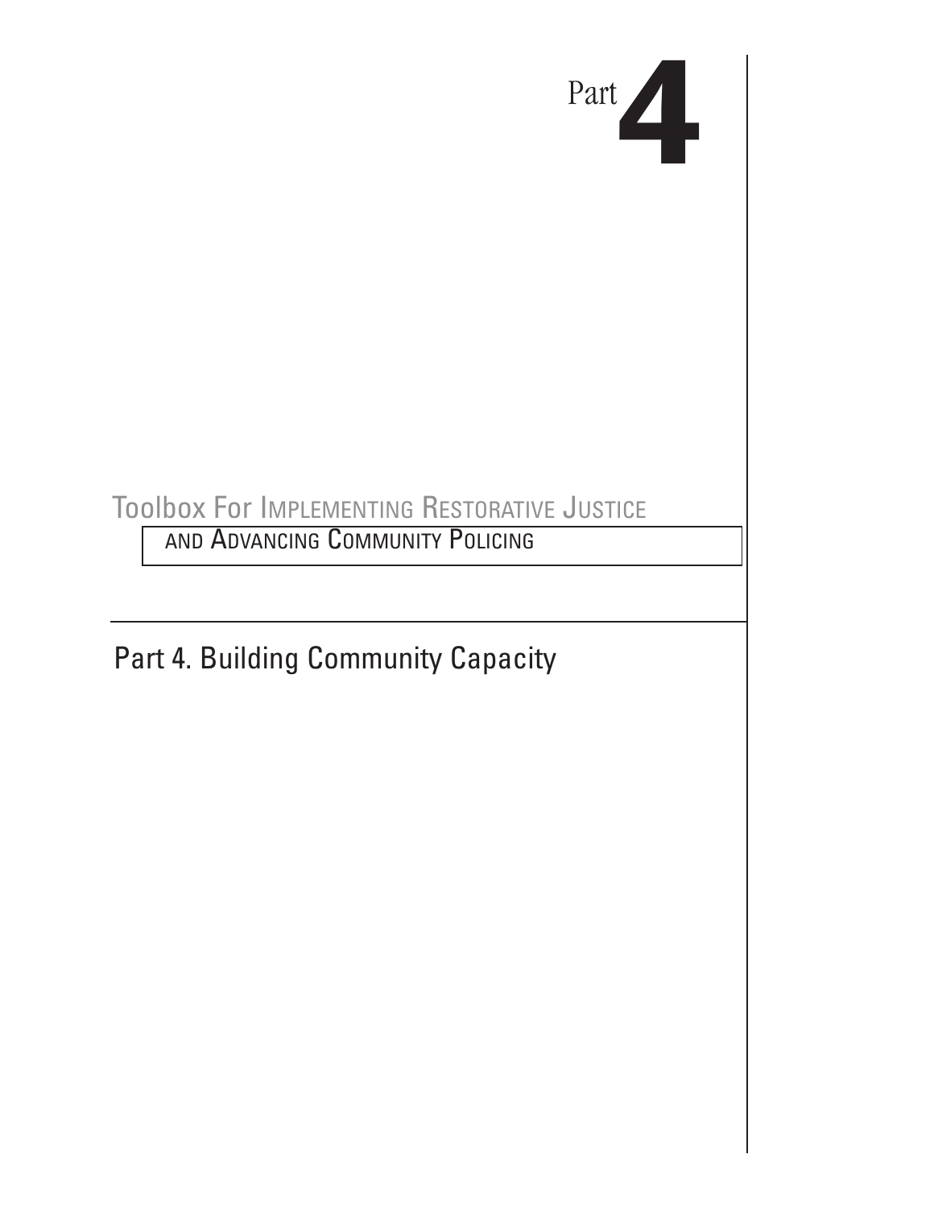Part **4**

Toolbox For Implementing Restorative Justice and Advancing Community Policing

# Part 4. Building Community Capacity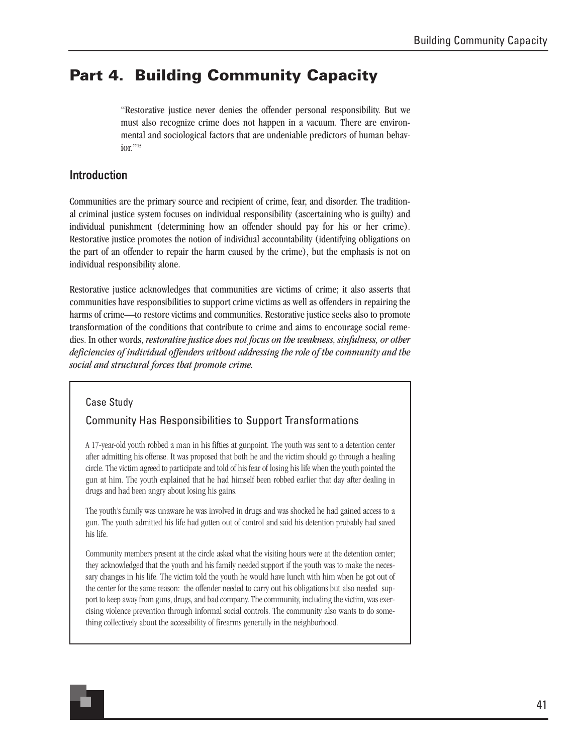# Part 4. Building Community Capacity

> "Restorative justice never denies the offender personal responsibility. But we must also recognize crime does not happen in a vacuum. There are environmental and sociological factors that are undeniable predictors of human behavior."[15]

## Introduction

Communities are the primary source and recipient of crime, fear, and disorder. The traditional criminal justice system focuses on individual responsibility (ascertaining who is guilty) and individual punishment (determining how an offender should pay for his or her crime). Restorative justice promotes the notion of individual accountability (identifying obligations on the part of an offender to repair the harm caused by the crime), but the emphasis is not on individual responsibility alone.

Restorative justice acknowledges that communities are victims of crime; it also asserts that communities have responsibilities to support crime victims as well as offenders in repairing the harms of crime—to restore victims and communities. Restorative justice seeks also to promote transformation of the conditions that contribute to crime and aims to encourage social remedies. In other words, *restorative justice does not focus on the weakness, sinfulness, or other deficiencies of individual offenders without addressing the role of the community and the social and structural forces that promote crime.*

### Case Study

#### Community Has Responsibilities to Support Transformations

A 17-year-old youth robbed a man in his fifties at gunpoint. The youth was sent to a detention center after admitting his offense. It was proposed that both he and the victim should go through a healing circle. The victim agreed to participate and told of his fear of losing his life when the youth pointed the gun at him. The youth explained that he had himself been robbed earlier that day after dealing in drugs and had been angry about losing his gains.

The youth's family was unaware he was involved in drugs and was shocked he had gained access to a gun. The youth admitted his life had gotten out of control and said his detention probably had saved his life.

Community members present at the circle asked what the visiting hours were at the detention center; they acknowledged that the youth and his family needed support if the youth was to make the necessary changes in his life. The victim told the youth he would have lunch with him when he got out of the center for the same reason: the offender needed to carry out his obligations but also needed support to keep away from guns, drugs, and bad company. The community, including the victim, was exercising violence prevention through informal social controls. The community also wants to do something collectively about the accessibility of firearms generally in the neighborhood.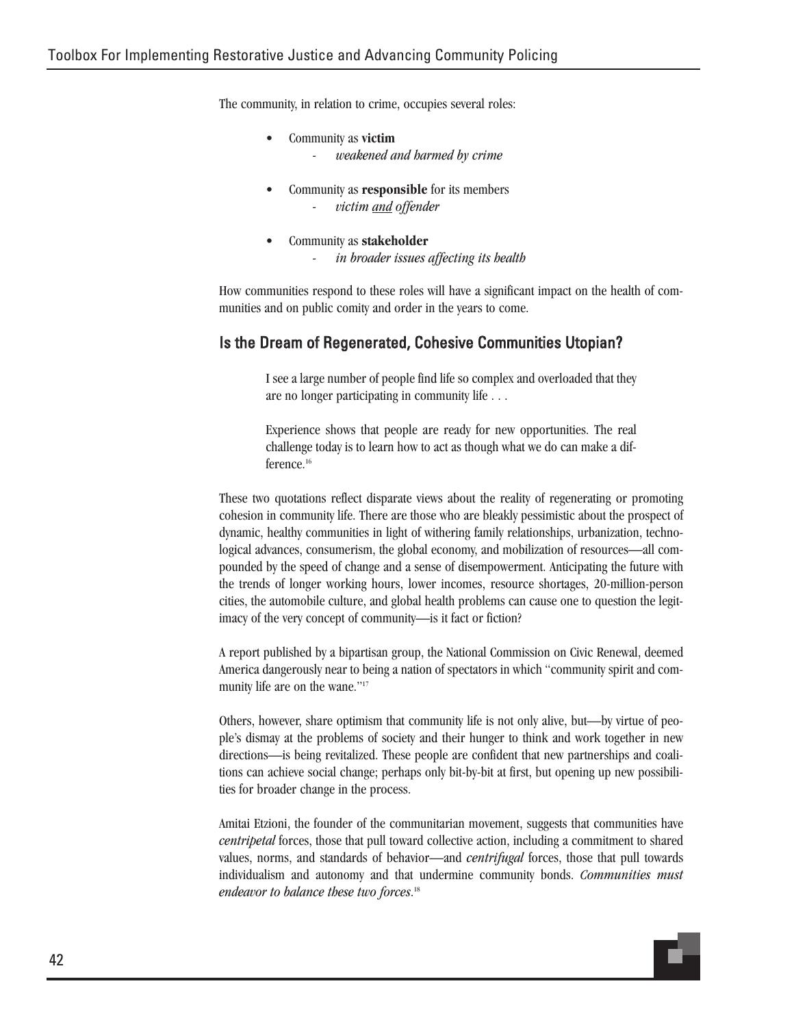The community, in relation to crime, occupies several roles:

- Community as **victim**
    - *weakened and harmed by crime*
- Community as **responsible** for its members
    - *victim and offender*
- Community as **stakeholder**
    - *in broader issues affecting its health*

How communities respond to these roles will have a significant impact on the health of communities and on public comity and order in the years to come.

## Is the Dream of Regenerated, Cohesive Communities Utopian?

> I see a large number of people find life so complex and overloaded that they are no longer participating in community life . . .
>
> Experience shows that people are ready for new opportunities. The real challenge today is to learn how to act as though what we do can make a difference.[16]

These two quotations reflect disparate views about the reality of regenerating or promoting cohesion in community life. There are those who are bleakly pessimistic about the prospect of dynamic, healthy communities in light of withering family relationships, urbanization, technological advances, consumerism, the global economy, and mobilization of resources—all compounded by the speed of change and a sense of disempowerment. Anticipating the future with the trends of longer working hours, lower incomes, resource shortages, 20-million-person cities, the automobile culture, and global health problems can cause one to question the legitimacy of the very concept of community—is it fact or fiction?

A report published by a bipartisan group, the National Commission on Civic Renewal, deemed America dangerously near to being a nation of spectators in which "community spirit and community life are on the wane."[17]

Others, however, share optimism that community life is not only alive, but—by virtue of people's dismay at the problems of society and their hunger to think and work together in new directions—is being revitalized. These people are confident that new partnerships and coalitions can achieve social change; perhaps only bit-by-bit at first, but opening up new possibilities for broader change in the process.

Amitai Etzioni, the founder of the communitarian movement, suggests that communities have *centripetal* forces, those that pull toward collective action, including a commitment to shared values, norms, and standards of behavior—and *centrifugal* forces, those that pull towards individualism and autonomy and that undermine community bonds. *Communities must endeavor to balance these two forces*.[18]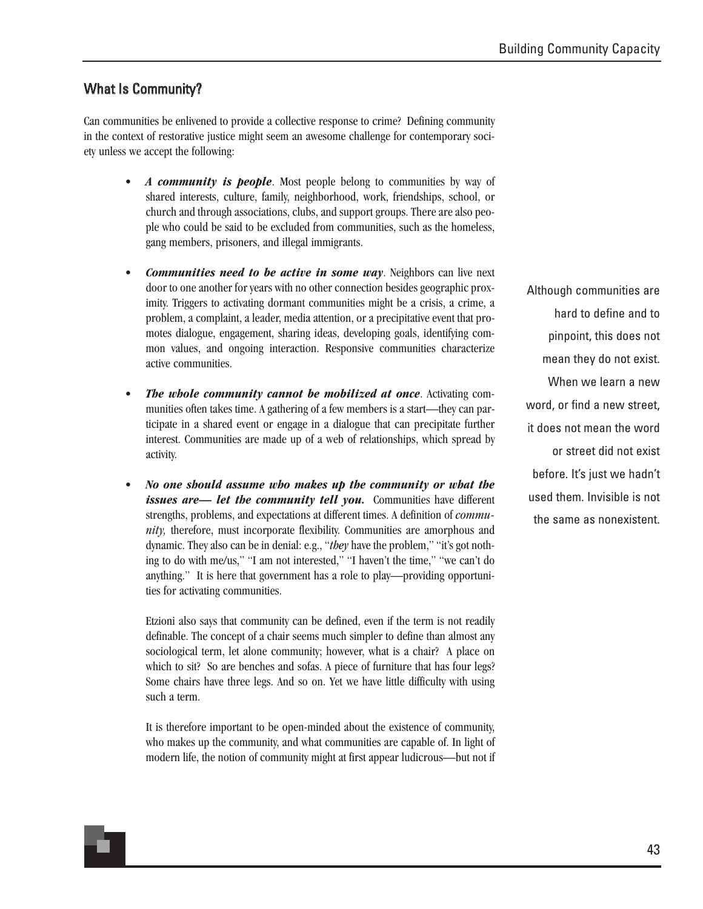## What Is Community?

Can communities be enlivened to provide a collective response to crime? Defining community in the context of restorative justice might seem an awesome challenge for contemporary society unless we accept the following:

- ***A community is people***. Most people belong to communities by way of shared interests, culture, family, neighborhood, work, friendships, school, or church and through associations, clubs, and support groups. There are also people who could be said to be excluded from communities, such as the homeless, gang members, prisoners, and illegal immigrants.

- ***Communities need to be active in some way***. Neighbors can live next door to one another for years with no other connection besides geographic proximity. Triggers to activating dormant communities might be a crisis, a crime, a problem, a complaint, a leader, media attention, or a precipitative event that promotes dialogue, engagement, sharing ideas, developing goals, identifying common values, and ongoing interaction. Responsive communities characterize active communities.

- ***The whole community cannot be mobilized at once***. Activating communities often takes time. A gathering of a few members is a start—they can participate in a shared event or engage in a dialogue that can precipitate further interest. Communities are made up of a web of relationships, which spread by activity.

- ***No one should assume who makes up the community or what the issues are— let the community tell you.*** Communities have different strengths, problems, and expectations at different times. A definition of *community,* therefore, must incorporate flexibility. Communities are amorphous and dynamic. They also can be in denial: e.g., "*they* have the problem," "it's got nothing to do with me/us," "I am not interested," "I haven't the time," "we can't do anything." It is here that government has a role to play—providing opportunities for activating communities.

  Etzioni also says that community can be defined, even if the term is not readily definable. The concept of a chair seems much simpler to define than almost any sociological term, let alone community; however, what is a chair? A place on which to sit? So are benches and sofas. A piece of furniture that has four legs? Some chairs have three legs. And so on. Yet we have little difficulty with using such a term.

  It is therefore important to be open-minded about the existence of community, who makes up the community, and what communities are capable of. In light of modern life, the notion of community might at first appear ludicrous—but not if

Although communities are hard to define and to pinpoint, this does not mean they do not exist. When we learn a new word, or find a new street, it does not mean the word or street did not exist before. It's just we hadn't used them. Invisible is not the same as nonexistent.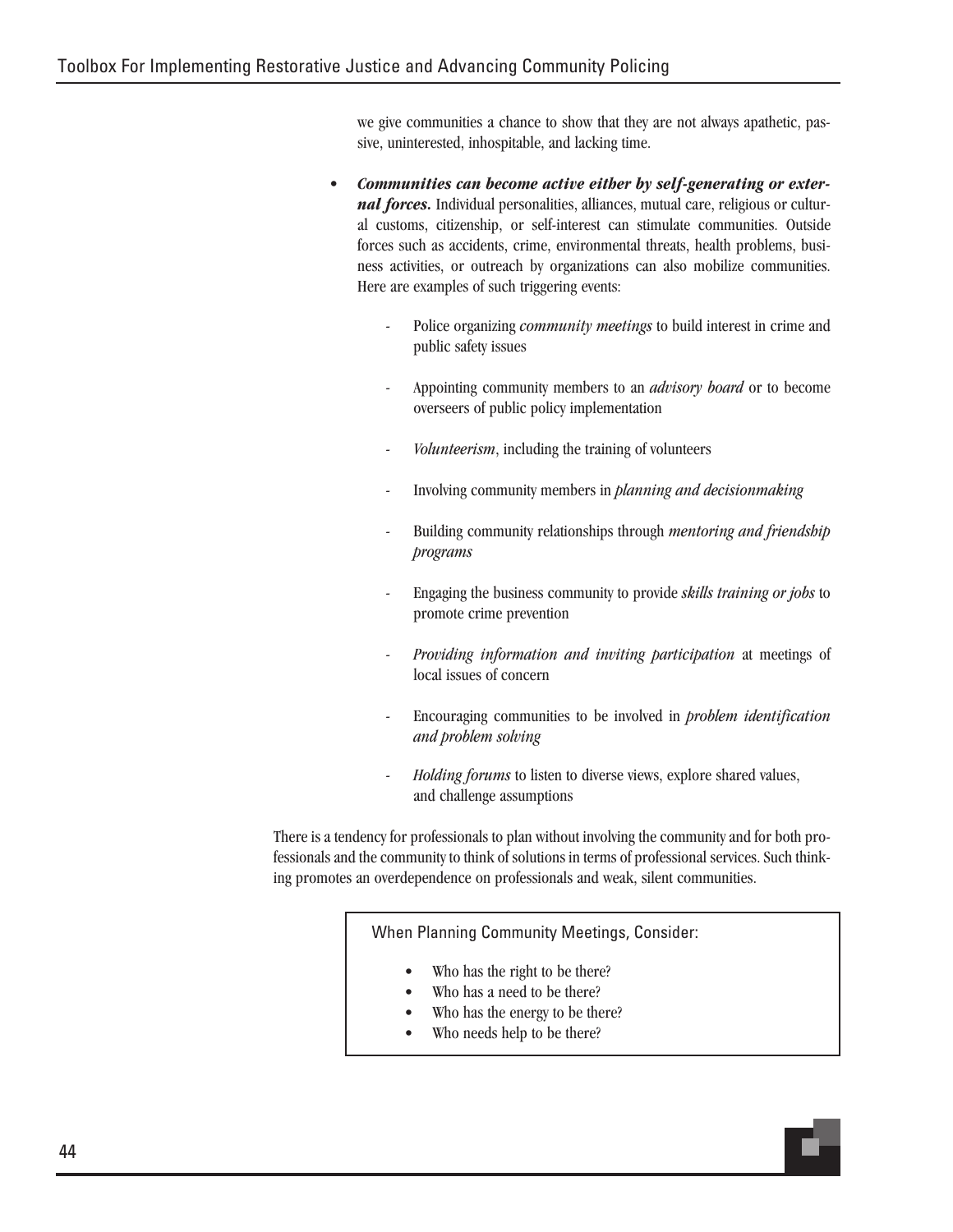we give communities a chance to show that they are not always apathetic, passive, uninterested, inhospitable, and lacking time.

- ***Communities can become active either by self-generating or external forces.*** Individual personalities, alliances, mutual care, religious or cultural customs, citizenship, or self-interest can stimulate communities. Outside forces such as accidents, crime, environmental threats, health problems, business activities, or outreach by organizations can also mobilize communities. Here are examples of such triggering events:

  - Police organizing *community meetings* to build interest in crime and public safety issues
  - Appointing community members to an *advisory board* or to become overseers of public policy implementation
  - *Volunteerism*, including the training of volunteers
  - Involving community members in *planning and decisionmaking*
  - Building community relationships through *mentoring and friendship programs*
  - Engaging the business community to provide *skills training or jobs* to promote crime prevention
  - *Providing information and inviting participation* at meetings of local issues of concern
  - Encouraging communities to be involved in *problem identification and problem solving*
  - *Holding forums* to listen to diverse views, explore shared values, and challenge assumptions

There is a tendency for professionals to plan without involving the community and for both professionals and the community to think of solutions in terms of professional services. Such thinking promotes an overdependence on professionals and weak, silent communities.

When Planning Community Meetings, Consider:

- Who has the right to be there?
- Who has a need to be there?
- Who has the energy to be there?
- Who needs help to be there?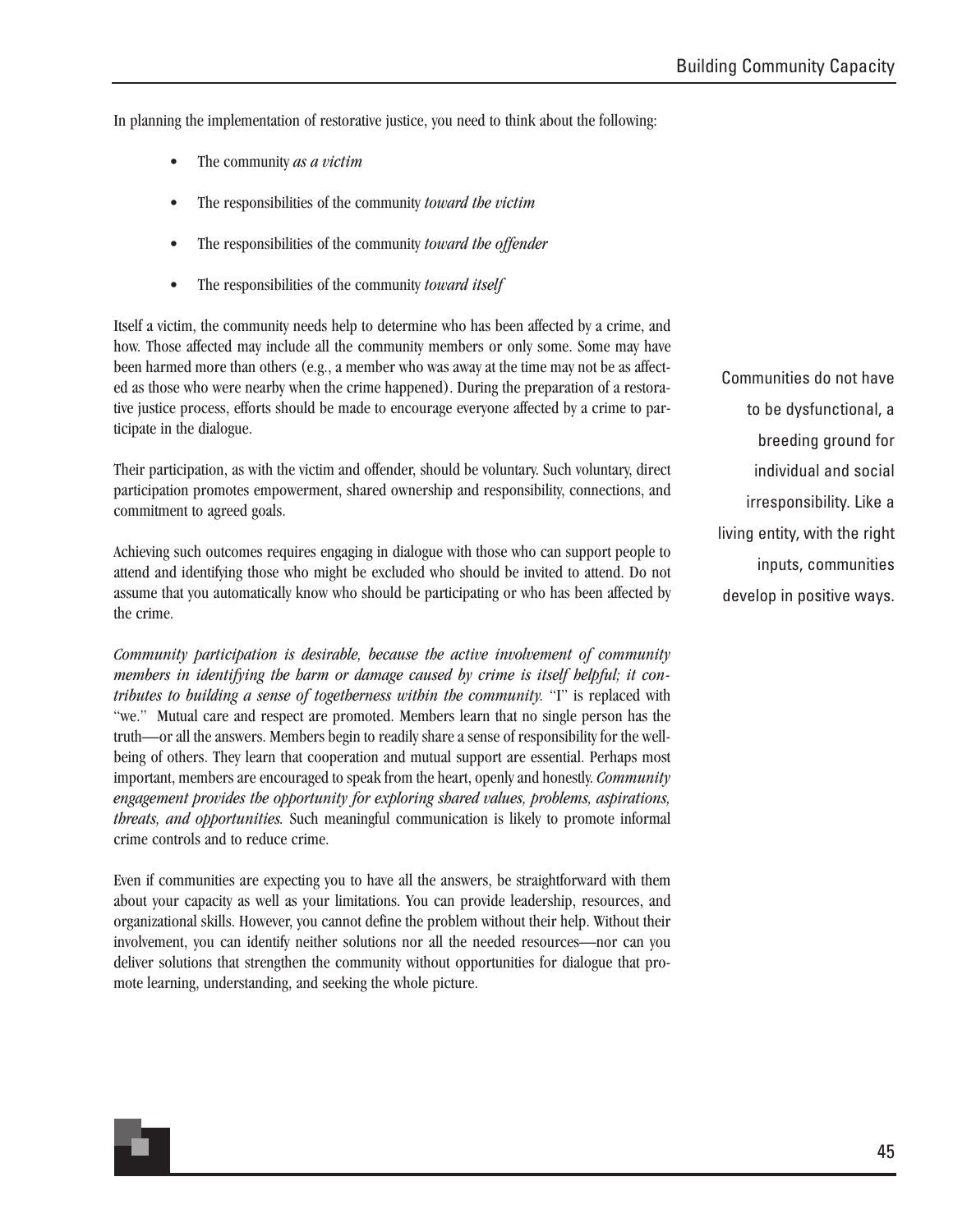In planning the implementation of restorative justice, you need to think about the following:

- The community *as a victim*
- The responsibilities of the community *toward the victim*
- The responsibilities of the community *toward the offender*
- The responsibilities of the community *toward itself*

Itself a victim, the community needs help to determine who has been affected by a crime, and how. Those affected may include all the community members or only some. Some may have been harmed more than others (e.g., a member who was away at the time may not be as affected as those who were nearby when the crime happened). During the preparation of a restorative justice process, efforts should be made to encourage everyone affected by a crime to participate in the dialogue.

Communities do not have to be dysfunctional, a breeding ground for individual and social irresponsibility. Like a living entity, with the right inputs, communities develop in positive ways.

Their participation, as with the victim and offender, should be voluntary. Such voluntary, direct participation promotes empowerment, shared ownership and responsibility, connections, and commitment to agreed goals.

Achieving such outcomes requires engaging in dialogue with those who can support people to attend and identifying those who might be excluded who should be invited to attend. Do not assume that you automatically know who should be participating or who has been affected by the crime.

*Community participation is desirable, because the active involvement of community members in identifying the harm or damage caused by crime is itself helpful; it contributes to building a sense of togetherness within the community.* "I" is replaced with "we." Mutual care and respect are promoted. Members learn that no single person has the truth—or all the answers. Members begin to readily share a sense of responsibility for the well-being of others. They learn that cooperation and mutual support are essential. Perhaps most important, members are encouraged to speak from the heart, openly and honestly. *Community engagement provides the opportunity for exploring shared values, problems, aspirations, threats, and opportunities.* Such meaningful communication is likely to promote informal crime controls and to reduce crime.

Even if communities are expecting you to have all the answers, be straightforward with them about your capacity as well as your limitations. You can provide leadership, resources, and organizational skills. However, you cannot define the problem without their help. Without their involvement, you can identify neither solutions nor all the needed resources—nor can you deliver solutions that strengthen the community without opportunities for dialogue that promote learning, understanding, and seeking the whole picture.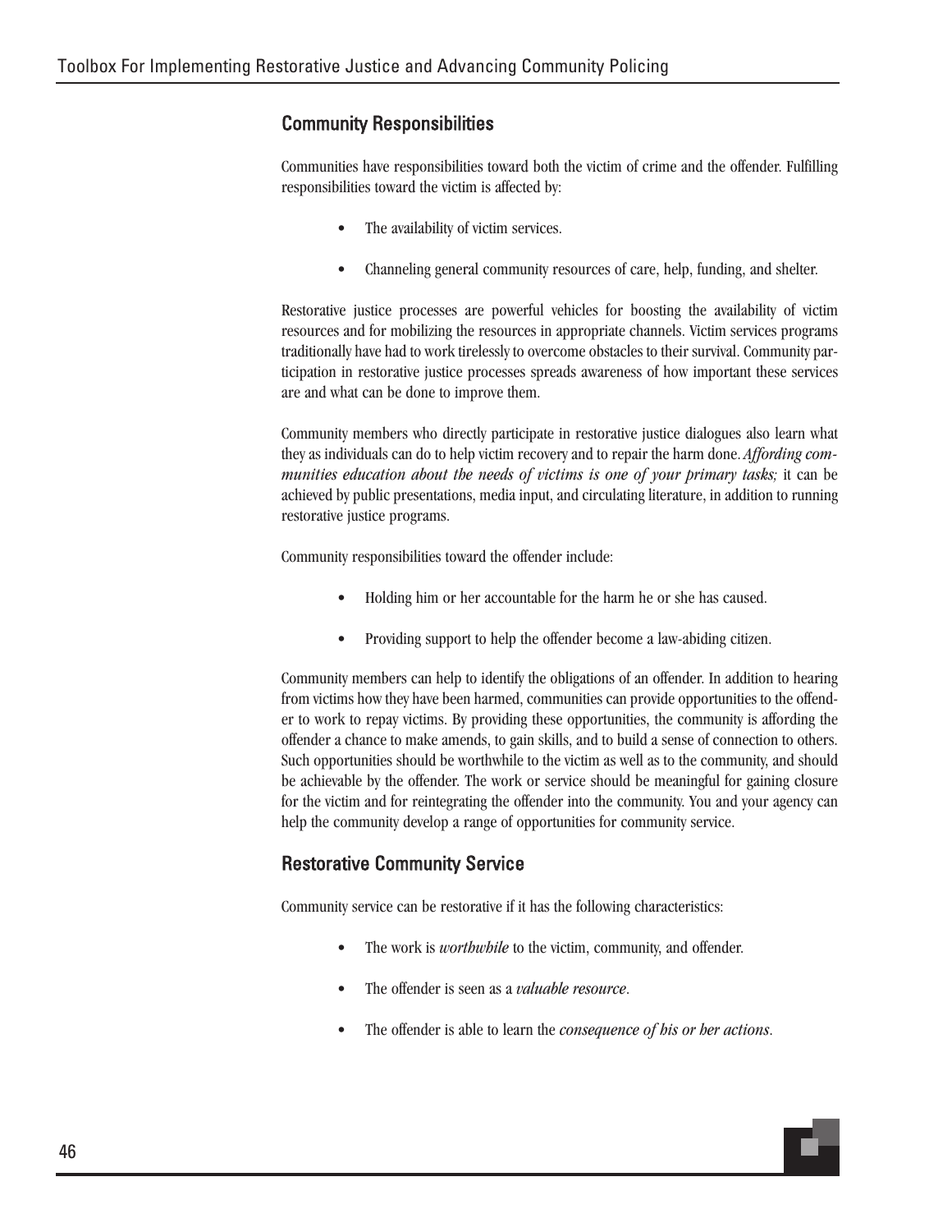## Community Responsibilities

Communities have responsibilities toward both the victim of crime and the offender. Fulfilling responsibilities toward the victim is affected by:

- The availability of victim services.
- Channeling general community resources of care, help, funding, and shelter.

Restorative justice processes are powerful vehicles for boosting the availability of victim resources and for mobilizing the resources in appropriate channels. Victim services programs traditionally have had to work tirelessly to overcome obstacles to their survival. Community participation in restorative justice processes spreads awareness of how important these services are and what can be done to improve them.

Community members who directly participate in restorative justice dialogues also learn what they as individuals can do to help victim recovery and to repair the harm done. *Affording communities education about the needs of victims is one of your primary tasks;* it can be achieved by public presentations, media input, and circulating literature, in addition to running restorative justice programs.

Community responsibilities toward the offender include:

- Holding him or her accountable for the harm he or she has caused.
- Providing support to help the offender become a law-abiding citizen.

Community members can help to identify the obligations of an offender. In addition to hearing from victims how they have been harmed, communities can provide opportunities to the offender to work to repay victims. By providing these opportunities, the community is affording the offender a chance to make amends, to gain skills, and to build a sense of connection to others. Such opportunities should be worthwhile to the victim as well as to the community, and should be achievable by the offender. The work or service should be meaningful for gaining closure for the victim and for reintegrating the offender into the community. You and your agency can help the community develop a range of opportunities for community service.

## Restorative Community Service

Community service can be restorative if it has the following characteristics:

- The work is *worthwhile* to the victim, community, and offender.
- The offender is seen as a *valuable resource*.
- The offender is able to learn the *consequence of his or her actions*.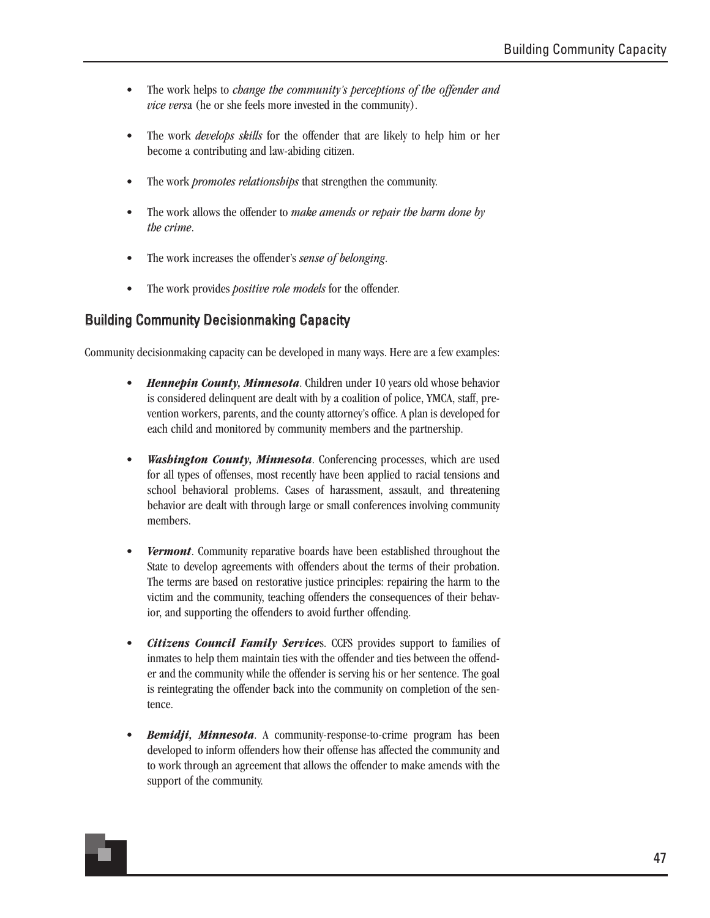- The work helps to *change the community's perceptions of the offender and vice versa* (he or she feels more invested in the community).
- The work *develops skills* for the offender that are likely to help him or her become a contributing and law-abiding citizen.
- The work *promotes relationships* that strengthen the community.
- The work allows the offender to *make amends or repair the harm done by the crime*.
- The work increases the offender's *sense of belonging*.
- The work provides *positive role models* for the offender.

## Building Community Decisionmaking Capacity

Community decisionmaking capacity can be developed in many ways. Here are a few examples:

- ***Hennepin County, Minnesota***. Children under 10 years old whose behavior is considered delinquent are dealt with by a coalition of police, YMCA, staff, prevention workers, parents, and the county attorney's office. A plan is developed for each child and monitored by community members and the partnership.
- ***Washington County, Minnesota***. Conferencing processes, which are used for all types of offenses, most recently have been applied to racial tensions and school behavioral problems. Cases of harassment, assault, and threatening behavior are dealt with through large or small conferences involving community members.
- ***Vermont***. Community reparative boards have been established throughout the State to develop agreements with offenders about the terms of their probation. The terms are based on restorative justice principles: repairing the harm to the victim and the community, teaching offenders the consequences of their behavior, and supporting the offenders to avoid further offending.
- ***Citizens Council Family Services***. CCFS provides support to families of inmates to help them maintain ties with the offender and ties between the offender and the community while the offender is serving his or her sentence. The goal is reintegrating the offender back into the community on completion of the sentence.
- ***Bemidji, Minnesota***. A community-response-to-crime program has been developed to inform offenders how their offense has affected the community and to work through an agreement that allows the offender to make amends with the support of the community.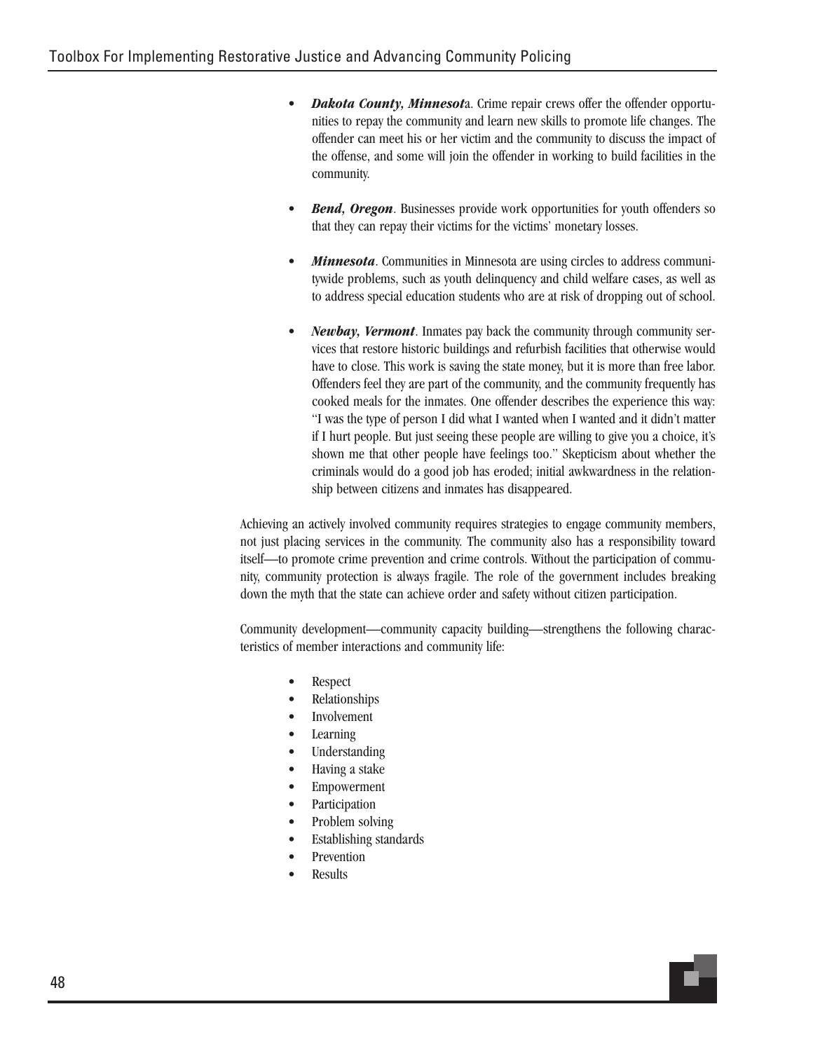- ***Dakota County, Minnesot*a**. Crime repair crews offer the offender opportunities to repay the community and learn new skills to promote life changes. The offender can meet his or her victim and the community to discuss the impact of the offense, and some will join the offender in working to build facilities in the community.

- ***Bend, Oregon***. Businesses provide work opportunities for youth offenders so that they can repay their victims for the victims' monetary losses.

- ***Minnesota***. Communities in Minnesota are using circles to address communitywide problems, such as youth delinquency and child welfare cases, as well as to address special education students who are at risk of dropping out of school.

- ***Newbay, Vermont***. Inmates pay back the community through community services that restore historic buildings and refurbish facilities that otherwise would have to close. This work is saving the state money, but it is more than free labor. Offenders feel they are part of the community, and the community frequently has cooked meals for the inmates. One offender describes the experience this way: "I was the type of person I did what I wanted when I wanted and it didn't matter if I hurt people. But just seeing these people are willing to give you a choice, it's shown me that other people have feelings too." Skepticism about whether the criminals would do a good job has eroded; initial awkwardness in the relationship between citizens and inmates has disappeared.

Achieving an actively involved community requires strategies to engage community members, not just placing services in the community. The community also has a responsibility toward itself—to promote crime prevention and crime controls. Without the participation of community, community protection is always fragile. The role of the government includes breaking down the myth that the state can achieve order and safety without citizen participation.

Community development—community capacity building—strengthens the following characteristics of member interactions and community life:

- Respect
- Relationships
- Involvement
- Learning
- Understanding
- Having a stake
- Empowerment
- Participation
- Problem solving
- Establishing standards
- Prevention
- Results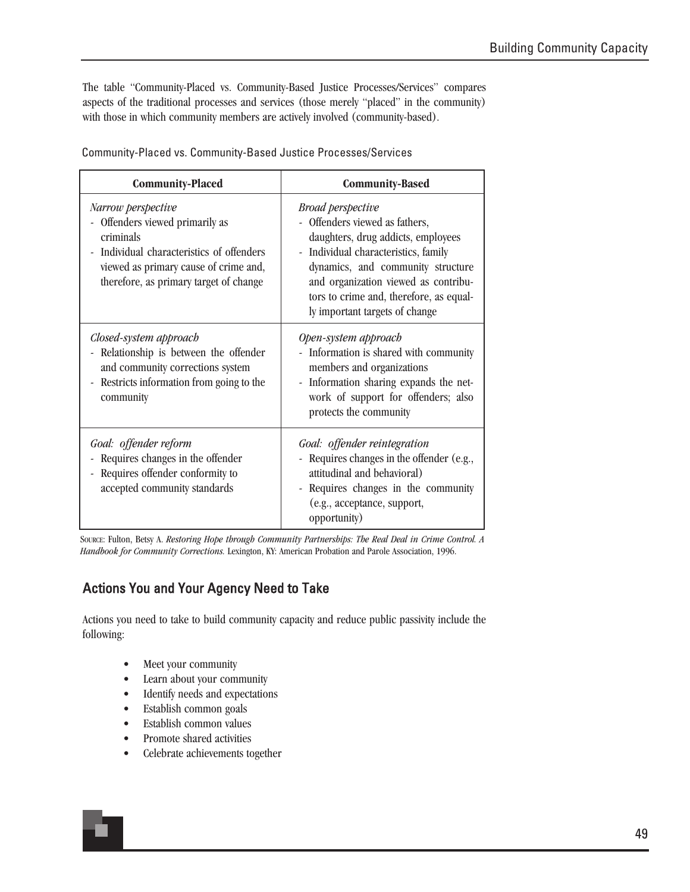The table "Community-Placed vs. Community-Based Justice Processes/Services" compares aspects of the traditional processes and services (those merely "placed" in the community) with those in which community members are actively involved (community-based).

Community-Placed vs. Community-Based Justice Processes/Services

| **Community-Placed** | **Community-Based** |
|---|---|
| *Narrow perspective*<br>- Offenders viewed primarily as criminals<br>- Individual characteristics of offenders viewed as primary cause of crime and, therefore, as primary target of change | *Broad perspective*<br>- Offenders viewed as fathers, daughters, drug addicts, employees<br>- Individual characteristics, family dynamics, and community structure and organization viewed as contributors to crime and, therefore, as equally important targets of change |
| *Closed-system approach*<br>- Relationship is between the offender and community corrections system<br>- Restricts information from going to the community | *Open-system approach*<br>- Information is shared with community members and organizations<br>- Information sharing expands the network of support for offenders; also protects the community |
| *Goal: offender reform*<br>- Requires changes in the offender<br>- Requires offender conformity to accepted community standards | *Goal: offender reintegration*<br>- Requires changes in the offender (e.g., attitudinal and behavioral)<br>- Requires changes in the community (e.g., acceptance, support, opportunity) |

SOURCE: Fulton, Betsy A. *Restoring Hope through Community Partnerships: The Real Deal in Crime Control. A Handbook for Community Corrections.* Lexington, KY: American Probation and Parole Association, 1996.

## Actions You and Your Agency Need to Take

Actions you need to take to build community capacity and reduce public passivity include the following:

- Meet your community
- Learn about your community
- Identify needs and expectations
- Establish common goals
- Establish common values
- Promote shared activities
- Celebrate achievements together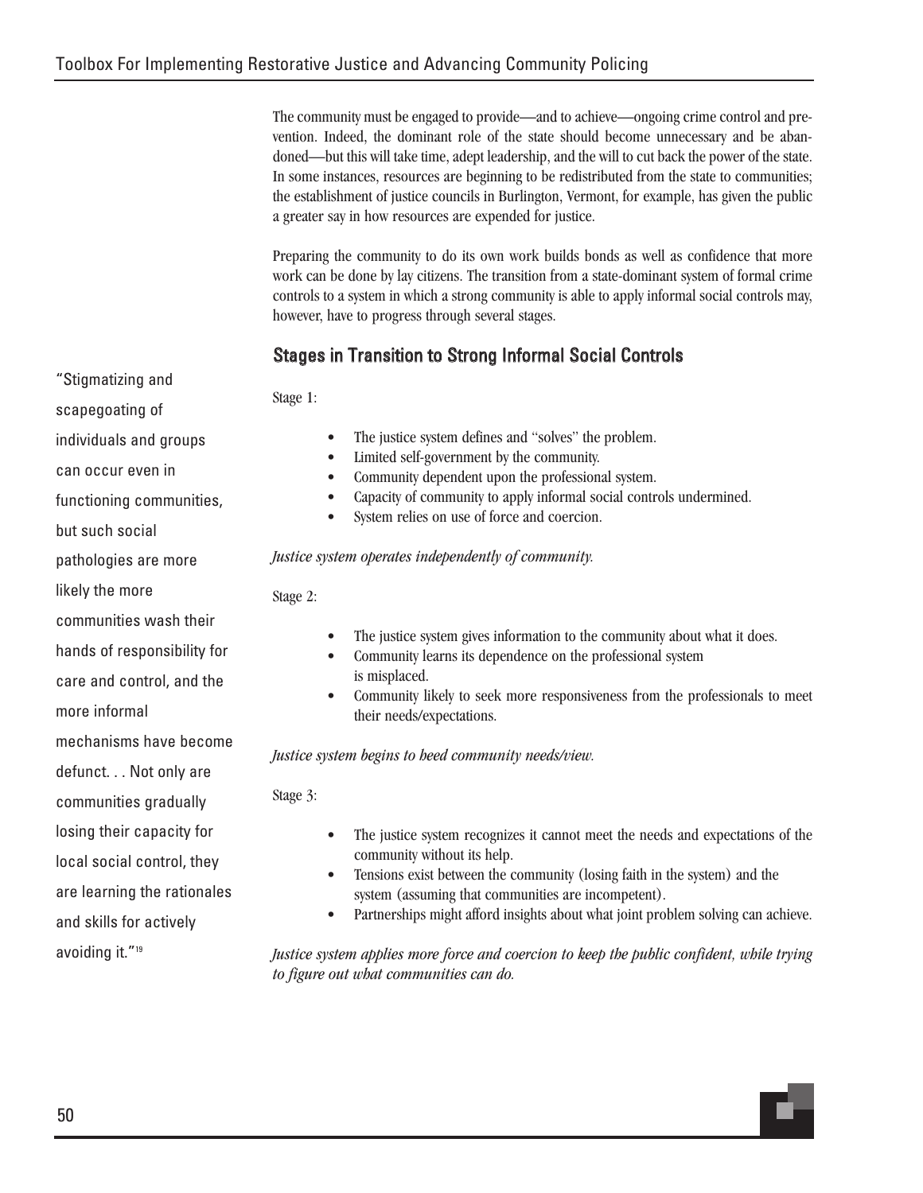The community must be engaged to provide—and to achieve—ongoing crime control and prevention. Indeed, the dominant role of the state should become unnecessary and be abandoned—but this will take time, adept leadership, and the will to cut back the power of the state. In some instances, resources are beginning to be redistributed from the state to communities; the establishment of justice councils in Burlington, Vermont, for example, has given the public a greater say in how resources are expended for justice.

Preparing the community to do its own work builds bonds as well as confidence that more work can be done by lay citizens. The transition from a state-dominant system of formal crime controls to a system in which a strong community is able to apply informal social controls may, however, have to progress through several stages.

> "Stigmatizing and scapegoating of individuals and groups can occur even in functioning communities, but such social pathologies are more likely the more communities wash their hands of responsibility for care and control, and the more informal mechanisms have become defunct. . . Not only are communities gradually losing their capacity for local social control, they are learning the rationales and skills for actively avoiding it."[19]

## Stages in Transition to Strong Informal Social Controls

Stage 1:

- The justice system defines and "solves" the problem.
- Limited self-government by the community.
- Community dependent upon the professional system.
- Capacity of community to apply informal social controls undermined.
- System relies on use of force and coercion.

*Justice system operates independently of community.*

Stage 2:

- The justice system gives information to the community about what it does.
- Community learns its dependence on the professional system is misplaced.
- Community likely to seek more responsiveness from the professionals to meet their needs/expectations.

*Justice system begins to heed community needs/view.*

Stage 3:

- The justice system recognizes it cannot meet the needs and expectations of the community without its help.
- Tensions exist between the community (losing faith in the system) and the system (assuming that communities are incompetent).
- Partnerships might afford insights about what joint problem solving can achieve.

*Justice system applies more force and coercion to keep the public confident, while trying to figure out what communities can do.*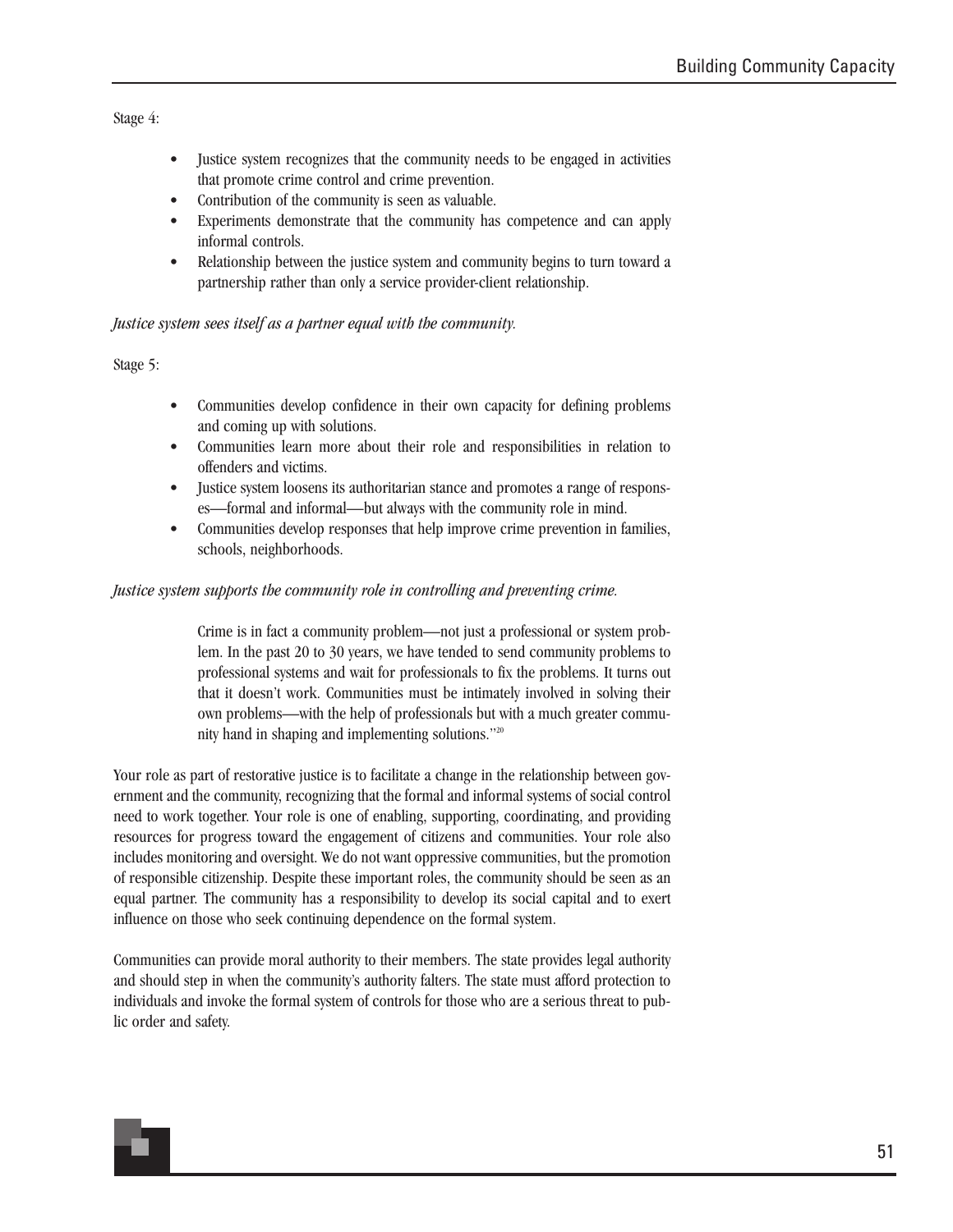Stage 4:

- Justice system recognizes that the community needs to be engaged in activities that promote crime control and crime prevention.
- Contribution of the community is seen as valuable.
- Experiments demonstrate that the community has competence and can apply informal controls.
- Relationship between the justice system and community begins to turn toward a partnership rather than only a service provider-client relationship.

*Justice system sees itself as a partner equal with the community.*

Stage 5:

- Communities develop confidence in their own capacity for defining problems and coming up with solutions.
- Communities learn more about their role and responsibilities in relation to offenders and victims.
- Justice system loosens its authoritarian stance and promotes a range of responses—formal and informal—but always with the community role in mind.
- Communities develop responses that help improve crime prevention in families, schools, neighborhoods.

*Justice system supports the community role in controlling and preventing crime.*

> Crime is in fact a community problem—not just a professional or system problem. In the past 20 to 30 years, we have tended to send community problems to professional systems and wait for professionals to fix the problems. It turns out that it doesn't work. Communities must be intimately involved in solving their own problems—with the help of professionals but with a much greater community hand in shaping and implementing solutions."[20]

Your role as part of restorative justice is to facilitate a change in the relationship between government and the community, recognizing that the formal and informal systems of social control need to work together. Your role is one of enabling, supporting, coordinating, and providing resources for progress toward the engagement of citizens and communities. Your role also includes monitoring and oversight. We do not want oppressive communities, but the promotion of responsible citizenship. Despite these important roles, the community should be seen as an equal partner. The community has a responsibility to develop its social capital and to exert influence on those who seek continuing dependence on the formal system.

Communities can provide moral authority to their members. The state provides legal authority and should step in when the community's authority falters. The state must afford protection to individuals and invoke the formal system of controls for those who are a serious threat to public order and safety.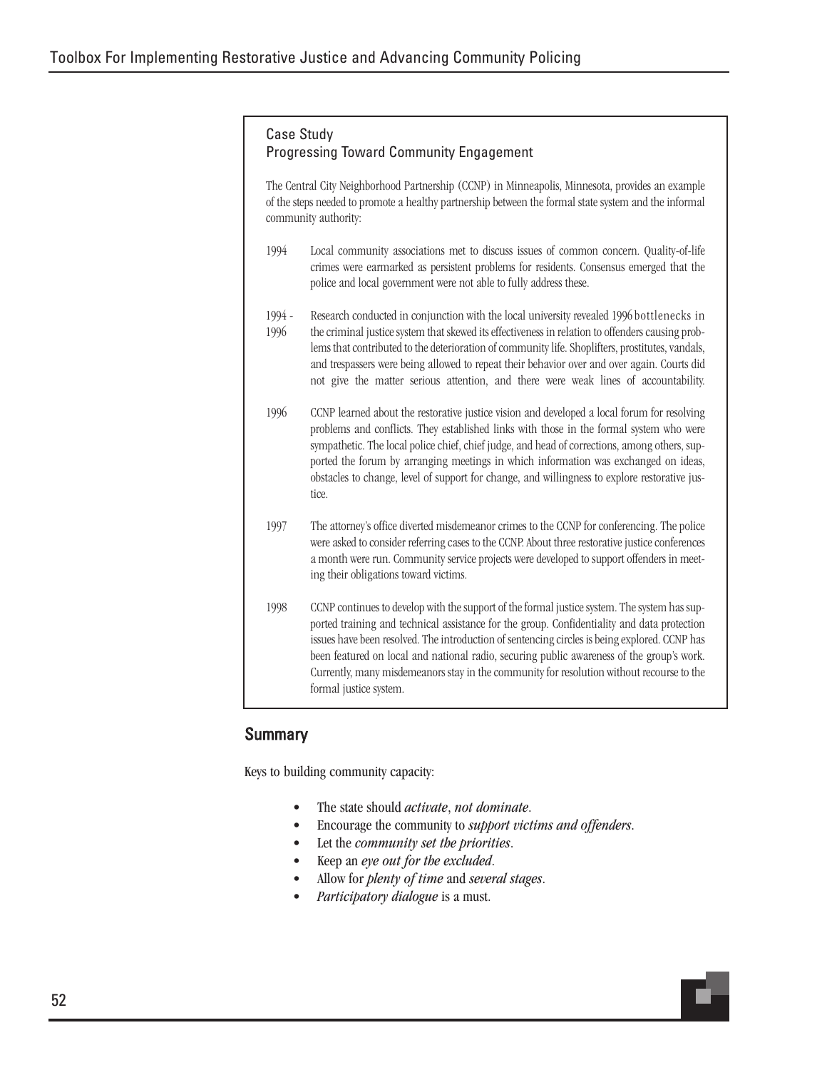### Case Study
### Progressing Toward Community Engagement

The Central City Neighborhood Partnership (CCNP) in Minneapolis, Minnesota, provides an example of the steps needed to promote a healthy partnership between the formal state system and the informal community authority:

| | |
|---|---|
| 1994 | Local community associations met to discuss issues of common concern. Quality-of-life crimes were earmarked as persistent problems for residents. Consensus emerged that the police and local government were not able to fully address these. |
| 1994 - 1996 | Research conducted in conjunction with the local university revealed 1996 bottlenecks in the criminal justice system that skewed its effectiveness in relation to offenders causing problems that contributed to the deterioration of community life. Shoplifters, prostitutes, vandals, and trespassers were being allowed to repeat their behavior over and over again. Courts did not give the matter serious attention, and there were weak lines of accountability. |
| 1996 | CCNP learned about the restorative justice vision and developed a local forum for resolving problems and conflicts. They established links with those in the formal system who were sympathetic. The local police chief, chief judge, and head of corrections, among others, supported the forum by arranging meetings in which information was exchanged on ideas, obstacles to change, level of support for change, and willingness to explore restorative justice. |
| 1997 | The attorney's office diverted misdemeanor crimes to the CCNP for conferencing. The police were asked to consider referring cases to the CCNP. About three restorative justice conferences a month were run. Community service projects were developed to support offenders in meeting their obligations toward victims. |
| 1998 | CCNP continues to develop with the support of the formal justice system. The system has supported training and technical assistance for the group. Confidentiality and data protection issues have been resolved. The introduction of sentencing circles is being explored. CCNP has been featured on local and national radio, securing public awareness of the group's work. Currently, many misdemeanors stay in the community for resolution without recourse to the formal justice system. |

## Summary

Keys to building community capacity:

- The state should *activate*, *not dominate*.
- Encourage the community to *support victims and offenders*.
- Let the *community set the priorities*.
- Keep an *eye out for the excluded*.
- Allow for *plenty of time* and *several stages*.
- *Participatory dialogue* is a must.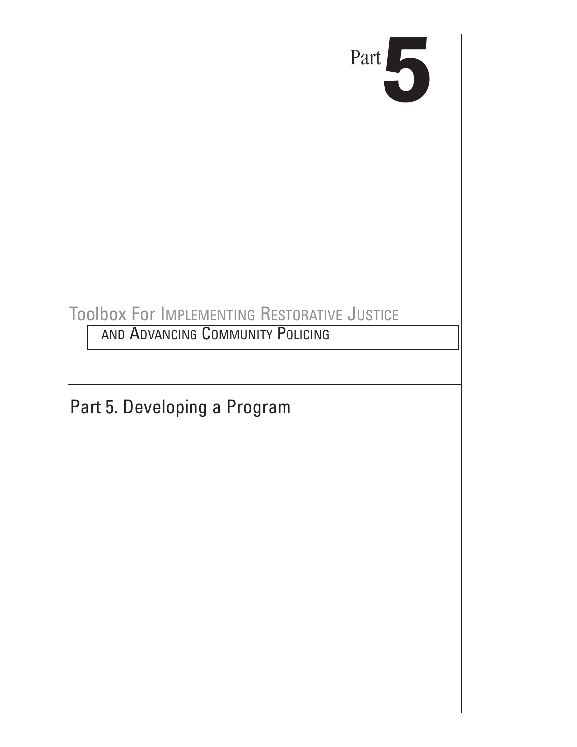Part **5**

Toolbox For Implementing Restorative Justice and Advancing Community Policing

# Part 5. Developing a Program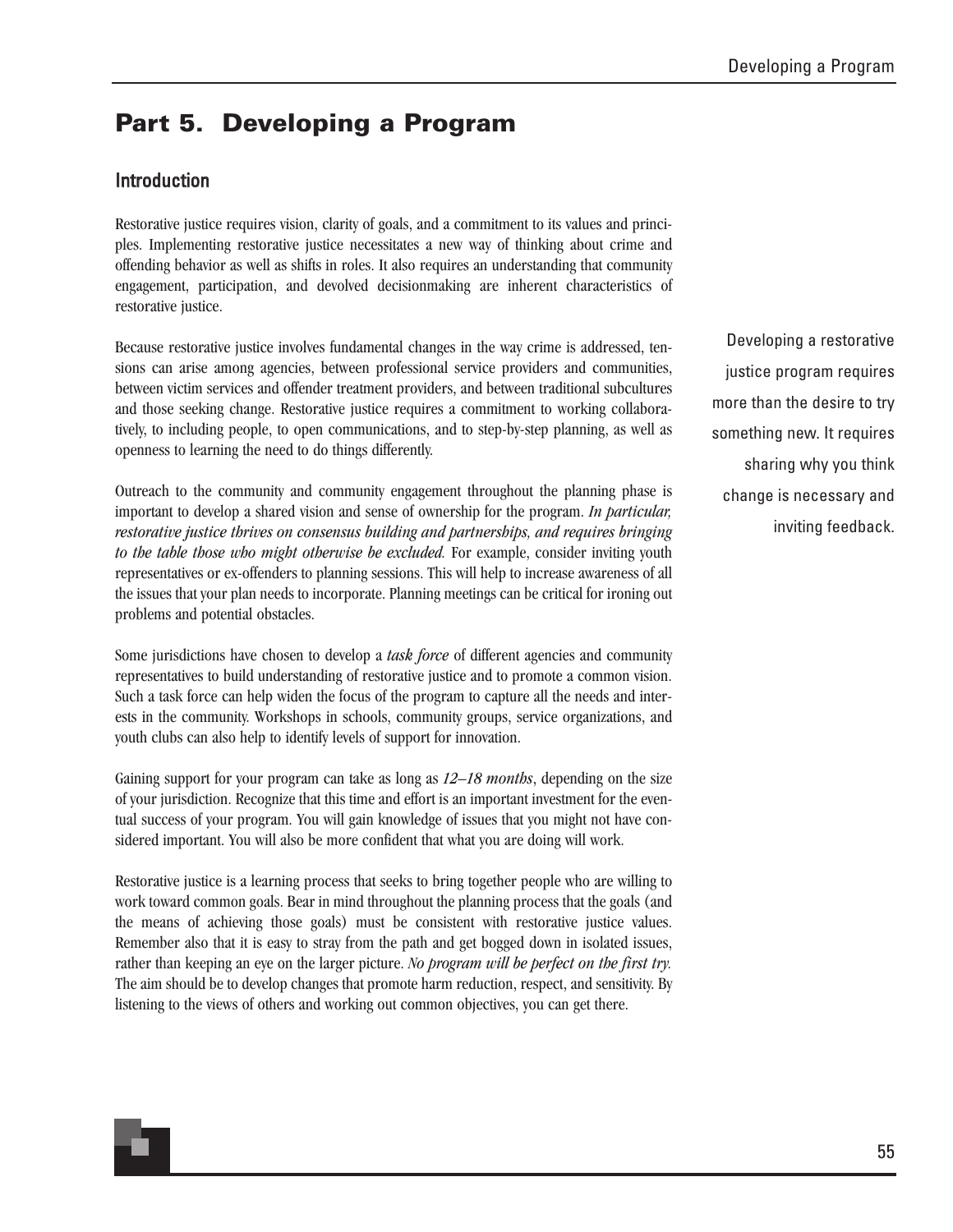# Part 5. Developing a Program

## Introduction

Restorative justice requires vision, clarity of goals, and a commitment to its values and principles. Implementing restorative justice necessitates a new way of thinking about crime and offending behavior as well as shifts in roles. It also requires an understanding that community engagement, participation, and devolved decisionmaking are inherent characteristics of restorative justice.

Because restorative justice involves fundamental changes in the way crime is addressed, tensions can arise among agencies, between professional service providers and communities, between victim services and offender treatment providers, and between traditional subcultures and those seeking change. Restorative justice requires a commitment to working collaboratively, to including people, to open communications, and to step-by-step planning, as well as openness to learning the need to do things differently.

Developing a restorative justice program requires more than the desire to try something new. It requires sharing why you think change is necessary and inviting feedback.

Outreach to the community and community engagement throughout the planning phase is important to develop a shared vision and sense of ownership for the program. *In particular, restorative justice thrives on consensus building and partnerships, and requires bringing to the table those who might otherwise be excluded.* For example, consider inviting youth representatives or ex-offenders to planning sessions. This will help to increase awareness of all the issues that your plan needs to incorporate. Planning meetings can be critical for ironing out problems and potential obstacles.

Some jurisdictions have chosen to develop a *task force* of different agencies and community representatives to build understanding of restorative justice and to promote a common vision. Such a task force can help widen the focus of the program to capture all the needs and interests in the community. Workshops in schools, community groups, service organizations, and youth clubs can also help to identify levels of support for innovation.

Gaining support for your program can take as long as *12–18 months*, depending on the size of your jurisdiction. Recognize that this time and effort is an important investment for the eventual success of your program. You will gain knowledge of issues that you might not have considered important. You will also be more confident that what you are doing will work.

Restorative justice is a learning process that seeks to bring together people who are willing to work toward common goals. Bear in mind throughout the planning process that the goals (and the means of achieving those goals) must be consistent with restorative justice values. Remember also that it is easy to stray from the path and get bogged down in isolated issues, rather than keeping an eye on the larger picture. *No program will be perfect on the first try.* The aim should be to develop changes that promote harm reduction, respect, and sensitivity. By listening to the views of others and working out common objectives, you can get there.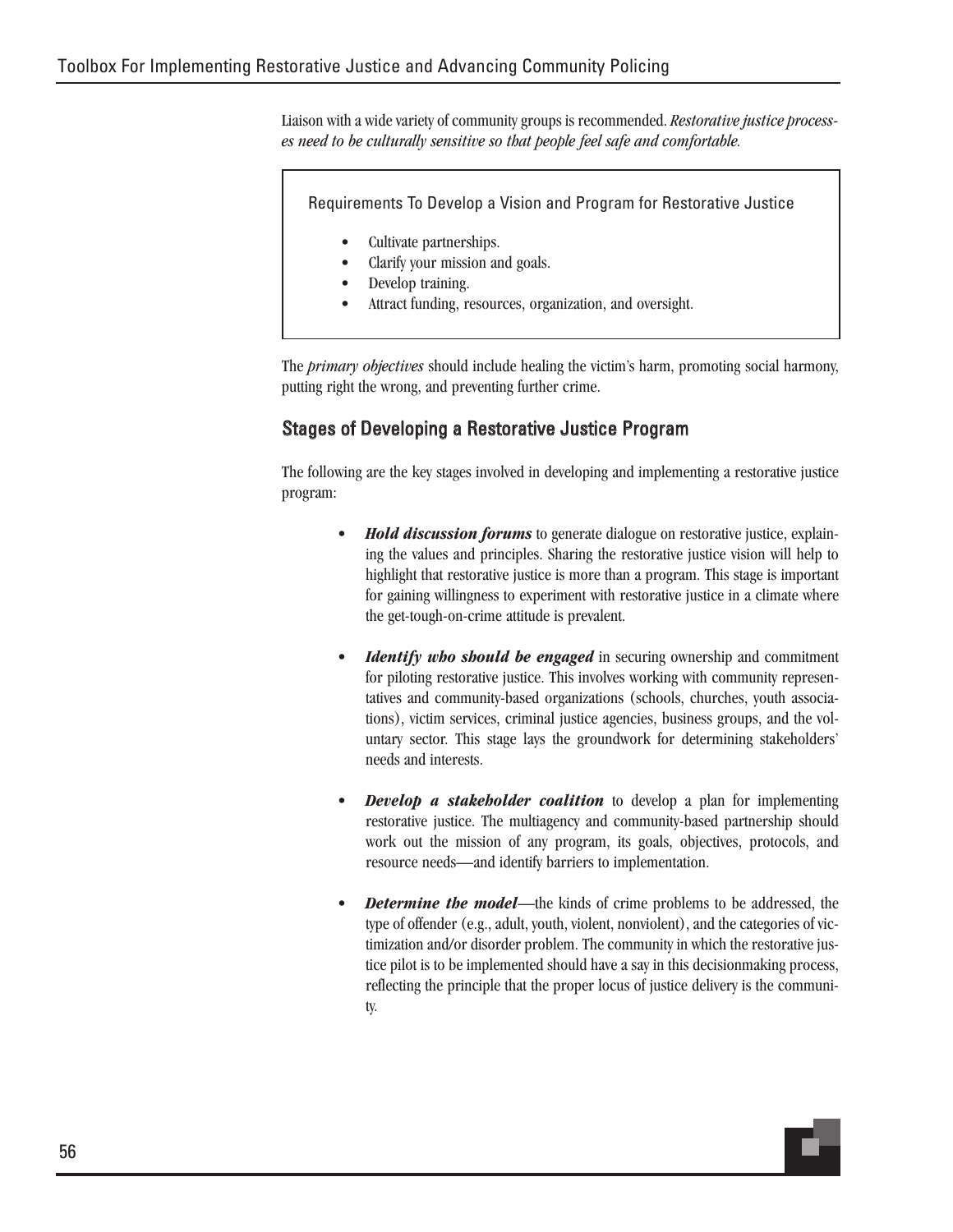Liaison with a wide variety of community groups is recommended. *Restorative justice processes need to be culturally sensitive so that people feel safe and comfortable.*

> Requirements To Develop a Vision and Program for Restorative Justice
>
> - Cultivate partnerships.
> - Clarify your mission and goals.
> - Develop training.
> - Attract funding, resources, organization, and oversight.

The *primary objectives* should include healing the victim's harm, promoting social harmony, putting right the wrong, and preventing further crime.

### Stages of Developing a Restorative Justice Program

The following are the key stages involved in developing and implementing a restorative justice program:

- ***Hold discussion forums*** to generate dialogue on restorative justice, explaining the values and principles. Sharing the restorative justice vision will help to highlight that restorative justice is more than a program. This stage is important for gaining willingness to experiment with restorative justice in a climate where the get-tough-on-crime attitude is prevalent.

- ***Identify who should be engaged*** in securing ownership and commitment for piloting restorative justice. This involves working with community representatives and community-based organizations (schools, churches, youth associations), victim services, criminal justice agencies, business groups, and the voluntary sector. This stage lays the groundwork for determining stakeholders' needs and interests.

- ***Develop a stakeholder coalition*** to develop a plan for implementing restorative justice. The multiagency and community-based partnership should work out the mission of any program, its goals, objectives, protocols, and resource needs—and identify barriers to implementation.

- ***Determine the model***—the kinds of crime problems to be addressed, the type of offender (e.g., adult, youth, violent, nonviolent), and the categories of victimization and/or disorder problem. The community in which the restorative justice pilot is to be implemented should have a say in this decisionmaking process, reflecting the principle that the proper locus of justice delivery is the community.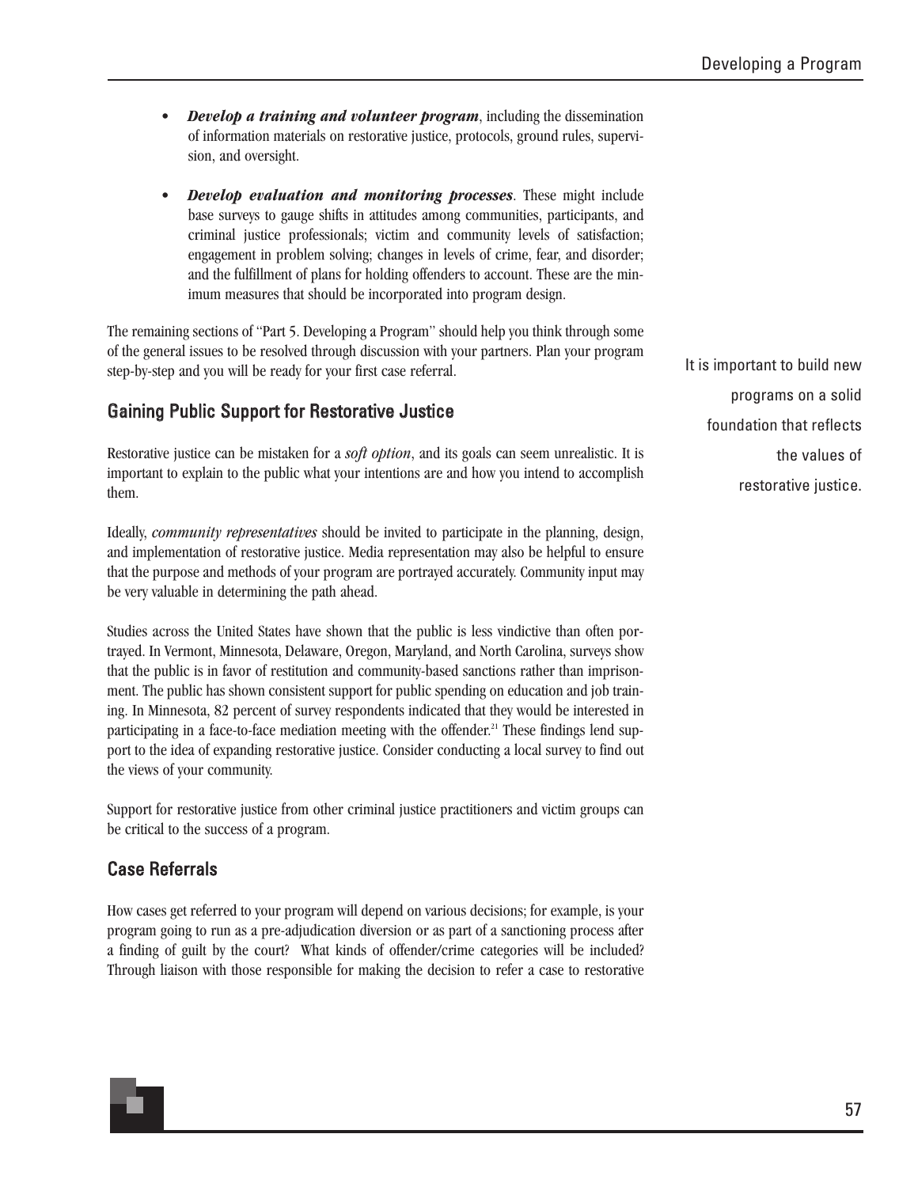- ***Develop a training and volunteer program***, including the dissemination of information materials on restorative justice, protocols, ground rules, supervision, and oversight.

- ***Develop evaluation and monitoring processes***. These might include base surveys to gauge shifts in attitudes among communities, participants, and criminal justice professionals; victim and community levels of satisfaction; engagement in problem solving; changes in levels of crime, fear, and disorder; and the fulfillment of plans for holding offenders to account. These are the minimum measures that should be incorporated into program design.

The remaining sections of "Part 5. Developing a Program" should help you think through some of the general issues to be resolved through discussion with your partners. Plan your program step-by-step and you will be ready for your first case referral.

It is important to build new programs on a solid foundation that reflects the values of restorative justice.

## Gaining Public Support for Restorative Justice

Restorative justice can be mistaken for a *soft option*, and its goals can seem unrealistic. It is important to explain to the public what your intentions are and how you intend to accomplish them.

Ideally, *community representatives* should be invited to participate in the planning, design, and implementation of restorative justice. Media representation may also be helpful to ensure that the purpose and methods of your program are portrayed accurately. Community input may be very valuable in determining the path ahead.

Studies across the United States have shown that the public is less vindictive than often portrayed. In Vermont, Minnesota, Delaware, Oregon, Maryland, and North Carolina, surveys show that the public is in favor of restitution and community-based sanctions rather than imprisonment. The public has shown consistent support for public spending on education and job training. In Minnesota, 82 percent of survey respondents indicated that they would be interested in participating in a face-to-face mediation meeting with the offender.[21] These findings lend support to the idea of expanding restorative justice. Consider conducting a local survey to find out the views of your community.

Support for restorative justice from other criminal justice practitioners and victim groups can be critical to the success of a program.

## Case Referrals

How cases get referred to your program will depend on various decisions; for example, is your program going to run as a pre-adjudication diversion or as part of a sanctioning process after a finding of guilt by the court? What kinds of offender/crime categories will be included? Through liaison with those responsible for making the decision to refer a case to restorative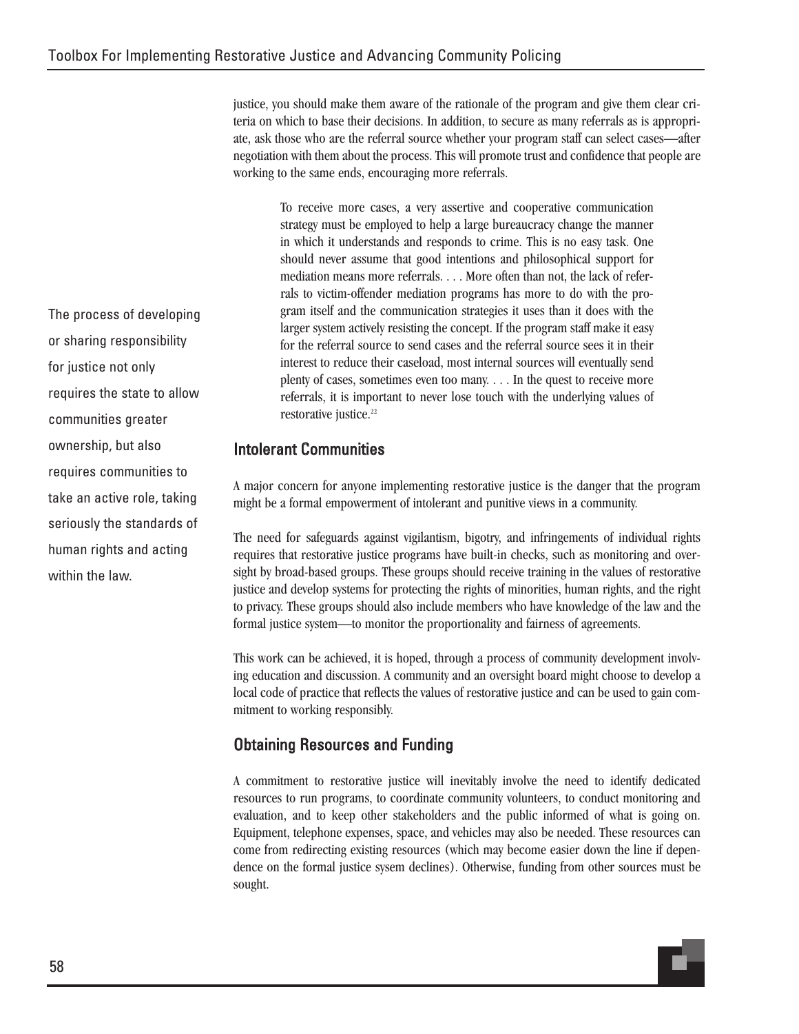justice, you should make them aware of the rationale of the program and give them clear criteria on which to base their decisions. In addition, to secure as many referrals as is appropriate, ask those who are the referral source whether your program staff can select cases—after negotiation with them about the process. This will promote trust and confidence that people are working to the same ends, encouraging more referrals.

> To receive more cases, a very assertive and cooperative communication strategy must be employed to help a large bureaucracy change the manner in which it understands and responds to crime. This is no easy task. One should never assume that good intentions and philosophical support for mediation means more referrals. . . . More often than not, the lack of referrals to victim-offender mediation programs has more to do with the program itself and the communication strategies it uses than it does with the larger system actively resisting the concept. If the program staff make it easy for the referral source to send cases and the referral source sees it in their interest to reduce their caseload, most internal sources will eventually send plenty of cases, sometimes even too many. . . . In the quest to receive more referrals, it is important to never lose touch with the underlying values of restorative justice.[22]

The process of developing or sharing responsibility for justice not only requires the state to allow communities greater ownership, but also requires communities to take an active role, taking seriously the standards of human rights and acting within the law.

### Intolerant Communities

A major concern for anyone implementing restorative justice is the danger that the program might be a formal empowerment of intolerant and punitive views in a community.

The need for safeguards against vigilantism, bigotry, and infringements of individual rights requires that restorative justice programs have built-in checks, such as monitoring and oversight by broad-based groups. These groups should receive training in the values of restorative justice and develop systems for protecting the rights of minorities, human rights, and the right to privacy. These groups should also include members who have knowledge of the law and the formal justice system—to monitor the proportionality and fairness of agreements.

This work can be achieved, it is hoped, through a process of community development involving education and discussion. A community and an oversight board might choose to develop a local code of practice that reflects the values of restorative justice and can be used to gain commitment to working responsibly.

### Obtaining Resources and Funding

A commitment to restorative justice will inevitably involve the need to identify dedicated resources to run programs, to coordinate community volunteers, to conduct monitoring and evaluation, and to keep other stakeholders and the public informed of what is going on. Equipment, telephone expenses, space, and vehicles may also be needed. These resources can come from redirecting existing resources (which may become easier down the line if dependence on the formal justice sysem declines). Otherwise, funding from other sources must be sought.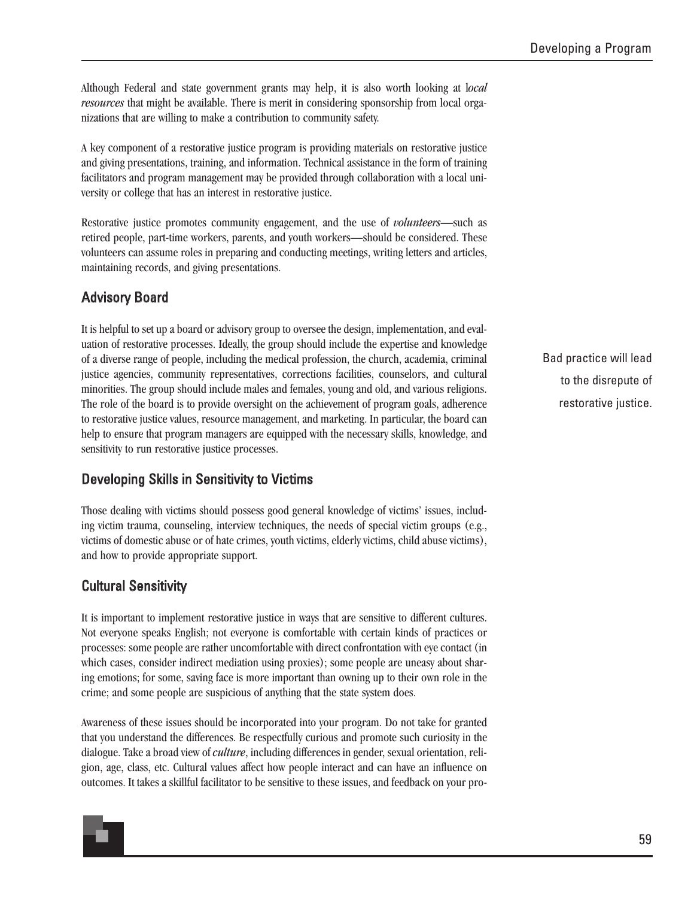Although Federal and state government grants may help, it is also worth looking at l*ocal resources* that might be available. There is merit in considering sponsorship from local organizations that are willing to make a contribution to community safety.

A key component of a restorative justice program is providing materials on restorative justice and giving presentations, training, and information. Technical assistance in the form of training facilitators and program management may be provided through collaboration with a local university or college that has an interest in restorative justice.

Restorative justice promotes community engagement, and the use of *volunteers*—such as retired people, part-time workers, parents, and youth workers—should be considered. These volunteers can assume roles in preparing and conducting meetings, writing letters and articles, maintaining records, and giving presentations.

### Advisory Board

It is helpful to set up a board or advisory group to oversee the design, implementation, and evaluation of restorative processes. Ideally, the group should include the expertise and knowledge of a diverse range of people, including the medical profession, the church, academia, criminal justice agencies, community representatives, corrections facilities, counselors, and cultural minorities. The group should include males and females, young and old, and various religions. The role of the board is to provide oversight on the achievement of program goals, adherence to restorative justice values, resource management, and marketing. In particular, the board can help to ensure that program managers are equipped with the necessary skills, knowledge, and sensitivity to run restorative justice processes.

Bad practice will lead to the disrepute of restorative justice.

### Developing Skills in Sensitivity to Victims

Those dealing with victims should possess good general knowledge of victims' issues, including victim trauma, counseling, interview techniques, the needs of special victim groups (e.g., victims of domestic abuse or of hate crimes, youth victims, elderly victims, child abuse victims), and how to provide appropriate support.

### Cultural Sensitivity

It is important to implement restorative justice in ways that are sensitive to different cultures. Not everyone speaks English; not everyone is comfortable with certain kinds of practices or processes: some people are rather uncomfortable with direct confrontation with eye contact (in which cases, consider indirect mediation using proxies); some people are uneasy about sharing emotions; for some, saving face is more important than owning up to their own role in the crime; and some people are suspicious of anything that the state system does.

Awareness of these issues should be incorporated into your program. Do not take for granted that you understand the differences. Be respectfully curious and promote such curiosity in the dialogue. Take a broad view of *culture*, including differences in gender, sexual orientation, religion, age, class, etc. Cultural values affect how people interact and can have an influence on outcomes. It takes a skillful facilitator to be sensitive to these issues, and feedback on your pro-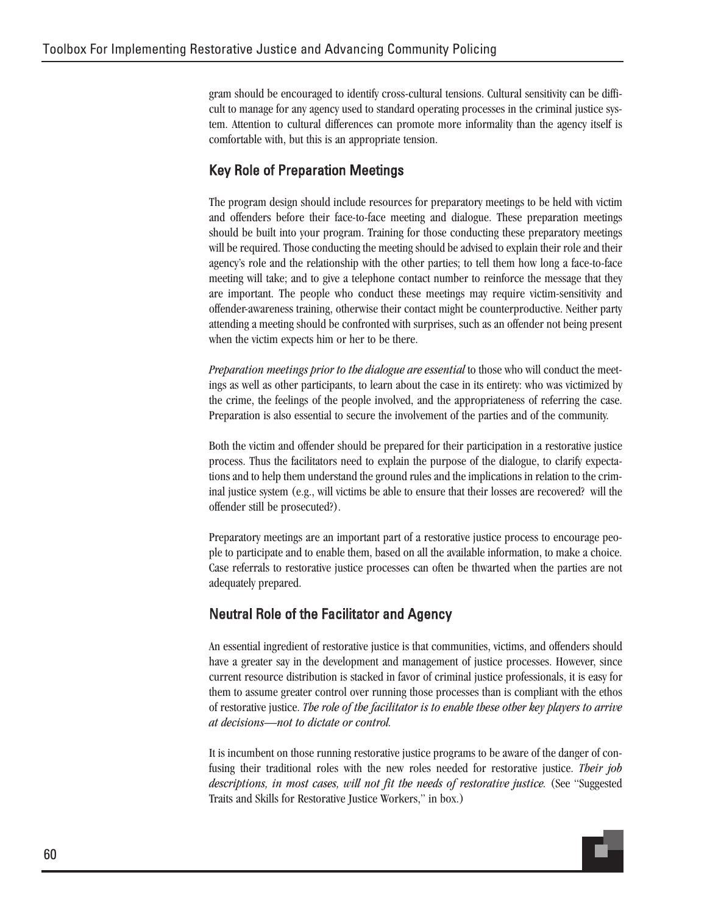gram should be encouraged to identify cross-cultural tensions. Cultural sensitivity can be difficult to manage for any agency used to standard operating processes in the criminal justice system. Attention to cultural differences can promote more informality than the agency itself is comfortable with, but this is an appropriate tension.

## Key Role of Preparation Meetings

The program design should include resources for preparatory meetings to be held with victim and offenders before their face-to-face meeting and dialogue. These preparation meetings should be built into your program. Training for those conducting these preparatory meetings will be required. Those conducting the meeting should be advised to explain their role and their agency's role and the relationship with the other parties; to tell them how long a face-to-face meeting will take; and to give a telephone contact number to reinforce the message that they are important. The people who conduct these meetings may require victim-sensitivity and offender-awareness training, otherwise their contact might be counterproductive. Neither party attending a meeting should be confronted with surprises, such as an offender not being present when the victim expects him or her to be there.

*Preparation meetings prior to the dialogue are essential* to those who will conduct the meetings as well as other participants, to learn about the case in its entirety: who was victimized by the crime, the feelings of the people involved, and the appropriateness of referring the case. Preparation is also essential to secure the involvement of the parties and of the community.

Both the victim and offender should be prepared for their participation in a restorative justice process. Thus the facilitators need to explain the purpose of the dialogue, to clarify expectations and to help them understand the ground rules and the implications in relation to the criminal justice system (e.g., will victims be able to ensure that their losses are recovered? will the offender still be prosecuted?).

Preparatory meetings are an important part of a restorative justice process to encourage people to participate and to enable them, based on all the available information, to make a choice. Case referrals to restorative justice processes can often be thwarted when the parties are not adequately prepared.

## Neutral Role of the Facilitator and Agency

An essential ingredient of restorative justice is that communities, victims, and offenders should have a greater say in the development and management of justice processes. However, since current resource distribution is stacked in favor of criminal justice professionals, it is easy for them to assume greater control over running those processes than is compliant with the ethos of restorative justice. *The role of the facilitator is to enable these other key players to arrive at decisions—not to dictate or control.*

It is incumbent on those running restorative justice programs to be aware of the danger of confusing their traditional roles with the new roles needed for restorative justice. *Their job descriptions, in most cases, will not fit the needs of restorative justice.* (See "Suggested Traits and Skills for Restorative Justice Workers," in box.)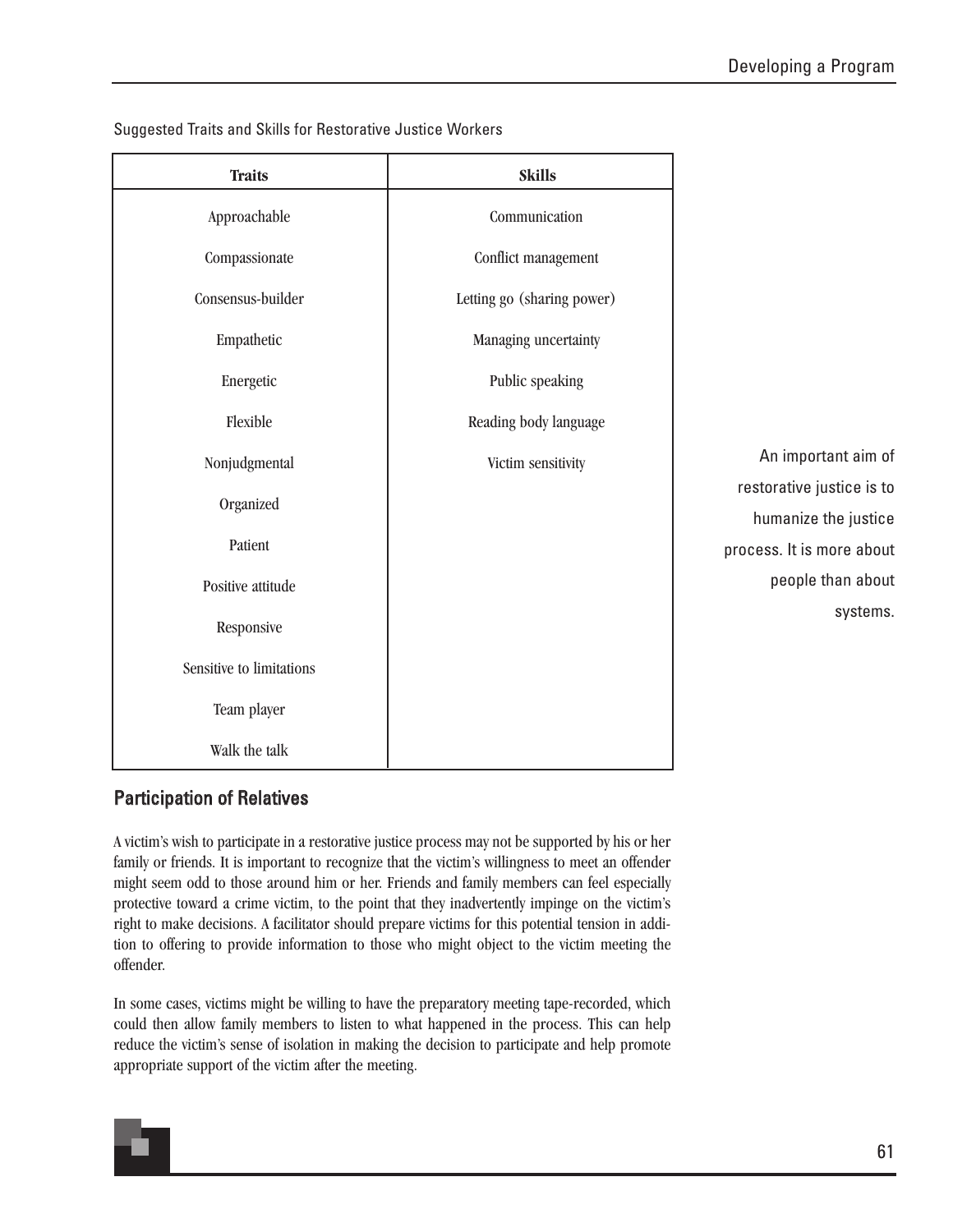Suggested Traits and Skills for Restorative Justice Workers

| Traits | Skills |
| --- | --- |
| Approachable | Communication |
| Compassionate | Conflict management |
| Consensus-builder | Letting go (sharing power) |
| Empathetic | Managing uncertainty |
| Energetic | Public speaking |
| Flexible | Reading body language |
| Nonjudgmental | Victim sensitivity |
| Organized | |
| Patient | |
| Positive attitude | |
| Responsive | |
| Sensitive to limitations | |
| Team player | |
| Walk the talk | |

An important aim of restorative justice is to humanize the justice process. It is more about people than about systems.

## Participation of Relatives

A victim's wish to participate in a restorative justice process may not be supported by his or her family or friends. It is important to recognize that the victim's willingness to meet an offender might seem odd to those around him or her. Friends and family members can feel especially protective toward a crime victim, to the point that they inadvertently impinge on the victim's right to make decisions. A facilitator should prepare victims for this potential tension in addition to offering to provide information to those who might object to the victim meeting the offender.

In some cases, victims might be willing to have the preparatory meeting tape-recorded, which could then allow family members to listen to what happened in the process. This can help reduce the victim's sense of isolation in making the decision to participate and help promote appropriate support of the victim after the meeting.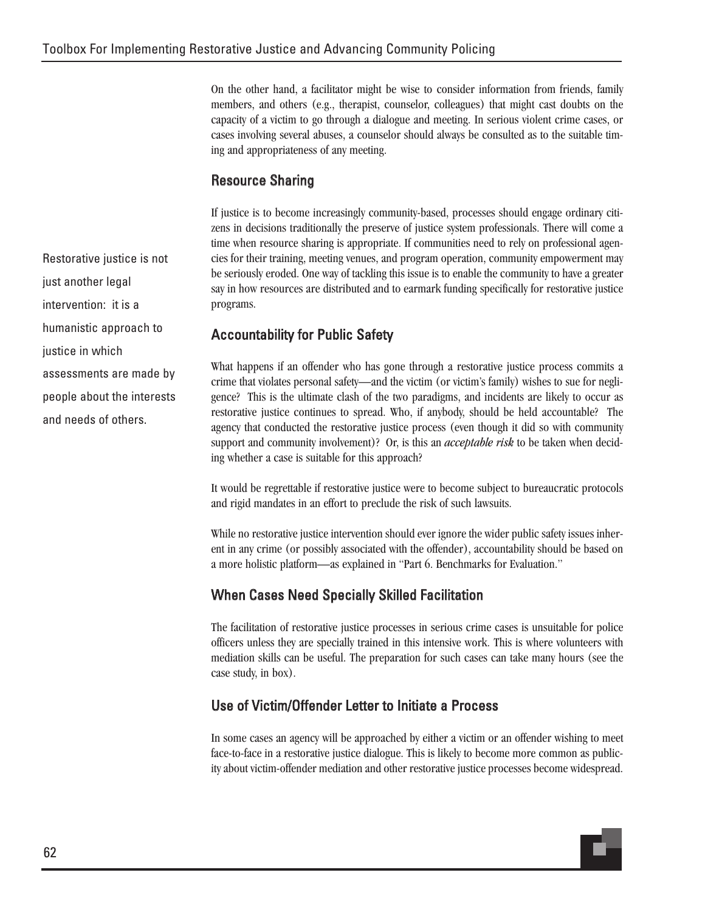On the other hand, a facilitator might be wise to consider information from friends, family members, and others (e.g., therapist, counselor, colleagues) that might cast doubts on the capacity of a victim to go through a dialogue and meeting. In serious violent crime cases, or cases involving several abuses, a counselor should always be consulted as to the suitable timing and appropriateness of any meeting.

### Resource Sharing

If justice is to become increasingly community-based, processes should engage ordinary citizens in decisions traditionally the preserve of justice system professionals. There will come a time when resource sharing is appropriate. If communities need to rely on professional agencies for their training, meeting venues, and program operation, community empowerment may be seriously eroded. One way of tackling this issue is to enable the community to have a greater say in how resources are distributed and to earmark funding specifically for restorative justice programs.

Restorative justice is not just another legal intervention: it is a humanistic approach to justice in which assessments are made by people about the interests and needs of others.

### Accountability for Public Safety

What happens if an offender who has gone through a restorative justice process commits a crime that violates personal safety—and the victim (or victim's family) wishes to sue for negligence? This is the ultimate clash of the two paradigms, and incidents are likely to occur as restorative justice continues to spread. Who, if anybody, should be held accountable? The agency that conducted the restorative justice process (even though it did so with community support and community involvement)? Or, is this an *acceptable risk* to be taken when deciding whether a case is suitable for this approach?

It would be regrettable if restorative justice were to become subject to bureaucratic protocols and rigid mandates in an effort to preclude the risk of such lawsuits.

While no restorative justice intervention should ever ignore the wider public safety issues inherent in any crime (or possibly associated with the offender), accountability should be based on a more holistic platform—as explained in "Part 6. Benchmarks for Evaluation."

### When Cases Need Specially Skilled Facilitation

The facilitation of restorative justice processes in serious crime cases is unsuitable for police officers unless they are specially trained in this intensive work. This is where volunteers with mediation skills can be useful. The preparation for such cases can take many hours (see the case study, in box).

### Use of Victim/Offender Letter to Initiate a Process

In some cases an agency will be approached by either a victim or an offender wishing to meet face-to-face in a restorative justice dialogue. This is likely to become more common as publicity about victim-offender mediation and other restorative justice processes become widespread.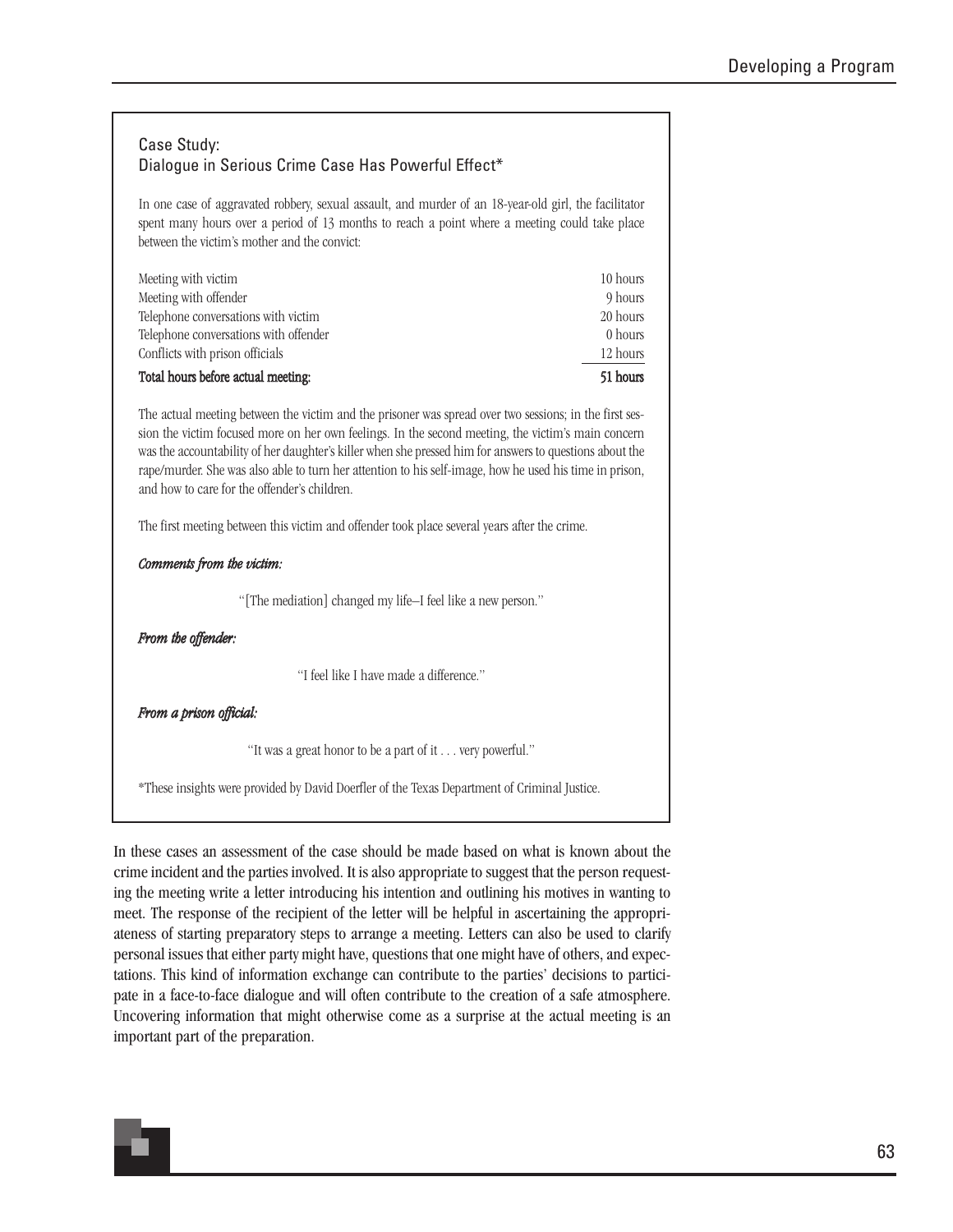## Case Study: Dialogue in Serious Crime Case Has Powerful Effect*

In one case of aggravated robbery, sexual assault, and murder of an 18-year-old girl, the facilitator spent many hours over a period of 13 months to reach a point where a meeting could take place between the victim's mother and the convict:

| | |
|---|---|
| Meeting with victim | 10 hours |
| Meeting with offender | 9 hours |
| Telephone conversations with victim | 20 hours |
| Telephone conversations with offender | 0 hours |
| Conflicts with prison officials | 12 hours |
| **Total hours before actual meeting:** | **51 hours** |

The actual meeting between the victim and the prisoner was spread over two sessions; in the first session the victim focused more on her own feelings. In the second meeting, the victim's main concern was the accountability of her daughter's killer when she pressed him for answers to questions about the rape/murder. She was also able to turn her attention to his self-image, how he used his time in prison, and how to care for the offender's children.

The first meeting between this victim and offender took place several years after the crime.

***Comments from the victim:***

"[The mediation] changed my life–I feel like a new person."

***From the offender:***

"I feel like I have made a difference."

***From a prison official:***

"It was a great honor to be a part of it . . . very powerful."

*These insights were provided by David Doerfler of the Texas Department of Criminal Justice.

In these cases an assessment of the case should be made based on what is known about the crime incident and the parties involved. It is also appropriate to suggest that the person requesting the meeting write a letter introducing his intention and outlining his motives in wanting to meet. The response of the recipient of the letter will be helpful in ascertaining the appropriateness of starting preparatory steps to arrange a meeting. Letters can also be used to clarify personal issues that either party might have, questions that one might have of others, and expectations. This kind of information exchange can contribute to the parties' decisions to participate in a face-to-face dialogue and will often contribute to the creation of a safe atmosphere. Uncovering information that might otherwise come as a surprise at the actual meeting is an important part of the preparation.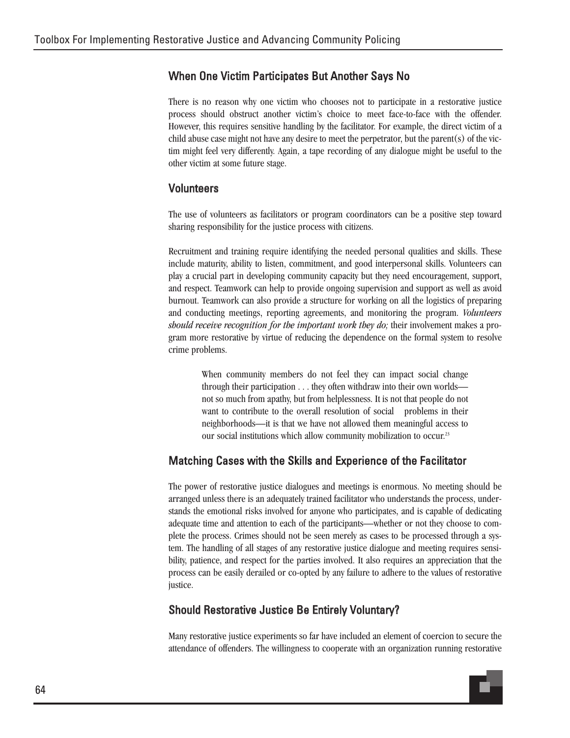## When One Victim Participates But Another Says No

There is no reason why one victim who chooses not to participate in a restorative justice process should obstruct another victim's choice to meet face-to-face with the offender. However, this requires sensitive handling by the facilitator. For example, the direct victim of a child abuse case might not have any desire to meet the perpetrator, but the parent(s) of the victim might feel very differently. Again, a tape recording of any dialogue might be useful to the other victim at some future stage.

## Volunteers

The use of volunteers as facilitators or program coordinators can be a positive step toward sharing responsibility for the justice process with citizens.

Recruitment and training require identifying the needed personal qualities and skills. These include maturity, ability to listen, commitment, and good interpersonal skills. Volunteers can play a crucial part in developing community capacity but they need encouragement, support, and respect. Teamwork can help to provide ongoing supervision and support as well as avoid burnout. Teamwork can also provide a structure for working on all the logistics of preparing and conducting meetings, reporting agreements, and monitoring the program. *Volunteers should receive recognition for the important work they do;* their involvement makes a program more restorative by virtue of reducing the dependence on the formal system to resolve crime problems.

> When community members do not feel they can impact social change through their participation . . . they often withdraw into their own worlds—not so much from apathy, but from helplessness. It is not that people do not want to contribute to the overall resolution of social problems in their neighborhoods—it is that we have not allowed them meaningful access to our social institutions which allow community mobilization to occur.[23]

## Matching Cases with the Skills and Experience of the Facilitator

The power of restorative justice dialogues and meetings is enormous. No meeting should be arranged unless there is an adequately trained facilitator who understands the process, understands the emotional risks involved for anyone who participates, and is capable of dedicating adequate time and attention to each of the participants—whether or not they choose to complete the process. Crimes should not be seen merely as cases to be processed through a system. The handling of all stages of any restorative justice dialogue and meeting requires sensibility, patience, and respect for the parties involved. It also requires an appreciation that the process can be easily derailed or co-opted by any failure to adhere to the values of restorative justice.

## Should Restorative Justice Be Entirely Voluntary?

Many restorative justice experiments so far have included an element of coercion to secure the attendance of offenders. The willingness to cooperate with an organization running restorative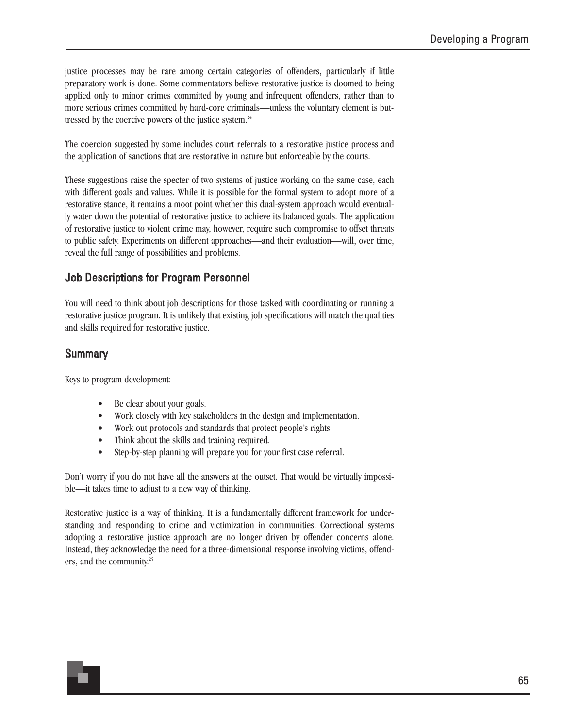justice processes may be rare among certain categories of offenders, particularly if little preparatory work is done. Some commentators believe restorative justice is doomed to being applied only to minor crimes committed by young and infrequent offenders, rather than to more serious crimes committed by hard-core criminals—unless the voluntary element is buttressed by the coercive powers of the justice system.[24]

The coercion suggested by some includes court referrals to a restorative justice process and the application of sanctions that are restorative in nature but enforceable by the courts.

These suggestions raise the specter of two systems of justice working on the same case, each with different goals and values. While it is possible for the formal system to adopt more of a restorative stance, it remains a moot point whether this dual-system approach would eventually water down the potential of restorative justice to achieve its balanced goals. The application of restorative justice to violent crime may, however, require such compromise to offset threats to public safety. Experiments on different approaches—and their evaluation—will, over time, reveal the full range of possibilities and problems.

## Job Descriptions for Program Personnel

You will need to think about job descriptions for those tasked with coordinating or running a restorative justice program. It is unlikely that existing job specifications will match the qualities and skills required for restorative justice.

## Summary

Keys to program development:

- Be clear about your goals.
- Work closely with key stakeholders in the design and implementation.
- Work out protocols and standards that protect people's rights.
- Think about the skills and training required.
- Step-by-step planning will prepare you for your first case referral.

Don't worry if you do not have all the answers at the outset. That would be virtually impossible—it takes time to adjust to a new way of thinking.

Restorative justice is a way of thinking. It is a fundamentally different framework for understanding and responding to crime and victimization in communities. Correctional systems adopting a restorative justice approach are no longer driven by offender concerns alone. Instead, they acknowledge the need for a three-dimensional response involving victims, offenders, and the community.[25]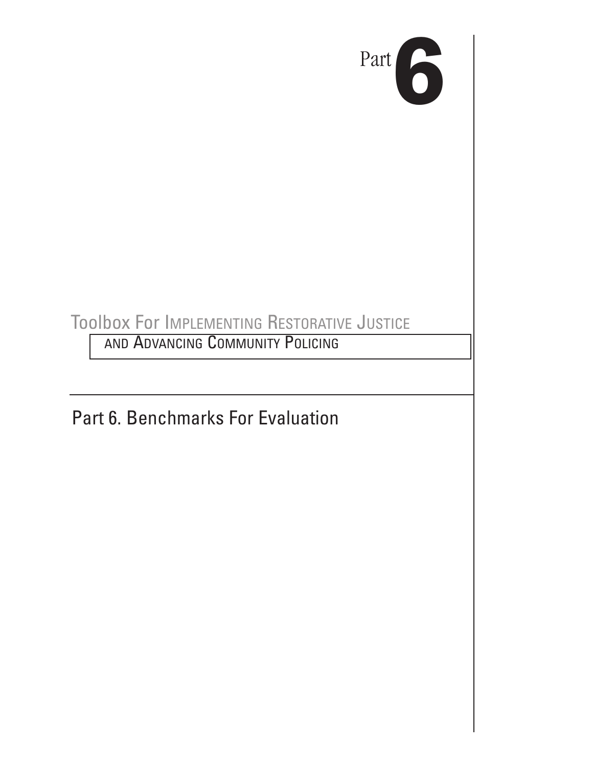Part **6**

Toolbox For Implementing Restorative Justice and Advancing Community Policing

# Part 6. Benchmarks For Evaluation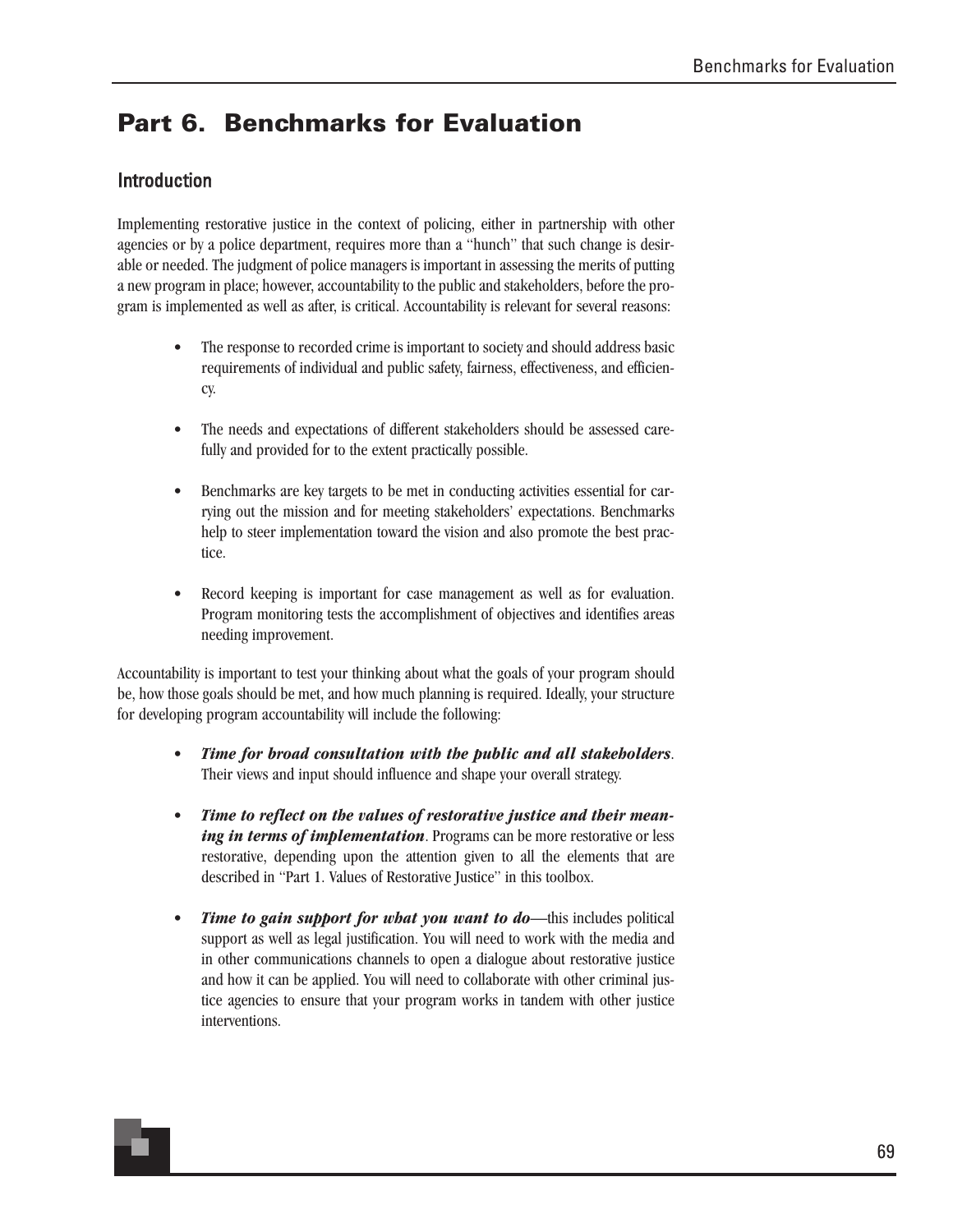# Part 6. Benchmarks for Evaluation

## Introduction

Implementing restorative justice in the context of policing, either in partnership with other agencies or by a police department, requires more than a "hunch" that such change is desirable or needed. The judgment of police managers is important in assessing the merits of putting a new program in place; however, accountability to the public and stakeholders, before the program is implemented as well as after, is critical. Accountability is relevant for several reasons:

- The response to recorded crime is important to society and should address basic requirements of individual and public safety, fairness, effectiveness, and efficiency.
- The needs and expectations of different stakeholders should be assessed carefully and provided for to the extent practically possible.
- Benchmarks are key targets to be met in conducting activities essential for carrying out the mission and for meeting stakeholders' expectations. Benchmarks help to steer implementation toward the vision and also promote the best practice.
- Record keeping is important for case management as well as for evaluation. Program monitoring tests the accomplishment of objectives and identifies areas needing improvement.

Accountability is important to test your thinking about what the goals of your program should be, how those goals should be met, and how much planning is required. Ideally, your structure for developing program accountability will include the following:

- ***Time for broad consultation with the public and all stakeholders***. Their views and input should influence and shape your overall strategy.
- ***Time to reflect on the values of restorative justice and their meaning in terms of implementation***. Programs can be more restorative or less restorative, depending upon the attention given to all the elements that are described in "Part 1. Values of Restorative Justice" in this toolbox.
- ***Time to gain support for what you want to do***—this includes political support as well as legal justification. You will need to work with the media and in other communications channels to open a dialogue about restorative justice and how it can be applied. You will need to collaborate with other criminal justice agencies to ensure that your program works in tandem with other justice interventions.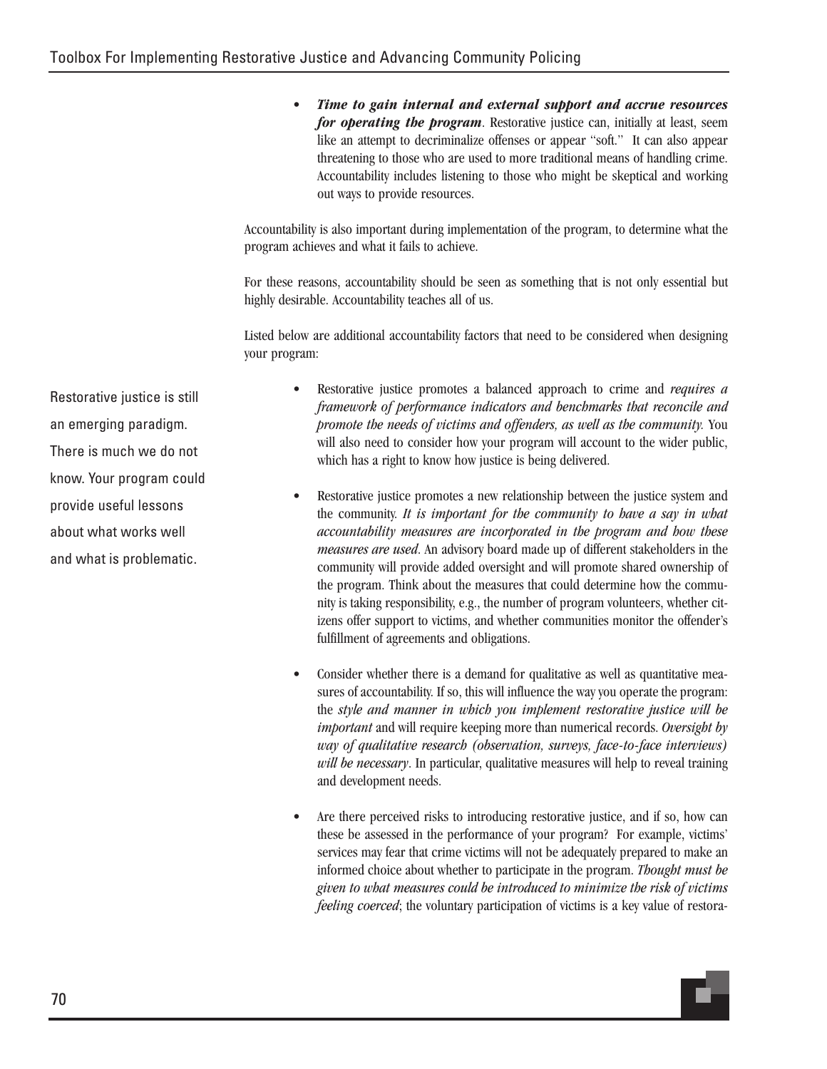- ***Time to gain internal and external support and accrue resources for operating the program***. Restorative justice can, initially at least, seem like an attempt to decriminalize offenses or appear "soft." It can also appear threatening to those who are used to more traditional means of handling crime. Accountability includes listening to those who might be skeptical and working out ways to provide resources.

Accountability is also important during implementation of the program, to determine what the program achieves and what it fails to achieve.

For these reasons, accountability should be seen as something that is not only essential but highly desirable. Accountability teaches all of us.

Listed below are additional accountability factors that need to be considered when designing your program:

Restorative justice is still an emerging paradigm. There is much we do not know. Your program could provide useful lessons about what works well and what is problematic.

- Restorative justice promotes a balanced approach to crime and *requires a framework of performance indicators and benchmarks that reconcile and promote the needs of victims and offenders, as well as the community.* You will also need to consider how your program will account to the wider public, which has a right to know how justice is being delivered.

- Restorative justice promotes a new relationship between the justice system and the community. *It is important for the community to have a say in what accountability measures are incorporated in the program and how these measures are used*. An advisory board made up of different stakeholders in the community will provide added oversight and will promote shared ownership of the program. Think about the measures that could determine how the community is taking responsibility, e.g., the number of program volunteers, whether citizens offer support to victims, and whether communities monitor the offender's fulfillment of agreements and obligations.

- Consider whether there is a demand for qualitative as well as quantitative measures of accountability. If so, this will influence the way you operate the program: the *style and manner in which you implement restorative justice will be important* and will require keeping more than numerical records. *Oversight by way of qualitative research (observation, surveys, face-to-face interviews) will be necessary*. In particular, qualitative measures will help to reveal training and development needs.

- Are there perceived risks to introducing restorative justice, and if so, how can these be assessed in the performance of your program? For example, victims' services may fear that crime victims will not be adequately prepared to make an informed choice about whether to participate in the program. *Thought must be given to what measures could be introduced to minimize the risk of victims feeling coerced*; the voluntary participation of victims is a key value of restora-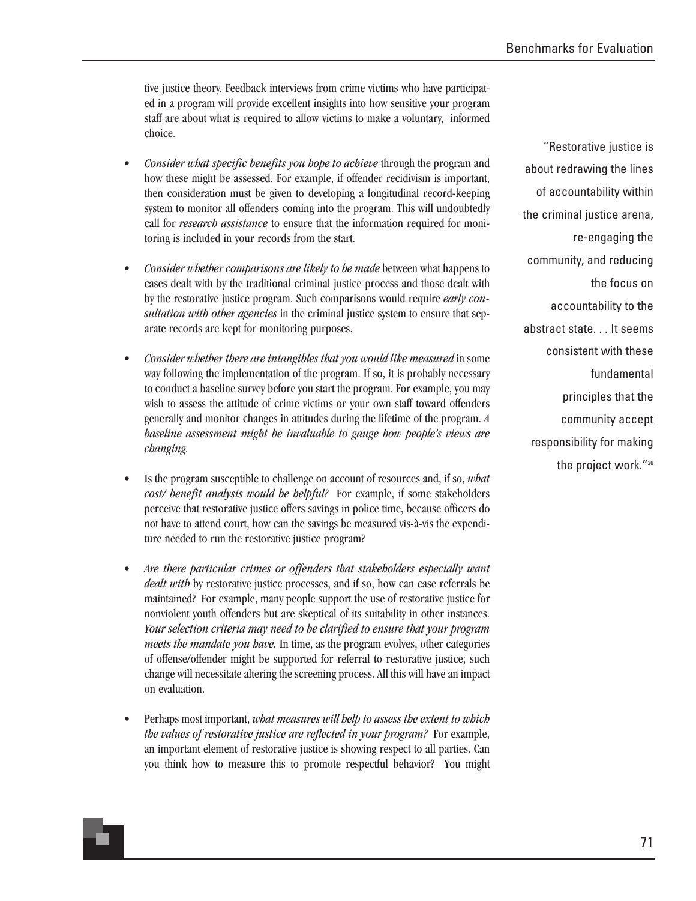tive justice theory. Feedback interviews from crime victims who have participated in a program will provide excellent insights into how sensitive your program staff are about what is required to allow victims to make a voluntary, informed choice.

- *Consider what specific benefits you hope to achieve* through the program and how these might be assessed. For example, if offender recidivism is important, then consideration must be given to developing a longitudinal record-keeping system to monitor all offenders coming into the program. This will undoubtedly call for *research assistance* to ensure that the information required for monitoring is included in your records from the start.

- *Consider whether comparisons are likely to be made* between what happens to cases dealt with by the traditional criminal justice process and those dealt with by the restorative justice program. Such comparisons would require *early consultation with other agencies* in the criminal justice system to ensure that separate records are kept for monitoring purposes.

- *Consider whether there are intangibles that you would like measured* in some way following the implementation of the program. If so, it is probably necessary to conduct a baseline survey before you start the program. For example, you may wish to assess the attitude of crime victims or your own staff toward offenders generally and monitor changes in attitudes during the lifetime of the program. *A baseline assessment might be invaluable to gauge how people's views are changing.*

- Is the program susceptible to challenge on account of resources and, if so, *what cost/ benefit analysis would be helpful?* For example, if some stakeholders perceive that restorative justice offers savings in police time, because officers do not have to attend court, how can the savings be measured vis-à-vis the expenditure needed to run the restorative justice program?

- *Are there particular crimes or offenders that stakeholders especially want dealt with* by restorative justice processes, and if so, how can case referrals be maintained? For example, many people support the use of restorative justice for nonviolent youth offenders but are skeptical of its suitability in other instances. *Your selection criteria may need to be clarified to ensure that your program meets the mandate you have.* In time, as the program evolves, other categories of offense/offender might be supported for referral to restorative justice; such change will necessitate altering the screening process. All this will have an impact on evaluation.

- Perhaps most important, *what measures will help to assess the extent to which the values of restorative justice are reflected in your program?* For example, an important element of restorative justice is showing respect to all parties. Can you think how to measure this to promote respectful behavior? You might

> "Restorative justice is about redrawing the lines of accountability within the criminal justice arena, re-engaging the community, and reducing the focus on accountability to the abstract state. . . It seems consistent with these fundamental principles that the community accept responsibility for making the project work."[26]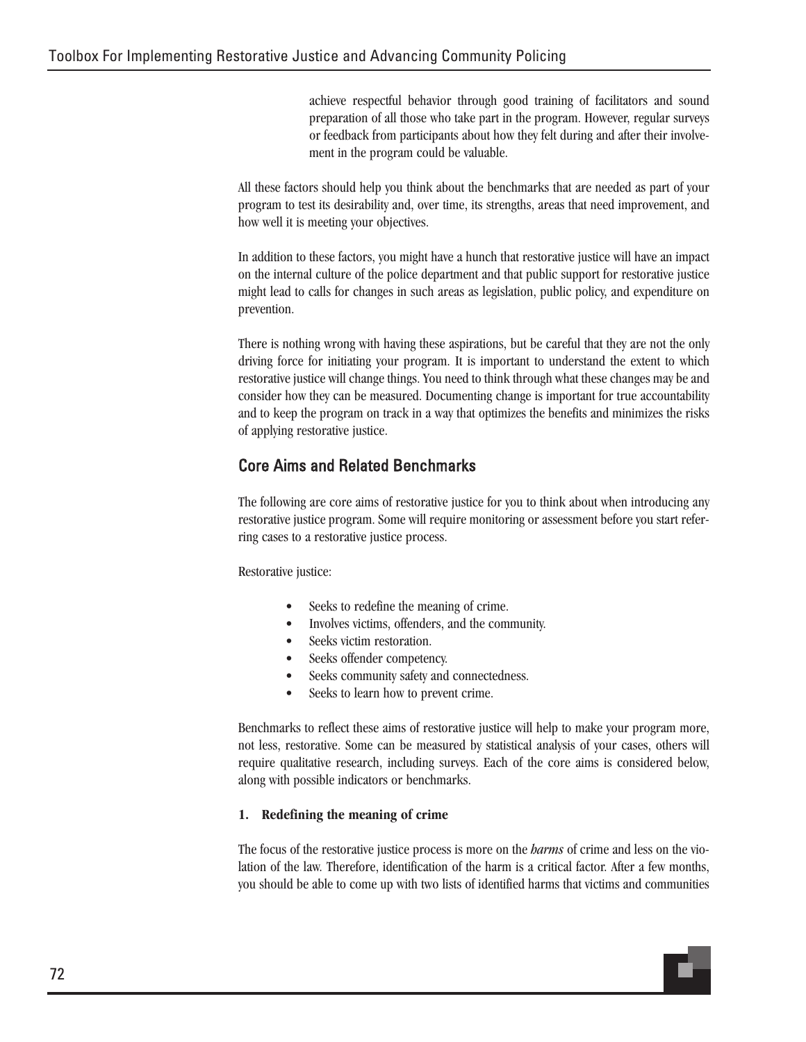achieve respectful behavior through good training of facilitators and sound preparation of all those who take part in the program. However, regular surveys or feedback from participants about how they felt during and after their involvement in the program could be valuable.

All these factors should help you think about the benchmarks that are needed as part of your program to test its desirability and, over time, its strengths, areas that need improvement, and how well it is meeting your objectives.

In addition to these factors, you might have a hunch that restorative justice will have an impact on the internal culture of the police department and that public support for restorative justice might lead to calls for changes in such areas as legislation, public policy, and expenditure on prevention.

There is nothing wrong with having these aspirations, but be careful that they are not the only driving force for initiating your program. It is important to understand the extent to which restorative justice will change things. You need to think through what these changes may be and consider how they can be measured. Documenting change is important for true accountability and to keep the program on track in a way that optimizes the benefits and minimizes the risks of applying restorative justice.

## Core Aims and Related Benchmarks

The following are core aims of restorative justice for you to think about when introducing any restorative justice program. Some will require monitoring or assessment before you start referring cases to a restorative justice process.

Restorative justice:

- Seeks to redefine the meaning of crime.
- Involves victims, offenders, and the community.
- Seeks victim restoration.
- Seeks offender competency.
- Seeks community safety and connectedness.
- Seeks to learn how to prevent crime.

Benchmarks to reflect these aims of restorative justice will help to make your program more, not less, restorative. Some can be measured by statistical analysis of your cases, others will require qualitative research, including surveys. Each of the core aims is considered below, along with possible indicators or benchmarks.

**1. Redefining the meaning of crime**

The focus of the restorative justice process is more on the *harms* of crime and less on the violation of the law. Therefore, identification of the harm is a critical factor. After a few months, you should be able to come up with two lists of identified harms that victims and communities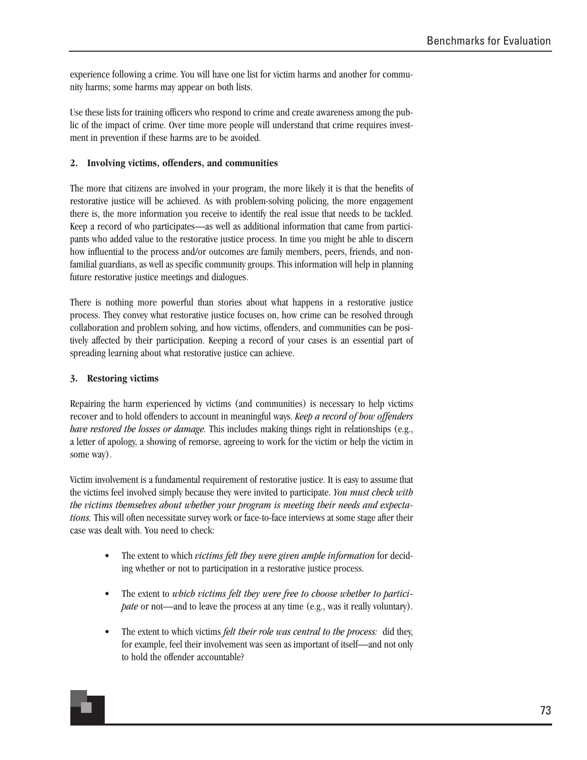experience following a crime. You will have one list for victim harms and another for community harms; some harms may appear on both lists.

Use these lists for training officers who respond to crime and create awareness among the public of the impact of crime. Over time more people will understand that crime requires investment in prevention if these harms are to be avoided.

**2. Involving victims, offenders, and communities**

The more that citizens are involved in your program, the more likely it is that the benefits of restorative justice will be achieved. As with problem-solving policing, the more engagement there is, the more information you receive to identify the real issue that needs to be tackled. Keep a record of who participates—as well as additional information that came from participants who added value to the restorative justice process. In time you might be able to discern how influential to the process and/or outcomes are family members, peers, friends, and nonfamilial guardians, as well as specific community groups. This information will help in planning future restorative justice meetings and dialogues.

There is nothing more powerful than stories about what happens in a restorative justice process. They convey what restorative justice focuses on, how crime can be resolved through collaboration and problem solving, and how victims, offenders, and communities can be positively affected by their participation. Keeping a record of your cases is an essential part of spreading learning about what restorative justice can achieve.

**3. Restoring victims**

Repairing the harm experienced by victims (and communities) is necessary to help victims recover and to hold offenders to account in meaningful ways. *Keep a record of how offenders have restored the losses or damage.* This includes making things right in relationships (e.g., a letter of apology, a showing of remorse, agreeing to work for the victim or help the victim in some way).

Victim involvement is a fundamental requirement of restorative justice. It is easy to assume that the victims feel involved simply because they were invited to participate. *You must check with the victims themselves about whether your program is meeting their needs and expectations.* This will often necessitate survey work or face-to-face interviews at some stage after their case was dealt with. You need to check:

- The extent to which *victims felt they were given ample information* for deciding whether or not to participation in a restorative justice process.
- The extent to *which victims felt they were free to choose whether to participate* or not—and to leave the process at any time (e.g., was it really voluntary).
- The extent to which victims *felt their role was central to the process:* did they, for example, feel their involvement was seen as important of itself—and not only to hold the offender accountable?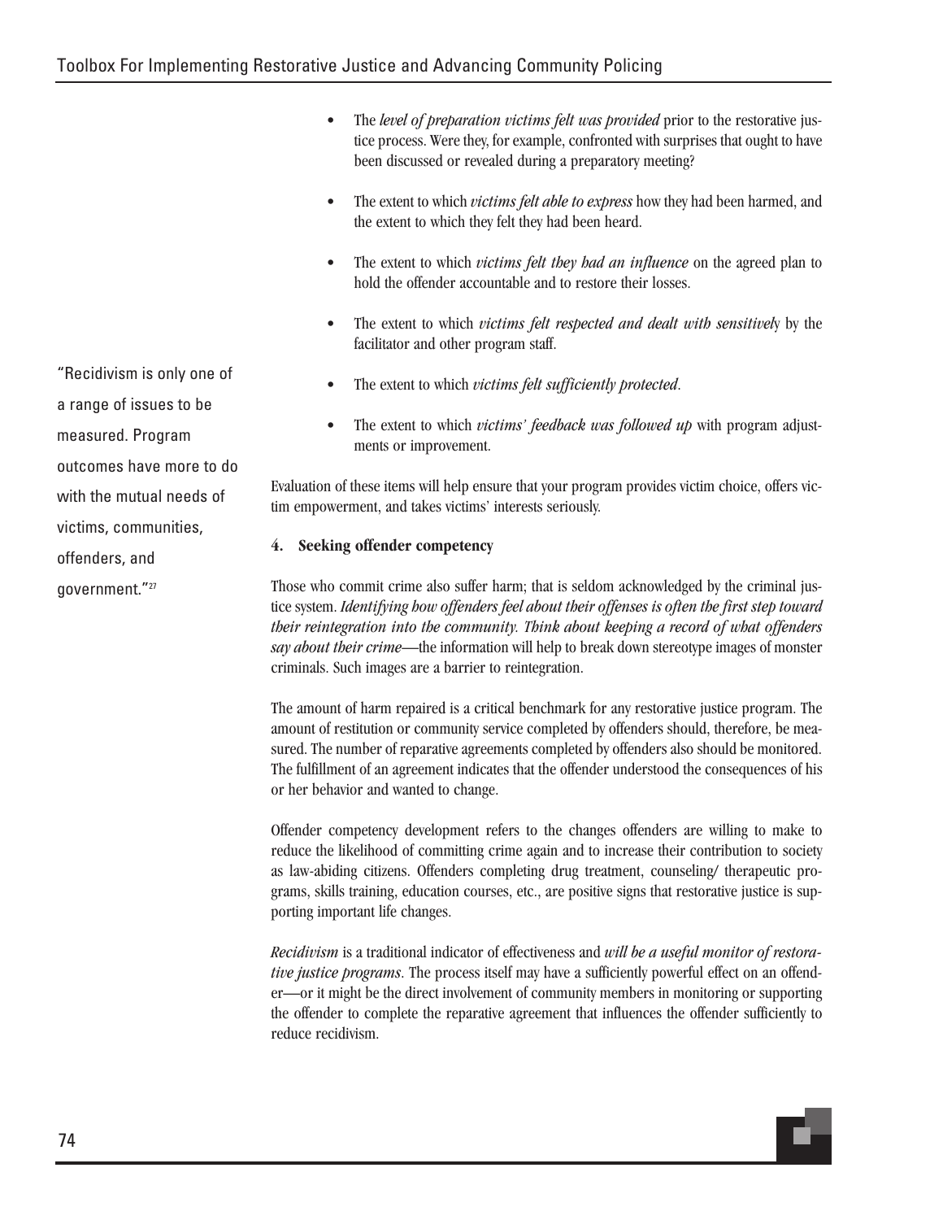- The *level of preparation victims felt was provided* prior to the restorative justice process. Were they, for example, confronted with surprises that ought to have been discussed or revealed during a preparatory meeting?

- The extent to which *victims felt able to express* how they had been harmed, and the extent to which they felt they had been heard.

- The extent to which *victims felt they had an influence* on the agreed plan to hold the offender accountable and to restore their losses.

- The extent to which *victims felt respected and dealt with sensitively* by the facilitator and other program staff.

- The extent to which *victims felt sufficiently protected*.

- The extent to which *victims' feedback was followed up* with program adjustments or improvement.

Evaluation of these items will help ensure that your program provides victim choice, offers victim empowerment, and takes victims' interests seriously.

> "Recidivism is only one of a range of issues to be measured. Program outcomes have more to do with the mutual needs of victims, communities, offenders, and government."[27]

**4. Seeking offender competency**

Those who commit crime also suffer harm; that is seldom acknowledged by the criminal justice system. *Identifying how offenders feel about their offenses is often the first step toward their reintegration into the community. Think about keeping a record of what offenders say about their crime*—the information will help to break down stereotype images of monster criminals. Such images are a barrier to reintegration.

The amount of harm repaired is a critical benchmark for any restorative justice program. The amount of restitution or community service completed by offenders should, therefore, be measured. The number of reparative agreements completed by offenders also should be monitored. The fulfillment of an agreement indicates that the offender understood the consequences of his or her behavior and wanted to change.

Offender competency development refers to the changes offenders are willing to make to reduce the likelihood of committing crime again and to increase their contribution to society as law-abiding citizens. Offenders completing drug treatment, counseling/ therapeutic programs, skills training, education courses, etc., are positive signs that restorative justice is supporting important life changes.

*Recidivism* is a traditional indicator of effectiveness and *will be a useful monitor of restorative justice programs*. The process itself may have a sufficiently powerful effect on an offender—or it might be the direct involvement of community members in monitoring or supporting the offender to complete the reparative agreement that influences the offender sufficiently to reduce recidivism.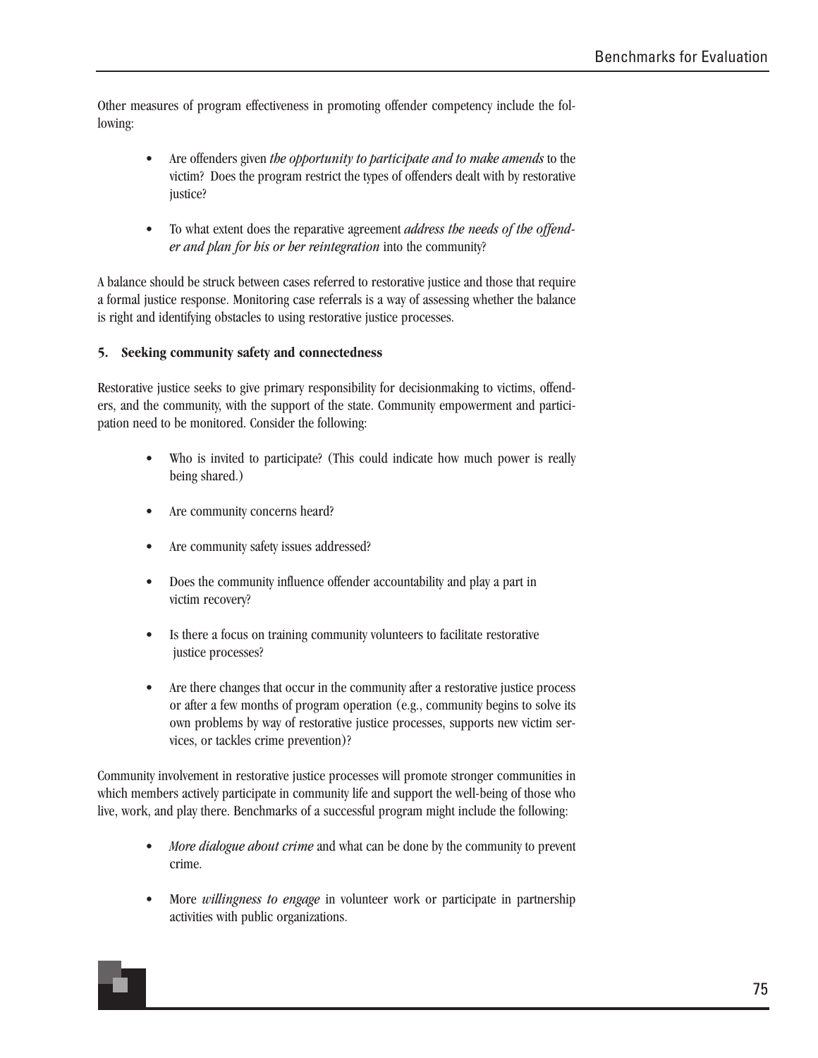Other measures of program effectiveness in promoting offender competency include the following:

- Are offenders given *the opportunity to participate and to make amends* to the victim? Does the program restrict the types of offenders dealt with by restorative justice?

- To what extent does the reparative agreement *address the needs of the offender and plan for his or her reintegration* into the community?

A balance should be struck between cases referred to restorative justice and those that require a formal justice response. Monitoring case referrals is a way of assessing whether the balance is right and identifying obstacles to using restorative justice processes.

**5. Seeking community safety and connectedness**

Restorative justice seeks to give primary responsibility for decisionmaking to victims, offenders, and the community, with the support of the state. Community empowerment and participation need to be monitored. Consider the following:

- Who is invited to participate? (This could indicate how much power is really being shared.)

- Are community concerns heard?

- Are community safety issues addressed?

- Does the community influence offender accountability and play a part in victim recovery?

- Is there a focus on training community volunteers to facilitate restorative justice processes?

- Are there changes that occur in the community after a restorative justice process or after a few months of program operation (e.g., community begins to solve its own problems by way of restorative justice processes, supports new victim services, or tackles crime prevention)?

Community involvement in restorative justice processes will promote stronger communities in which members actively participate in community life and support the well-being of those who live, work, and play there. Benchmarks of a successful program might include the following:

- *More dialogue about crime* and what can be done by the community to prevent crime.

- More *willingness to engage* in volunteer work or participate in partnership activities with public organizations.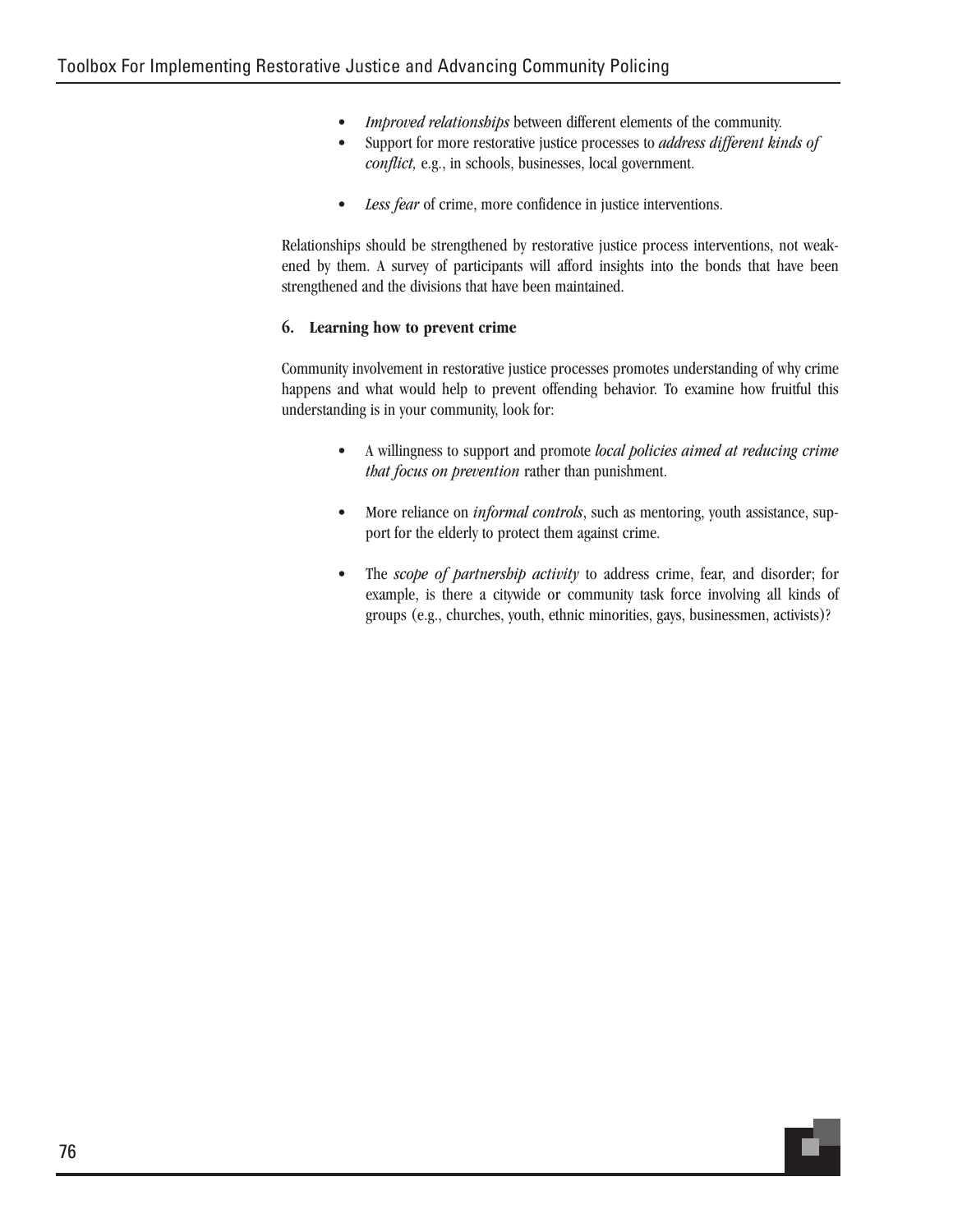- *Improved relationships* between different elements of the community.
- Support for more restorative justice processes to *address different kinds of conflict,* e.g., in schools, businesses, local government.
- *Less fear* of crime, more confidence in justice interventions.

Relationships should be strengthened by restorative justice process interventions, not weakened by them. A survey of participants will afford insights into the bonds that have been strengthened and the divisions that have been maintained.

**6. Learning how to prevent crime**

Community involvement in restorative justice processes promotes understanding of why crime happens and what would help to prevent offending behavior. To examine how fruitful this understanding is in your community, look for:

- A willingness to support and promote *local policies aimed at reducing crime that focus on prevention* rather than punishment.
- More reliance on *informal controls*, such as mentoring, youth assistance, support for the elderly to protect them against crime.
- The *scope of partnership activity* to address crime, fear, and disorder; for example, is there a citywide or community task force involving all kinds of groups (e.g., churches, youth, ethnic minorities, gays, businessmen, activists)?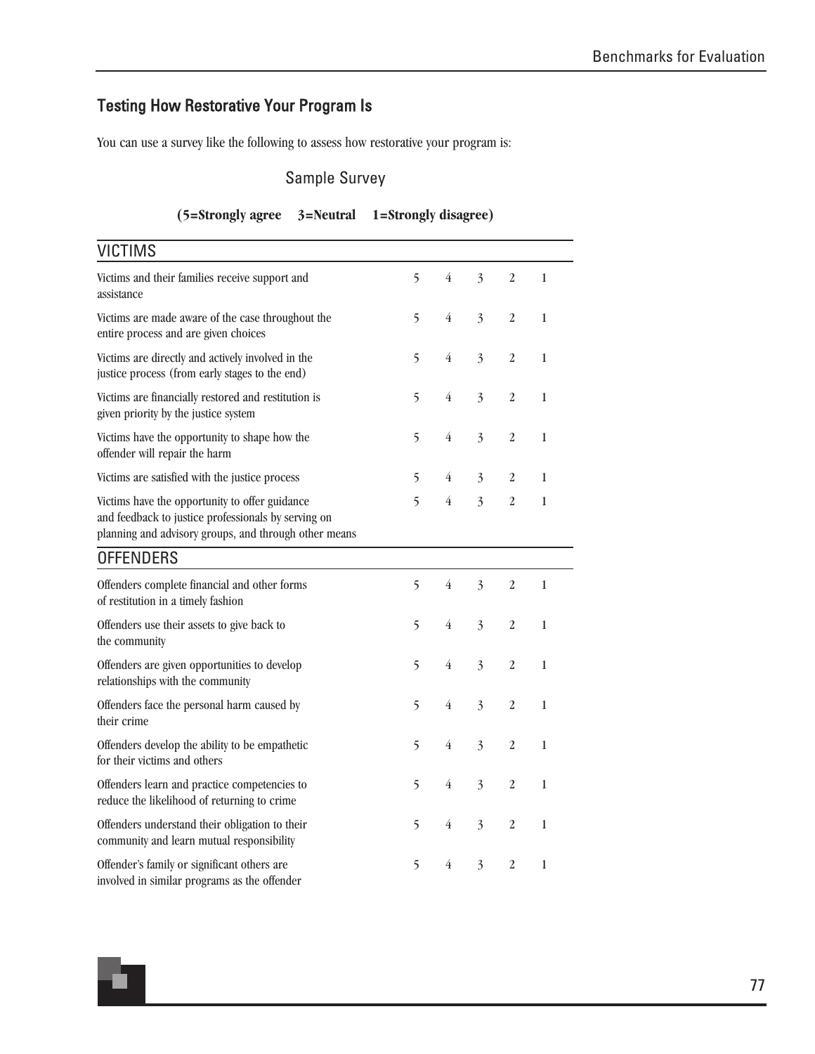## Testing How Restorative Your Program Is

You can use a survey like the following to assess how restorative your program is:

### Sample Survey

**(5=Strongly agree 3=Neutral 1=Strongly disagree)**

| VICTIMS | | | | | |
|---|---|---|---|---|---|
| Victims and their families receive support and assistance | 5 | 4 | 3 | 2 | 1 |
| Victims are made aware of the case throughout the entire process and are given choices | 5 | 4 | 3 | 2 | 1 |
| Victims are directly and actively involved in the justice process (from early stages to the end) | 5 | 4 | 3 | 2 | 1 |
| Victims are financially restored and restitution is given priority by the justice system | 5 | 4 | 3 | 2 | 1 |
| Victims have the opportunity to shape how the offender will repair the harm | 5 | 4 | 3 | 2 | 1 |
| Victims are satisfied with the justice process | 5 | 4 | 3 | 2 | 1 |
| Victims have the opportunity to offer guidance and feedback to justice professionals by serving on planning and advisory groups, and through other means | 5 | 4 | 3 | 2 | 1 |

| OFFENDERS | | | | | |
|---|---|---|---|---|---|
| Offenders complete financial and other forms of restitution in a timely fashion | 5 | 4 | 3 | 2 | 1 |
| Offenders use their assets to give back to the community | 5 | 4 | 3 | 2 | 1 |
| Offenders are given opportunities to develop relationships with the community | 5 | 4 | 3 | 2 | 1 |
| Offenders face the personal harm caused by their crime | 5 | 4 | 3 | 2 | 1 |
| Offenders develop the ability to be empathetic for their victims and others | 5 | 4 | 3 | 2 | 1 |
| Offenders learn and practice competencies to reduce the likelihood of returning to crime | 5 | 4 | 3 | 2 | 1 |
| Offenders understand their obligation to their community and learn mutual responsibility | 5 | 4 | 3 | 2 | 1 |
| Offender's family or significant others are involved in similar programs as the offender | 5 | 4 | 3 | 2 | 1 |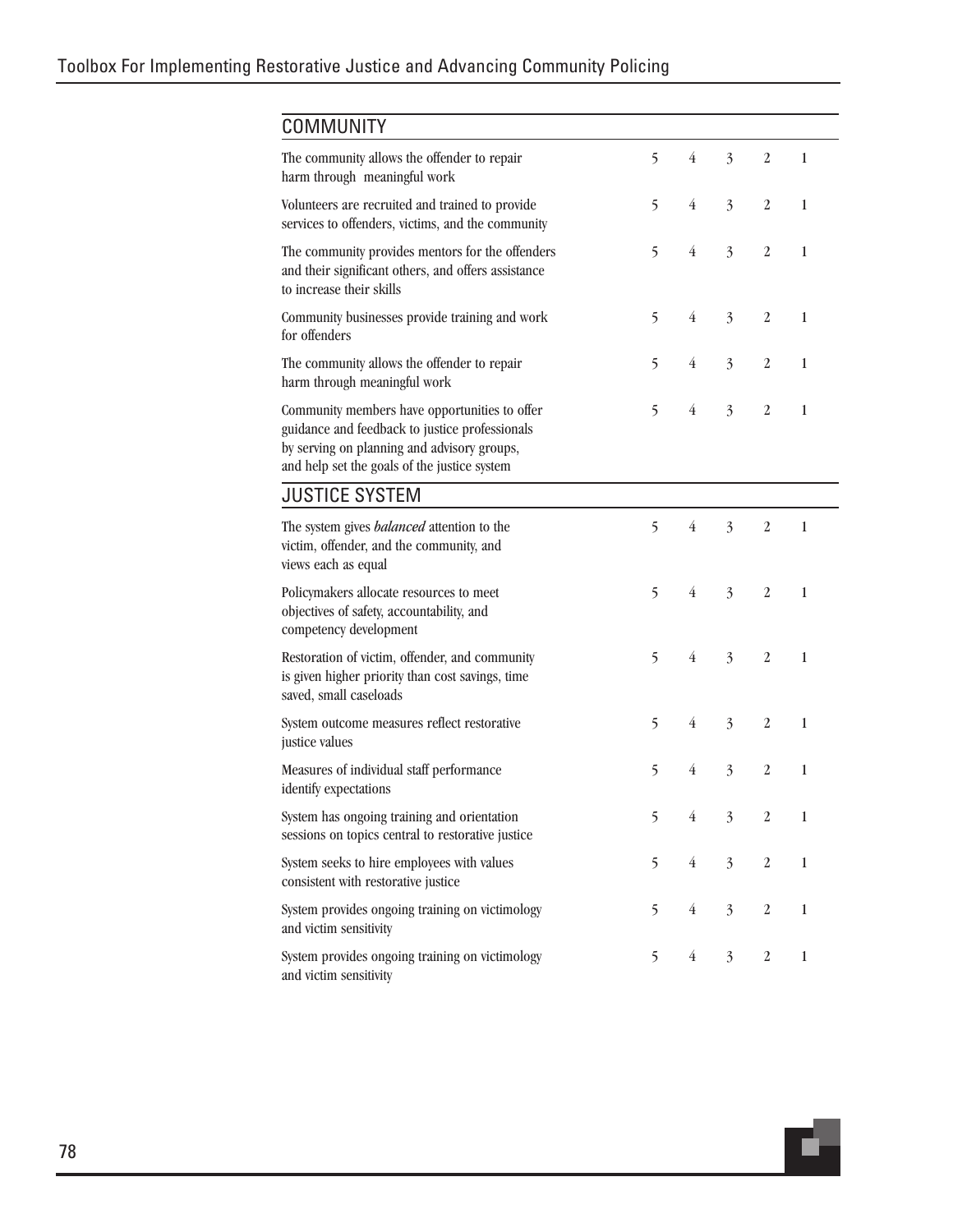| COMMUNITY | | | | | |
|---|---|---|---|---|---|
| The community allows the offender to repair harm through meaningful work | 5 | 4 | 3 | 2 | 1 |
| Volunteers are recruited and trained to provide services to offenders, victims, and the community | 5 | 4 | 3 | 2 | 1 |
| The community provides mentors for the offenders and their significant others, and offers assistance to increase their skills | 5 | 4 | 3 | 2 | 1 |
| Community businesses provide training and work for offenders | 5 | 4 | 3 | 2 | 1 |
| The community allows the offender to repair harm through meaningful work | 5 | 4 | 3 | 2 | 1 |
| Community members have opportunities to offer guidance and feedback to justice professionals by serving on planning and advisory groups, and help set the goals of the justice system | 5 | 4 | 3 | 2 | 1 |

| JUSTICE SYSTEM | | | | | |
|---|---|---|---|---|---|
| The system gives *balanced* attention to the victim, offender, and the community, and views each as equal | 5 | 4 | 3 | 2 | 1 |
| Policymakers allocate resources to meet objectives of safety, accountability, and competency development | 5 | 4 | 3 | 2 | 1 |
| Restoration of victim, offender, and community is given higher priority than cost savings, time saved, small caseloads | 5 | 4 | 3 | 2 | 1 |
| System outcome measures reflect restorative justice values | 5 | 4 | 3 | 2 | 1 |
| Measures of individual staff performance identify expectations | 5 | 4 | 3 | 2 | 1 |
| System has ongoing training and orientation sessions on topics central to restorative justice | 5 | 4 | 3 | 2 | 1 |
| System seeks to hire employees with values consistent with restorative justice | 5 | 4 | 3 | 2 | 1 |
| System provides ongoing training on victimology and victim sensitivity | 5 | 4 | 3 | 2 | 1 |
| System provides ongoing training on victimology and victim sensitivity | 5 | 4 | 3 | 2 | 1 |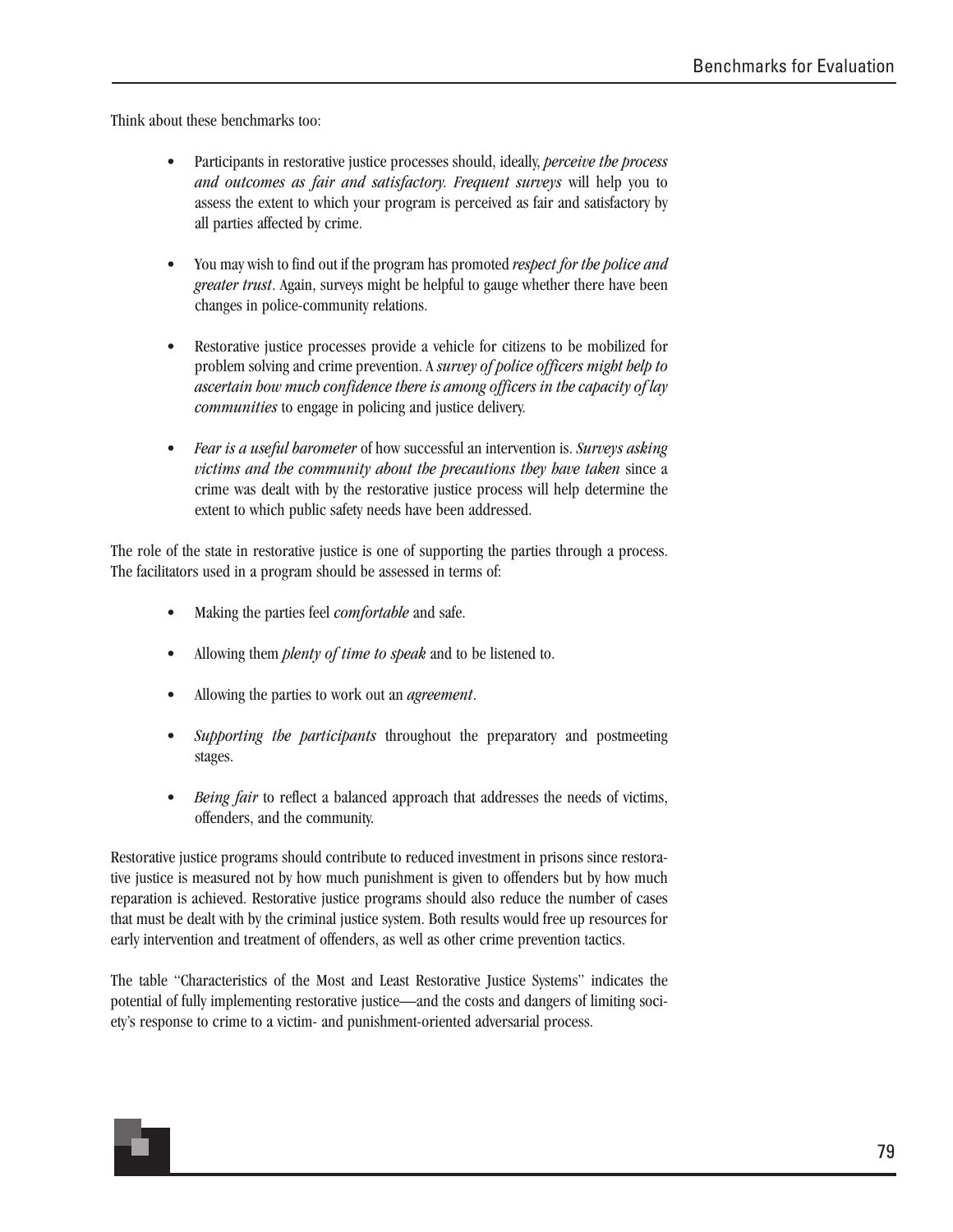Think about these benchmarks too:

- Participants in restorative justice processes should, ideally, *perceive the process and outcomes as fair and satisfactory. Frequent surveys* will help you to assess the extent to which your program is perceived as fair and satisfactory by all parties affected by crime.

- You may wish to find out if the program has promoted *respect for the police and greater trust*. Again, surveys might be helpful to gauge whether there have been changes in police-community relations.

- Restorative justice processes provide a vehicle for citizens to be mobilized for problem solving and crime prevention. A *survey of police officers might help to ascertain how much confidence there is among officers in the capacity of lay communities* to engage in policing and justice delivery.

- *Fear is a useful barometer* of how successful an intervention is. *Surveys asking victims and the community about the precautions they have taken* since a crime was dealt with by the restorative justice process will help determine the extent to which public safety needs have been addressed.

The role of the state in restorative justice is one of supporting the parties through a process. The facilitators used in a program should be assessed in terms of:

- Making the parties feel *comfortable* and safe.

- Allowing them *plenty of time to speak* and to be listened to.

- Allowing the parties to work out an *agreement*.

- *Supporting the participants* throughout the preparatory and postmeeting stages.

- *Being fair* to reflect a balanced approach that addresses the needs of victims, offenders, and the community.

Restorative justice programs should contribute to reduced investment in prisons since restorative justice is measured not by how much punishment is given to offenders but by how much reparation is achieved. Restorative justice programs should also reduce the number of cases that must be dealt with by the criminal justice system. Both results would free up resources for early intervention and treatment of offenders, as well as other crime prevention tactics.

The table "Characteristics of the Most and Least Restorative Justice Systems" indicates the potential of fully implementing restorative justice—and the costs and dangers of limiting society's response to crime to a victim- and punishment-oriented adversarial process.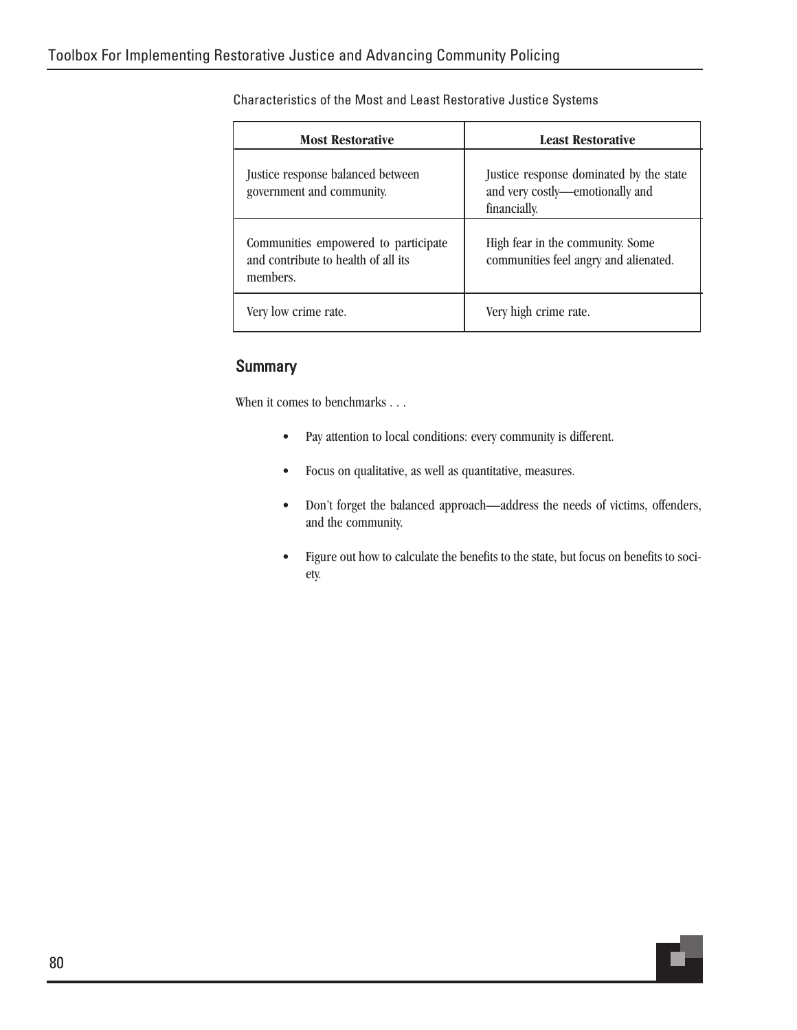Characteristics of the Most and Least Restorative Justice Systems

| Most Restorative | Least Restorative |
| --- | --- |
| Justice response balanced between government and community. | Justice response dominated by the state and very costly—emotionally and financially. |
| Communities empowered to participate and contribute to health of all its members. | High fear in the community. Some communities feel angry and alienated. |
| Very low crime rate. | Very high crime rate. |

## Summary

When it comes to benchmarks . . .

- Pay attention to local conditions: every community is different.
- Focus on qualitative, as well as quantitative, measures.
- Don't forget the balanced approach—address the needs of victims, offenders, and the community.
- Figure out how to calculate the benefits to the state, but focus on benefits to society.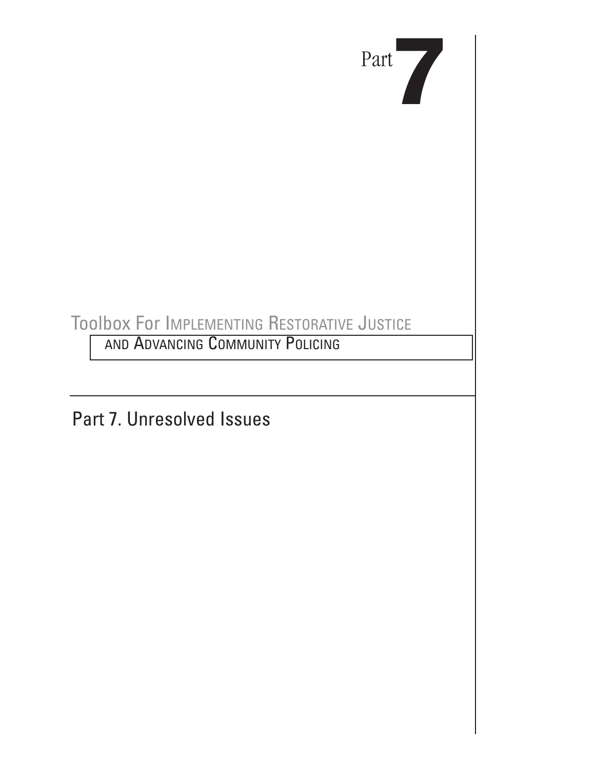Part **7**

Toolbox For Implementing Restorative Justice and Advancing Community Policing

# Part 7. Unresolved Issues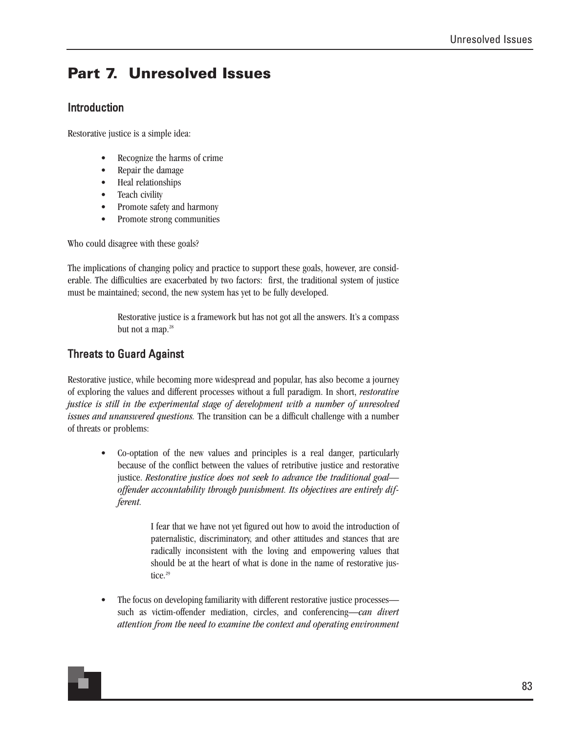# Part 7. Unresolved Issues

## Introduction

Restorative justice is a simple idea:

- Recognize the harms of crime
- Repair the damage
- Heal relationships
- Teach civility
- Promote safety and harmony
- Promote strong communities

Who could disagree with these goals?

The implications of changing policy and practice to support these goals, however, are considerable. The difficulties are exacerbated by two factors: first, the traditional system of justice must be maintained; second, the new system has yet to be fully developed.

> Restorative justice is a framework but has not got all the answers. It's a compass but not a map.[28]

## Threats to Guard Against

Restorative justice, while becoming more widespread and popular, has also become a journey of exploring the values and different processes without a full paradigm. In short, *restorative justice is still in the experimental stage of development with a number of unresolved issues and unanswered questions.* The transition can be a difficult challenge with a number of threats or problems:

- Co-optation of the new values and principles is a real danger, particularly because of the conflict between the values of retributive justice and restorative justice. *Restorative justice does not seek to advance the traditional goal—offender accountability through punishment. Its objectives are entirely different.*

  > I fear that we have not yet figured out how to avoid the introduction of paternalistic, discriminatory, and other attitudes and stances that are radically inconsistent with the loving and empowering values that should be at the heart of what is done in the name of restorative justice.[29]

- The focus on developing familiarity with different restorative justice processes—such as victim-offender mediation, circles, and conferencing—*can divert attention from the need to examine the context and operating environment*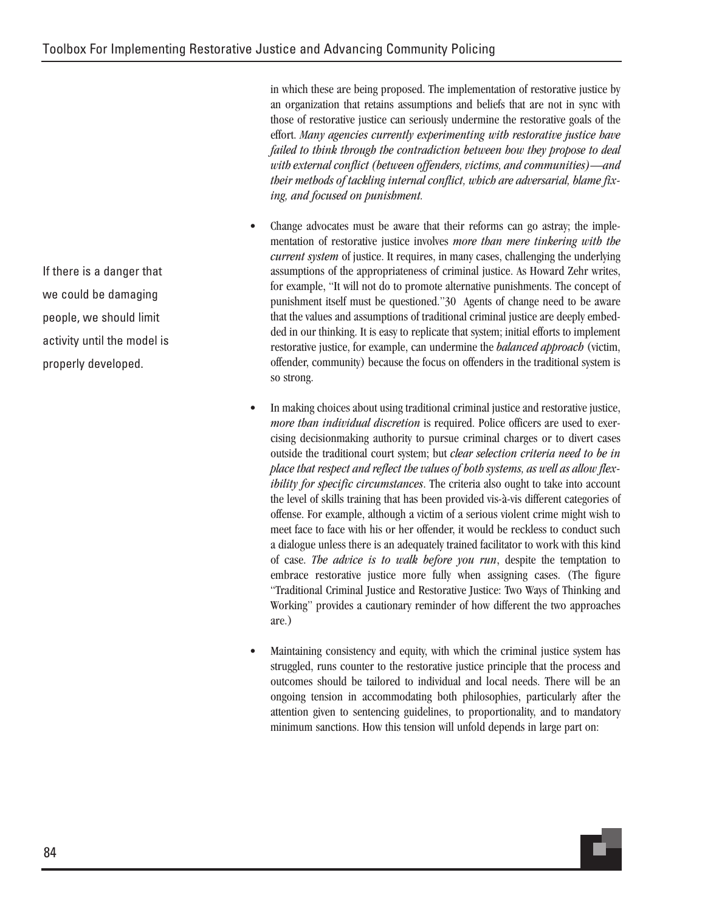in which these are being proposed. The implementation of restorative justice by an organization that retains assumptions and beliefs that are not in sync with those of restorative justice can seriously undermine the restorative goals of the effort. *Many agencies currently experimenting with restorative justice have failed to think through the contradiction between how they propose to deal with external conflict (between offenders, victims, and communities)—and their methods of tackling internal conflict, which are adversarial, blame fixing, and focused on punishment.*

If there is a danger that we could be damaging people, we should limit activity until the model is properly developed.

- Change advocates must be aware that their reforms can go astray; the implementation of restorative justice involves *more than mere tinkering with the current system* of justice. It requires, in many cases, challenging the underlying assumptions of the appropriateness of criminal justice. As Howard Zehr writes, for example, "It will not do to promote alternative punishments. The concept of punishment itself must be questioned."30 Agents of change need to be aware that the values and assumptions of traditional criminal justice are deeply embedded in our thinking. It is easy to replicate that system; initial efforts to implement restorative justice, for example, can undermine the *balanced approach* (victim, offender, community) because the focus on offenders in the traditional system is so strong.
- In making choices about using traditional criminal justice and restorative justice, *more than individual discretion* is required. Police officers are used to exercising decisionmaking authority to pursue criminal charges or to divert cases outside the traditional court system; but *clear selection criteria need to be in place that respect and reflect the values of both systems, as well as allow flexibility for specific circumstances*. The criteria also ought to take into account the level of skills training that has been provided vis-à-vis different categories of offense. For example, although a victim of a serious violent crime might wish to meet face to face with his or her offender, it would be reckless to conduct such a dialogue unless there is an adequately trained facilitator to work with this kind of case. *The advice is to walk before you run*, despite the temptation to embrace restorative justice more fully when assigning cases. (The figure "Traditional Criminal Justice and Restorative Justice: Two Ways of Thinking and Working" provides a cautionary reminder of how different the two approaches are.)
- Maintaining consistency and equity, with which the criminal justice system has struggled, runs counter to the restorative justice principle that the process and outcomes should be tailored to individual and local needs. There will be an ongoing tension in accommodating both philosophies, particularly after the attention given to sentencing guidelines, to proportionality, and to mandatory minimum sanctions. How this tension will unfold depends in large part on: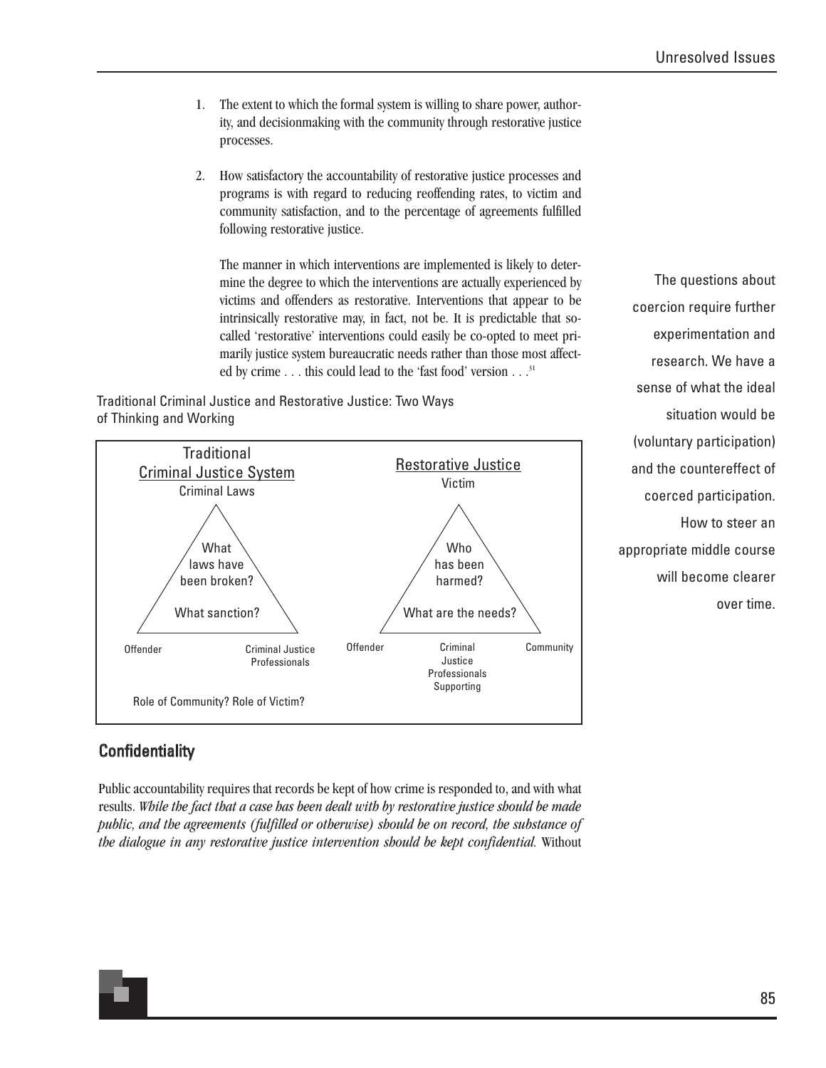1. The extent to which the formal system is willing to share power, authority, and decisionmaking with the community through restorative justice processes.

2. How satisfactory the accountability of restorative justice processes and programs is with regard to reducing reoffending rates, to victim and community satisfaction, and to the percentage of agreements fulfilled following restorative justice.

   The manner in which interventions are implemented is likely to determine the degree to which the interventions are actually experienced by victims and offenders as restorative. Interventions that appear to be intrinsically restorative may, in fact, not be. It is predictable that so-called 'restorative' interventions could easily be co-opted to meet primarily justice system bureaucratic needs rather than those most affected by crime . . . this could lead to the 'fast food' version . . .[31]

The questions about coercion require further experimentation and research. We have a sense of what the ideal situation would be (voluntary participation) and the countereffect of coerced participation. How to steer an appropriate middle course will become clearer over time.

Traditional Criminal Justice and Restorative Justice: Two Ways of Thinking and Working

**Traditional Criminal Justice System**

Criminal Laws

What laws have been broken?

What sanction?

Offender — Criminal Justice Professionals

Role of Community? Role of Victim?

**Restorative Justice**

Victim

Who has been harmed?

What are the needs?

Offender — Criminal Justice Professionals Supporting — Community

## Confidentiality

Public accountability requires that records be kept of how crime is responded to, and with what results. *While the fact that a case has been dealt with by restorative justice should be made public, and the agreements (fulfilled or otherwise) should be on record, the substance of the dialogue in any restorative justice intervention should be kept confidential.* Without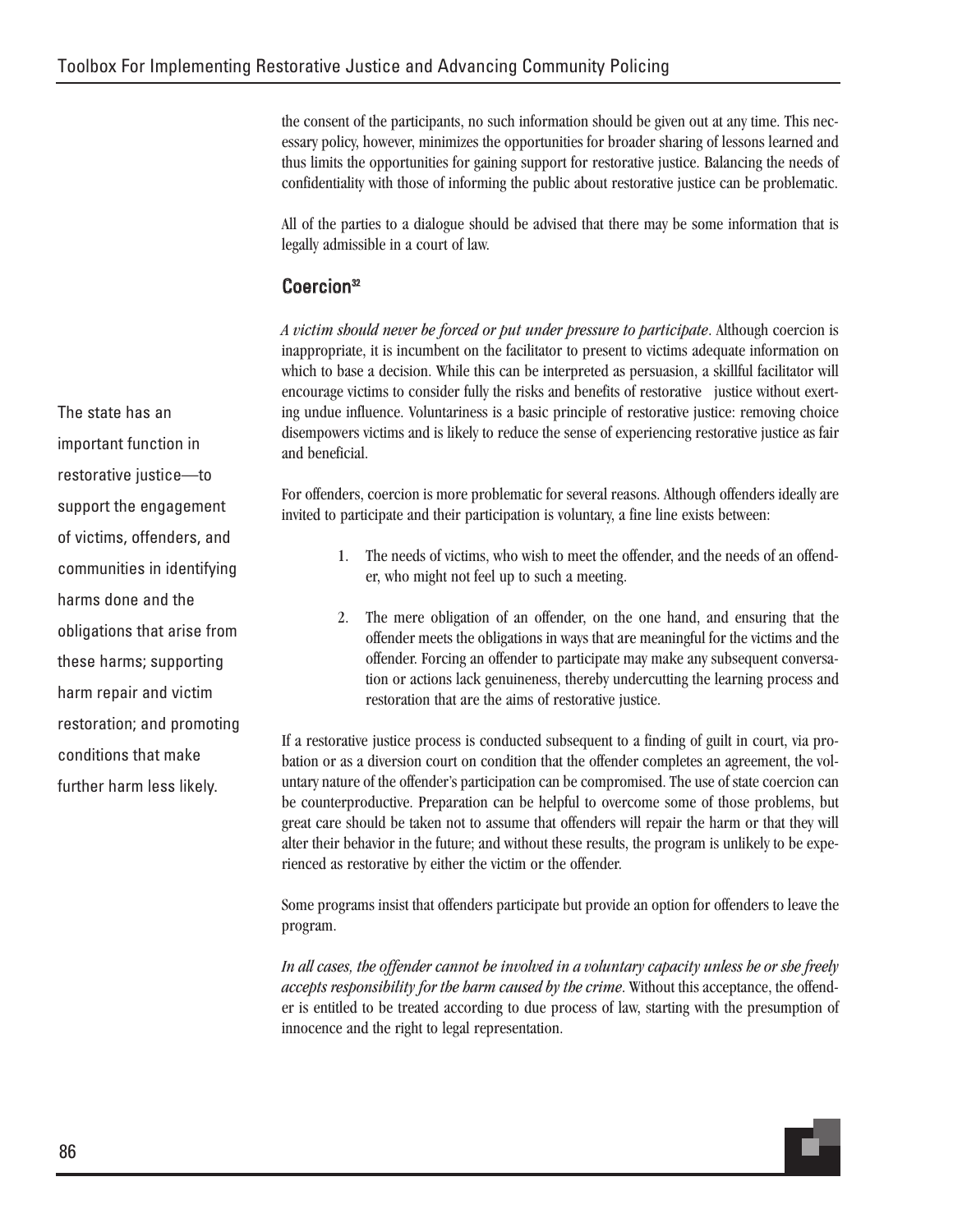the consent of the participants, no such information should be given out at any time. This necessary policy, however, minimizes the opportunities for broader sharing of lessons learned and thus limits the opportunities for gaining support for restorative justice. Balancing the needs of confidentiality with those of informing the public about restorative justice can be problematic.

All of the parties to a dialogue should be advised that there may be some information that is legally admissible in a court of law.

## Coercion[32]

*A victim should never be forced or put under pressure to participate*. Although coercion is inappropriate, it is incumbent on the facilitator to present to victims adequate information on which to base a decision. While this can be interpreted as persuasion, a skillful facilitator will encourage victims to consider fully the risks and benefits of restorative justice without exerting undue influence. Voluntariness is a basic principle of restorative justice: removing choice disempowers victims and is likely to reduce the sense of experiencing restorative justice as fair and beneficial.

The state has an important function in restorative justice—to support the engagement of victims, offenders, and communities in identifying harms done and the obligations that arise from these harms; supporting harm repair and victim restoration; and promoting conditions that make further harm less likely.

For offenders, coercion is more problematic for several reasons. Although offenders ideally are invited to participate and their participation is voluntary, a fine line exists between:

1. The needs of victims, who wish to meet the offender, and the needs of an offender, who might not feel up to such a meeting.
2. The mere obligation of an offender, on the one hand, and ensuring that the offender meets the obligations in ways that are meaningful for the victims and the offender. Forcing an offender to participate may make any subsequent conversation or actions lack genuineness, thereby undercutting the learning process and restoration that are the aims of restorative justice.

If a restorative justice process is conducted subsequent to a finding of guilt in court, via probation or as a diversion court on condition that the offender completes an agreement, the voluntary nature of the offender's participation can be compromised. The use of state coercion can be counterproductive. Preparation can be helpful to overcome some of those problems, but great care should be taken not to assume that offenders will repair the harm or that they will alter their behavior in the future; and without these results, the program is unlikely to be experienced as restorative by either the victim or the offender.

Some programs insist that offenders participate but provide an option for offenders to leave the program.

*In all cases, the offender cannot be involved in a voluntary capacity unless he or she freely accepts responsibility for the harm caused by the crime*. Without this acceptance, the offender is entitled to be treated according to due process of law, starting with the presumption of innocence and the right to legal representation.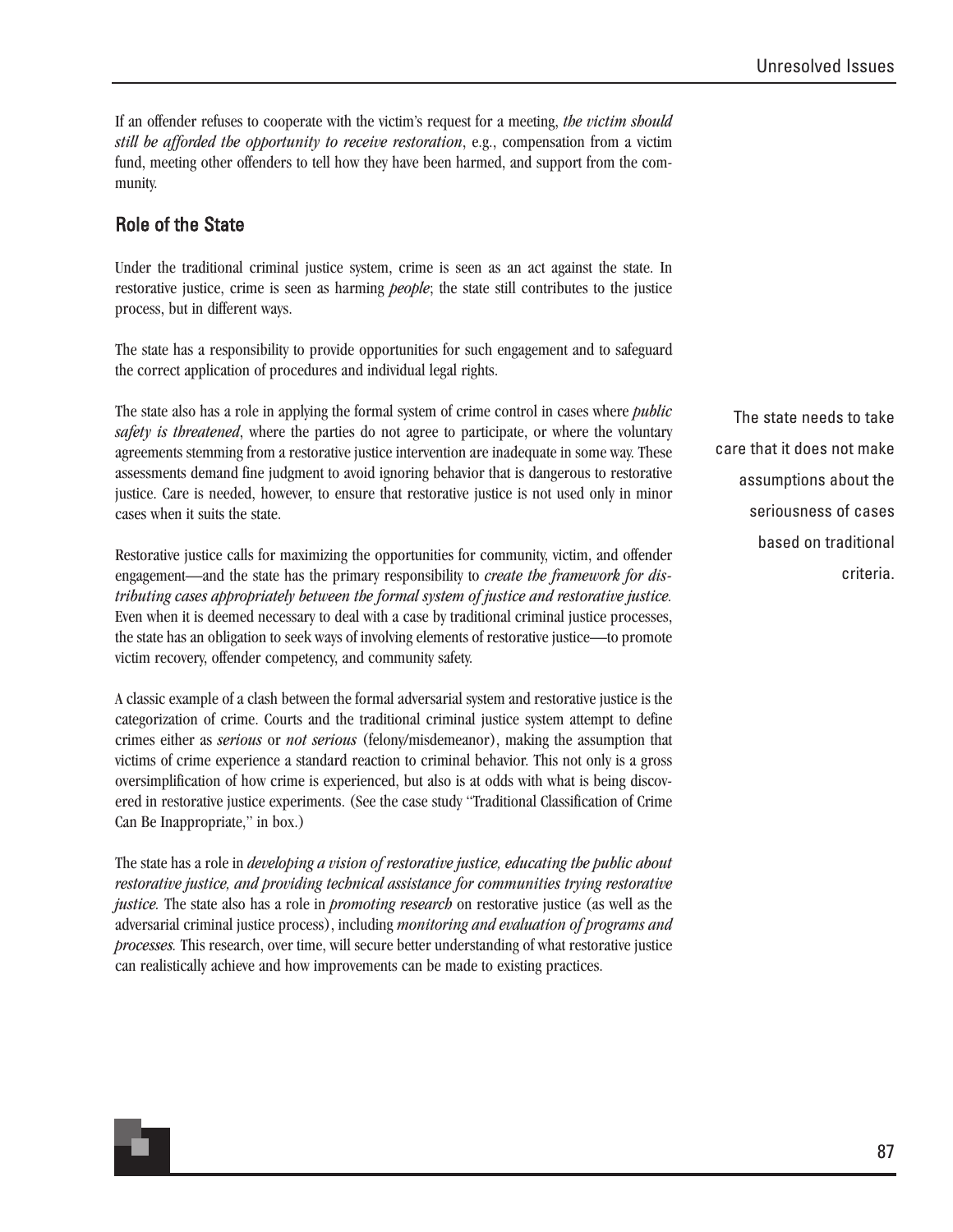If an offender refuses to cooperate with the victim's request for a meeting, *the victim should still be afforded the opportunity to receive restoration*, e.g., compensation from a victim fund, meeting other offenders to tell how they have been harmed, and support from the community.

## Role of the State

Under the traditional criminal justice system, crime is seen as an act against the state. In restorative justice, crime is seen as harming *people*; the state still contributes to the justice process, but in different ways.

The state has a responsibility to provide opportunities for such engagement and to safeguard the correct application of procedures and individual legal rights.

The state also has a role in applying the formal system of crime control in cases where *public safety is threatened*, where the parties do not agree to participate, or where the voluntary agreements stemming from a restorative justice intervention are inadequate in some way. These assessments demand fine judgment to avoid ignoring behavior that is dangerous to restorative justice. Care is needed, however, to ensure that restorative justice is not used only in minor cases when it suits the state.

> The state needs to take care that it does not make assumptions about the seriousness of cases based on traditional criteria.

Restorative justice calls for maximizing the opportunities for community, victim, and offender engagement—and the state has the primary responsibility to *create the framework for distributing cases appropriately between the formal system of justice and restorative justice.* Even when it is deemed necessary to deal with a case by traditional criminal justice processes, the state has an obligation to seek ways of involving elements of restorative justice—to promote victim recovery, offender competency, and community safety.

A classic example of a clash between the formal adversarial system and restorative justice is the categorization of crime. Courts and the traditional criminal justice system attempt to define crimes either as *serious* or *not serious* (felony/misdemeanor), making the assumption that victims of crime experience a standard reaction to criminal behavior. This not only is a gross oversimplification of how crime is experienced, but also is at odds with what is being discovered in restorative justice experiments. (See the case study "Traditional Classification of Crime Can Be Inappropriate," in box.)

The state has a role in *developing a vision of restorative justice, educating the public about restorative justice, and providing technical assistance for communities trying restorative justice.* The state also has a role in *promoting research* on restorative justice (as well as the adversarial criminal justice process), including *monitoring and evaluation of programs and processes.* This research, over time, will secure better understanding of what restorative justice can realistically achieve and how improvements can be made to existing practices.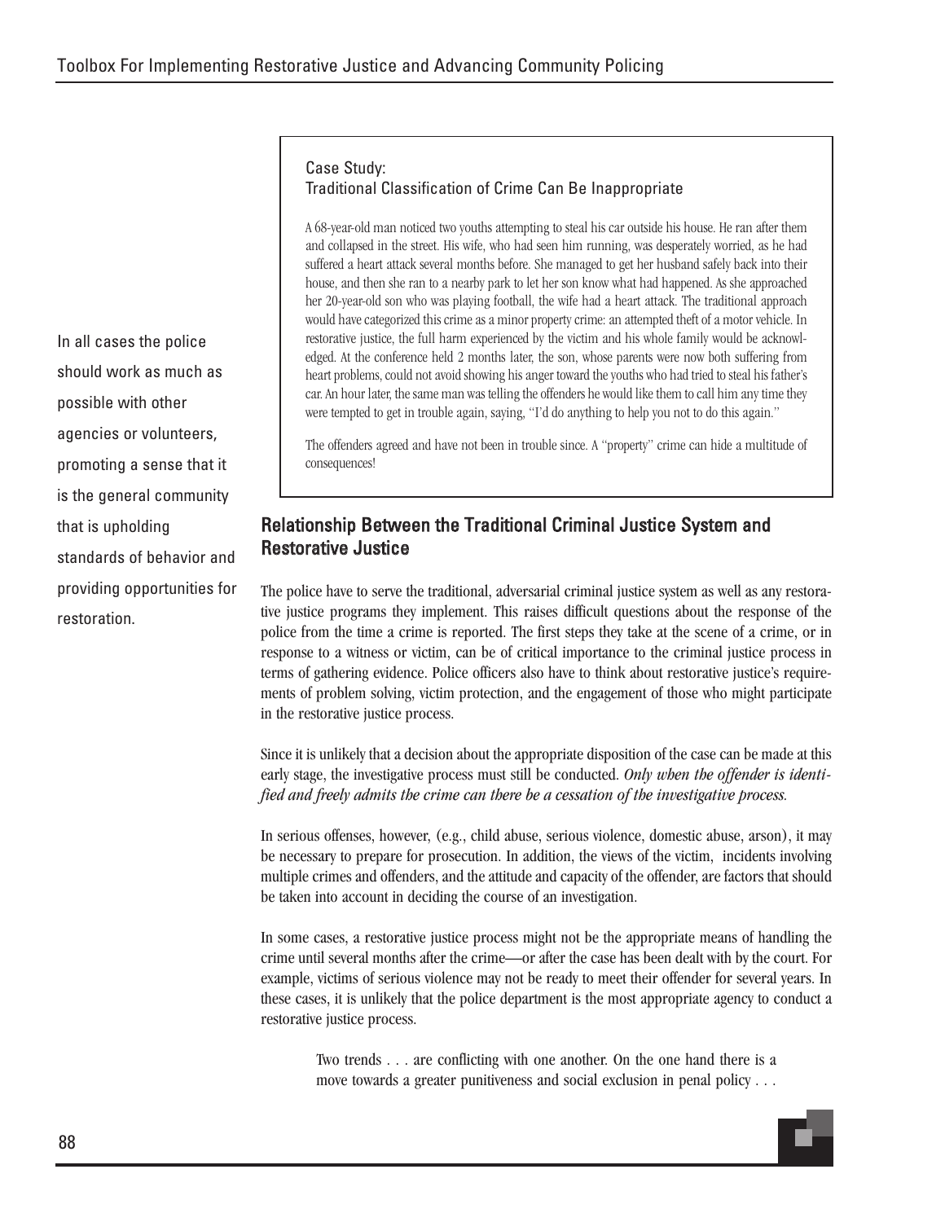Case Study:
Traditional Classification of Crime Can Be Inappropriate

A 68-year-old man noticed two youths attempting to steal his car outside his house. He ran after them and collapsed in the street. His wife, who had seen him running, was desperately worried, as he had suffered a heart attack several months before. She managed to get her husband safely back into their house, and then she ran to a nearby park to let her son know what had happened. As she approached her 20-year-old son who was playing football, the wife had a heart attack. The traditional approach would have categorized this crime as a minor property crime: an attempted theft of a motor vehicle. In restorative justice, the full harm experienced by the victim and his whole family would be acknowledged. At the conference held 2 months later, the son, whose parents were now both suffering from heart problems, could not avoid showing his anger toward the youths who had tried to steal his father's car. An hour later, the same man was telling the offenders he would like them to call him any time they were tempted to get in trouble again, saying, "I'd do anything to help you not to do this again."

The offenders agreed and have not been in trouble since. A "property" crime can hide a multitude of consequences!

In all cases the police should work as much as possible with other agencies or volunteers, promoting a sense that it is the general community that is upholding standards of behavior and providing opportunities for restoration.

## Relationship Between the Traditional Criminal Justice System and Restorative Justice

The police have to serve the traditional, adversarial criminal justice system as well as any restorative justice programs they implement. This raises difficult questions about the response of the police from the time a crime is reported. The first steps they take at the scene of a crime, or in response to a witness or victim, can be of critical importance to the criminal justice process in terms of gathering evidence. Police officers also have to think about restorative justice's requirements of problem solving, victim protection, and the engagement of those who might participate in the restorative justice process.

Since it is unlikely that a decision about the appropriate disposition of the case can be made at this early stage, the investigative process must still be conducted. *Only when the offender is identified and freely admits the crime can there be a cessation of the investigative process.*

In serious offenses, however, (e.g., child abuse, serious violence, domestic abuse, arson), it may be necessary to prepare for prosecution. In addition, the views of the victim, incidents involving multiple crimes and offenders, and the attitude and capacity of the offender, are factors that should be taken into account in deciding the course of an investigation.

In some cases, a restorative justice process might not be the appropriate means of handling the crime until several months after the crime—or after the case has been dealt with by the court. For example, victims of serious violence may not be ready to meet their offender for several years. In these cases, it is unlikely that the police department is the most appropriate agency to conduct a restorative justice process.

> Two trends . . . are conflicting with one another. On the one hand there is a move towards a greater punitiveness and social exclusion in penal policy . . .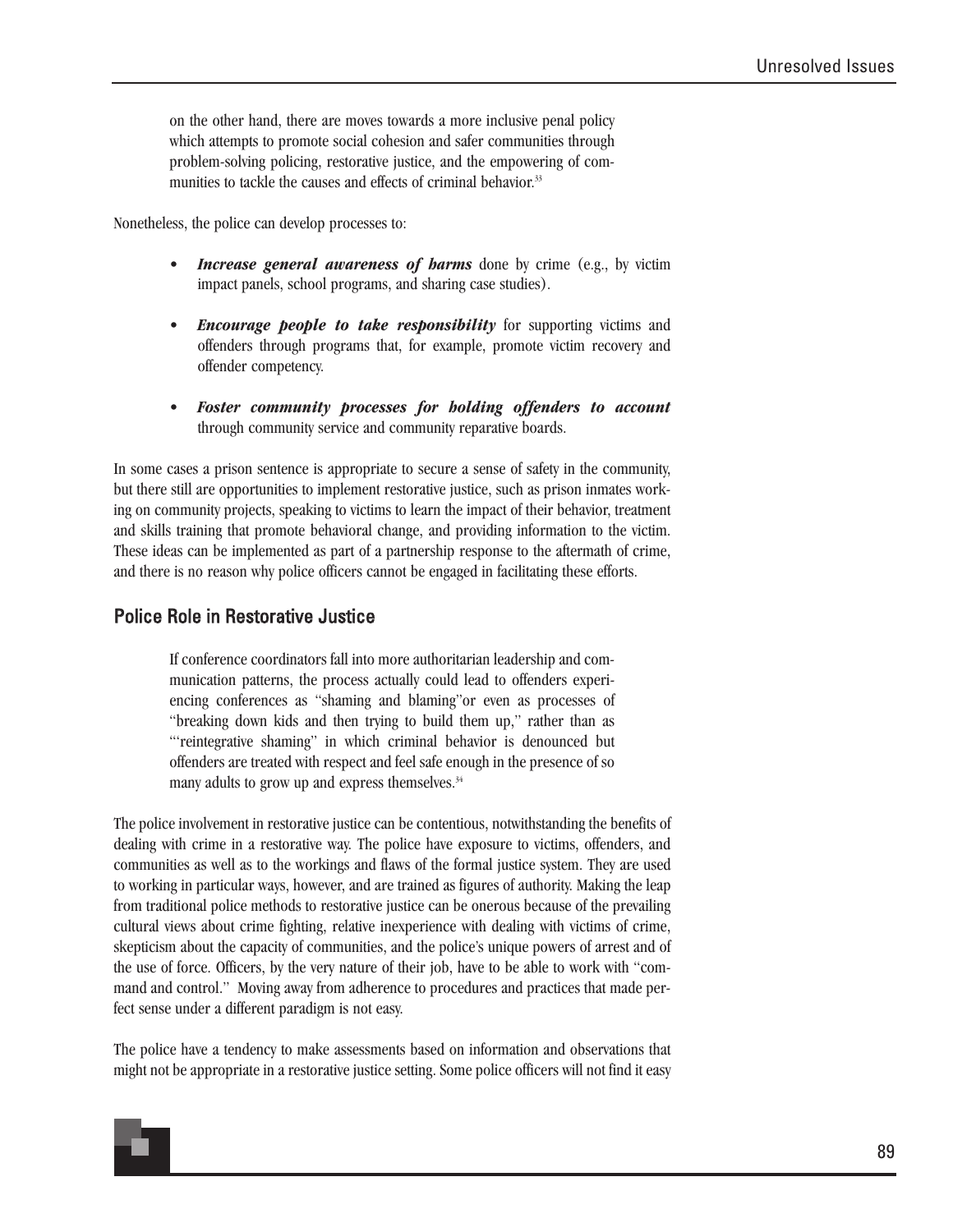> on the other hand, there are moves towards a more inclusive penal policy which attempts to promote social cohesion and safer communities through problem-solving policing, restorative justice, and the empowering of communities to tackle the causes and effects of criminal behavior.[33]

Nonetheless, the police can develop processes to:

- ***Increase general awareness of harms*** done by crime (e.g., by victim impact panels, school programs, and sharing case studies).
- ***Encourage people to take responsibility*** for supporting victims and offenders through programs that, for example, promote victim recovery and offender competency.
- ***Foster community processes for holding offenders to account*** through community service and community reparative boards.

In some cases a prison sentence is appropriate to secure a sense of safety in the community, but there still are opportunities to implement restorative justice, such as prison inmates working on community projects, speaking to victims to learn the impact of their behavior, treatment and skills training that promote behavioral change, and providing information to the victim. These ideas can be implemented as part of a partnership response to the aftermath of crime, and there is no reason why police officers cannot be engaged in facilitating these efforts.

## Police Role in Restorative Justice

> If conference coordinators fall into more authoritarian leadership and communication patterns, the process actually could lead to offenders experiencing conferences as "shaming and blaming"or even as processes of "breaking down kids and then trying to build them up," rather than as "'reintegrative shaming" in which criminal behavior is denounced but offenders are treated with respect and feel safe enough in the presence of so many adults to grow up and express themselves.[34]

The police involvement in restorative justice can be contentious, notwithstanding the benefits of dealing with crime in a restorative way. The police have exposure to victims, offenders, and communities as well as to the workings and flaws of the formal justice system. They are used to working in particular ways, however, and are trained as figures of authority. Making the leap from traditional police methods to restorative justice can be onerous because of the prevailing cultural views about crime fighting, relative inexperience with dealing with victims of crime, skepticism about the capacity of communities, and the police's unique powers of arrest and of the use of force. Officers, by the very nature of their job, have to be able to work with "command and control." Moving away from adherence to procedures and practices that made perfect sense under a different paradigm is not easy.

The police have a tendency to make assessments based on information and observations that might not be appropriate in a restorative justice setting. Some police officers will not find it easy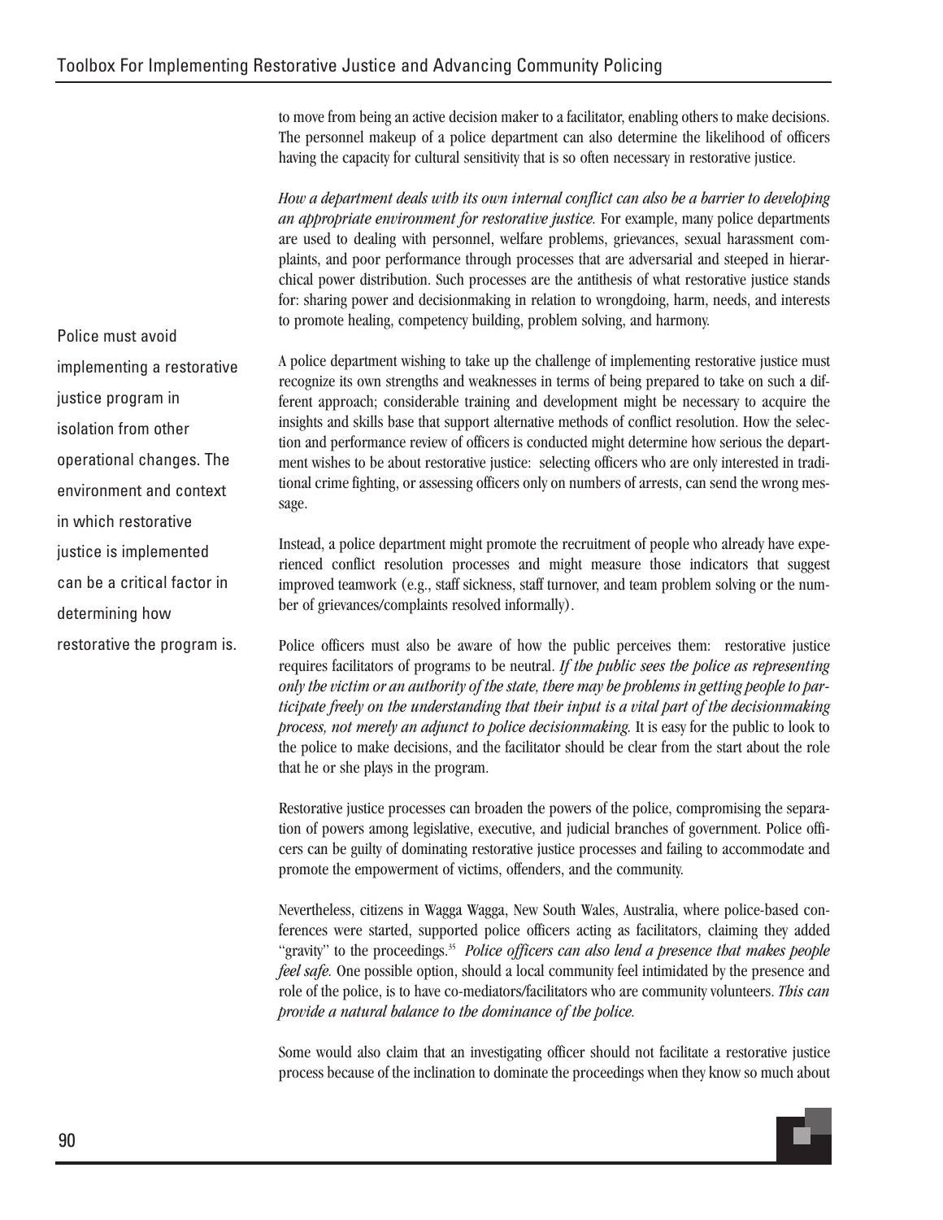to move from being an active decision maker to a facilitator, enabling others to make decisions. The personnel makeup of a police department can also determine the likelihood of officers having the capacity for cultural sensitivity that is so often necessary in restorative justice.

*How a department deals with its own internal conflict can also be a barrier to developing an appropriate environment for restorative justice.* For example, many police departments are used to dealing with personnel, welfare problems, grievances, sexual harassment complaints, and poor performance through processes that are adversarial and steeped in hierarchical power distribution. Such processes are the antithesis of what restorative justice stands for: sharing power and decisionmaking in relation to wrongdoing, harm, needs, and interests to promote healing, competency building, problem solving, and harmony.

> Police must avoid implementing a restorative justice program in isolation from other operational changes. The environment and context in which restorative justice is implemented can be a critical factor in determining how restorative the program is.

A police department wishing to take up the challenge of implementing restorative justice must recognize its own strengths and weaknesses in terms of being prepared to take on such a different approach; considerable training and development might be necessary to acquire the insights and skills base that support alternative methods of conflict resolution. How the selection and performance review of officers is conducted might determine how serious the department wishes to be about restorative justice: selecting officers who are only interested in traditional crime fighting, or assessing officers only on numbers of arrests, can send the wrong message.

Instead, a police department might promote the recruitment of people who already have experienced conflict resolution processes and might measure those indicators that suggest improved teamwork (e.g., staff sickness, staff turnover, and team problem solving or the number of grievances/complaints resolved informally).

Police officers must also be aware of how the public perceives them: restorative justice requires facilitators of programs to be neutral. *If the public sees the police as representing only the victim or an authority of the state, there may be problems in getting people to participate freely on the understanding that their input is a vital part of the decisionmaking process, not merely an adjunct to police decisionmaking.* It is easy for the public to look to the police to make decisions, and the facilitator should be clear from the start about the role that he or she plays in the program.

Restorative justice processes can broaden the powers of the police, compromising the separation of powers among legislative, executive, and judicial branches of government. Police officers can be guilty of dominating restorative justice processes and failing to accommodate and promote the empowerment of victims, offenders, and the community.

Nevertheless, citizens in Wagga Wagga, New South Wales, Australia, where police-based conferences were started, supported police officers acting as facilitators, claiming they added "gravity" to the proceedings.[35] *Police officers can also lend a presence that makes people feel safe.* One possible option, should a local community feel intimidated by the presence and role of the police, is to have co-mediators/facilitators who are community volunteers. *This can provide a natural balance to the dominance of the police.*

Some would also claim that an investigating officer should not facilitate a restorative justice process because of the inclination to dominate the proceedings when they know so much about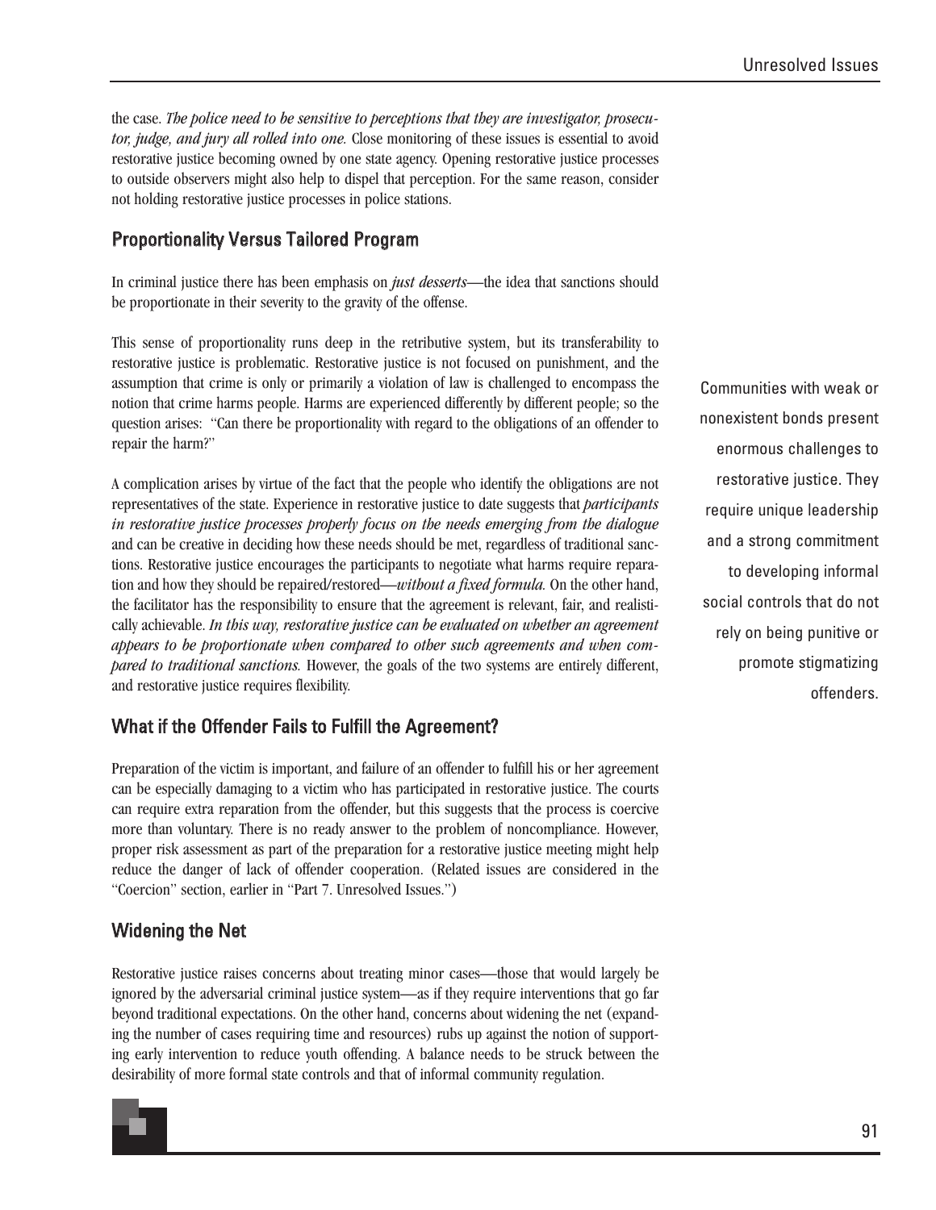the case. *The police need to be sensitive to perceptions that they are investigator, prosecutor, judge, and jury all rolled into one.* Close monitoring of these issues is essential to avoid restorative justice becoming owned by one state agency. Opening restorative justice processes to outside observers might also help to dispel that perception. For the same reason, consider not holding restorative justice processes in police stations.

## Proportionality Versus Tailored Program

In criminal justice there has been emphasis on *just desserts*—the idea that sanctions should be proportionate in their severity to the gravity of the offense.

This sense of proportionality runs deep in the retributive system, but its transferability to restorative justice is problematic. Restorative justice is not focused on punishment, and the assumption that crime is only or primarily a violation of law is challenged to encompass the notion that crime harms people. Harms are experienced differently by different people; so the question arises: "Can there be proportionality with regard to the obligations of an offender to repair the harm?"

A complication arises by virtue of the fact that the people who identify the obligations are not representatives of the state. Experience in restorative justice to date suggests that *participants in restorative justice processes properly focus on the needs emerging from the dialogue* and can be creative in deciding how these needs should be met, regardless of traditional sanctions. Restorative justice encourages the participants to negotiate what harms require reparation and how they should be repaired/restored—*without a fixed formula.* On the other hand, the facilitator has the responsibility to ensure that the agreement is relevant, fair, and realistically achievable. *In this way, restorative justice can be evaluated on whether an agreement appears to be proportionate when compared to other such agreements and when compared to traditional sanctions.* However, the goals of the two systems are entirely different, and restorative justice requires flexibility.

Communities with weak or nonexistent bonds present enormous challenges to restorative justice. They require unique leadership and a strong commitment to developing informal social controls that do not rely on being punitive or promote stigmatizing offenders.

## What if the Offender Fails to Fulfill the Agreement?

Preparation of the victim is important, and failure of an offender to fulfill his or her agreement can be especially damaging to a victim who has participated in restorative justice. The courts can require extra reparation from the offender, but this suggests that the process is coercive more than voluntary. There is no ready answer to the problem of noncompliance. However, proper risk assessment as part of the preparation for a restorative justice meeting might help reduce the danger of lack of offender cooperation. (Related issues are considered in the "Coercion" section, earlier in "Part 7. Unresolved Issues.")

## Widening the Net

Restorative justice raises concerns about treating minor cases—those that would largely be ignored by the adversarial criminal justice system—as if they require interventions that go far beyond traditional expectations. On the other hand, concerns about widening the net (expanding the number of cases requiring time and resources) rubs up against the notion of supporting early intervention to reduce youth offending. A balance needs to be struck between the desirability of more formal state controls and that of informal community regulation.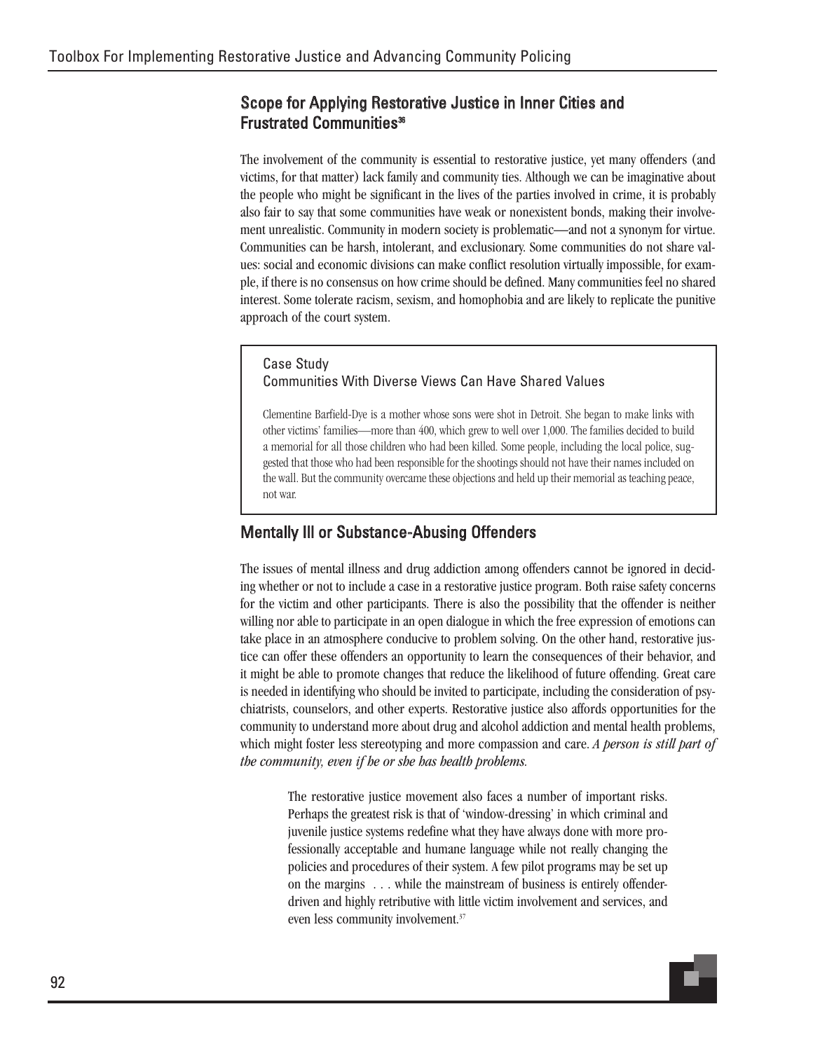## Scope for Applying Restorative Justice in Inner Cities and Frustrated Communities[36]

The involvement of the community is essential to restorative justice, yet many offenders (and victims, for that matter) lack family and community ties. Although we can be imaginative about the people who might be significant in the lives of the parties involved in crime, it is probably also fair to say that some communities have weak or nonexistent bonds, making their involvement unrealistic. Community in modern society is problematic—and not a synonym for virtue. Communities can be harsh, intolerant, and exclusionary. Some communities do not share values: social and economic divisions can make conflict resolution virtually impossible, for example, if there is no consensus on how crime should be defined. Many communities feel no shared interest. Some tolerate racism, sexism, and homophobia and are likely to replicate the punitive approach of the court system.

> Case Study
> Communities With Diverse Views Can Have Shared Values
>
> Clementine Barfield-Dye is a mother whose sons were shot in Detroit. She began to make links with other victims' families—more than 400, which grew to well over 1,000. The families decided to build a memorial for all those children who had been killed. Some people, including the local police, suggested that those who had been responsible for the shootings should not have their names included on the wall. But the community overcame these objections and held up their memorial as teaching peace, not war.

## Mentally Ill or Substance-Abusing Offenders

The issues of mental illness and drug addiction among offenders cannot be ignored in deciding whether or not to include a case in a restorative justice program. Both raise safety concerns for the victim and other participants. There is also the possibility that the offender is neither willing nor able to participate in an open dialogue in which the free expression of emotions can take place in an atmosphere conducive to problem solving. On the other hand, restorative justice can offer these offenders an opportunity to learn the consequences of their behavior, and it might be able to promote changes that reduce the likelihood of future offending. Great care is needed in identifying who should be invited to participate, including the consideration of psychiatrists, counselors, and other experts. Restorative justice also affords opportunities for the community to understand more about drug and alcohol addiction and mental health problems, which might foster less stereotyping and more compassion and care. *A person is still part of the community, even if he or she has health problems.*

> The restorative justice movement also faces a number of important risks. Perhaps the greatest risk is that of 'window-dressing' in which criminal and juvenile justice systems redefine what they have always done with more professionally acceptable and humane language while not really changing the policies and procedures of their system. A few pilot programs may be set up on the margins . . . while the mainstream of business is entirely offender-driven and highly retributive with little victim involvement and services, and even less community involvement.[37]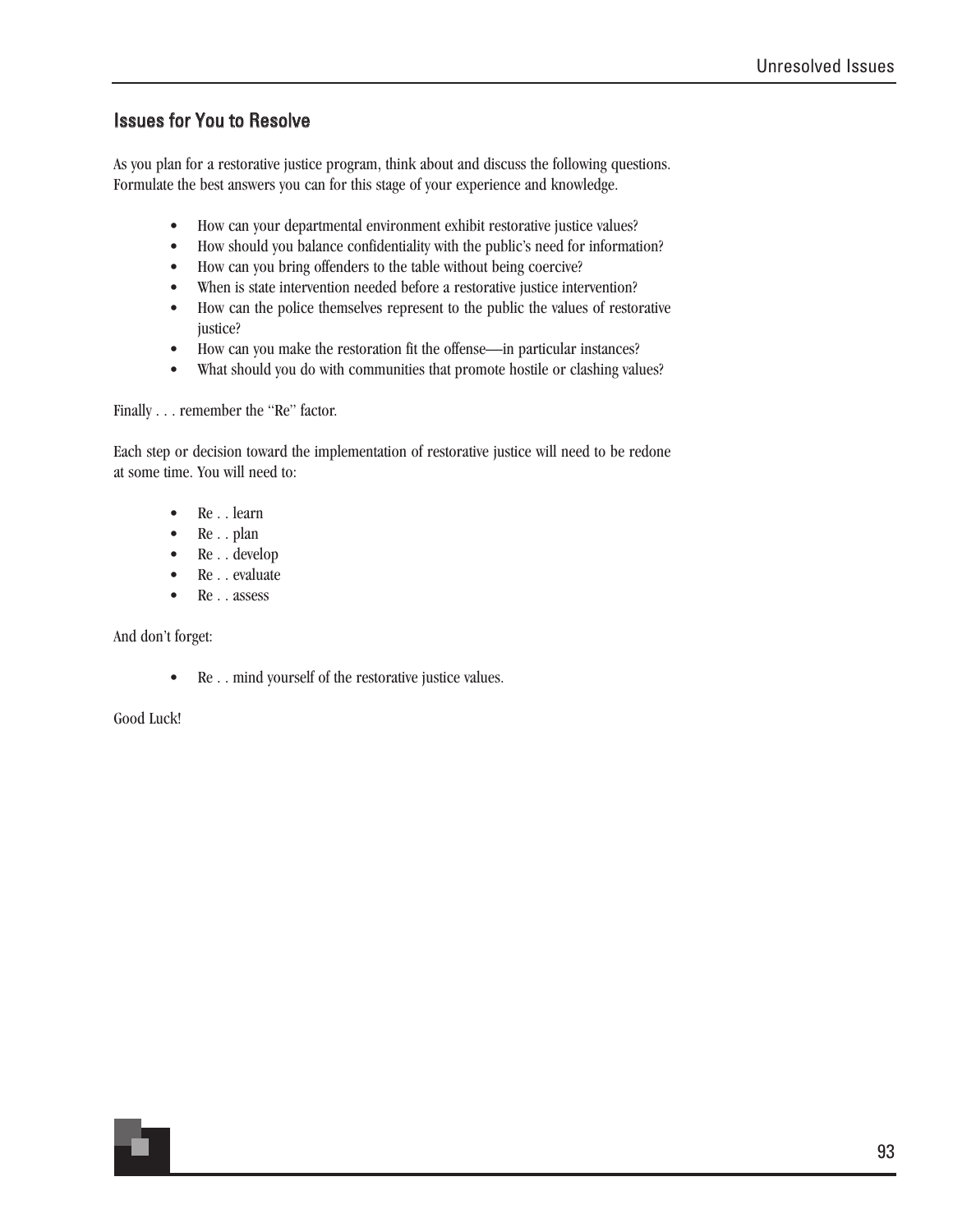## Issues for You to Resolve

As you plan for a restorative justice program, think about and discuss the following questions. Formulate the best answers you can for this stage of your experience and knowledge.

- How can your departmental environment exhibit restorative justice values?
- How should you balance confidentiality with the public's need for information?
- How can you bring offenders to the table without being coercive?
- When is state intervention needed before a restorative justice intervention?
- How can the police themselves represent to the public the values of restorative justice?
- How can you make the restoration fit the offense—in particular instances?
- What should you do with communities that promote hostile or clashing values?

Finally . . . remember the "Re" factor.

Each step or decision toward the implementation of restorative justice will need to be redone at some time. You will need to:

- Re . . learn
- Re . . plan
- Re . . develop
- Re . . evaluate
- Re . . assess

And don't forget:

- Re . . mind yourself of the restorative justice values.

Good Luck!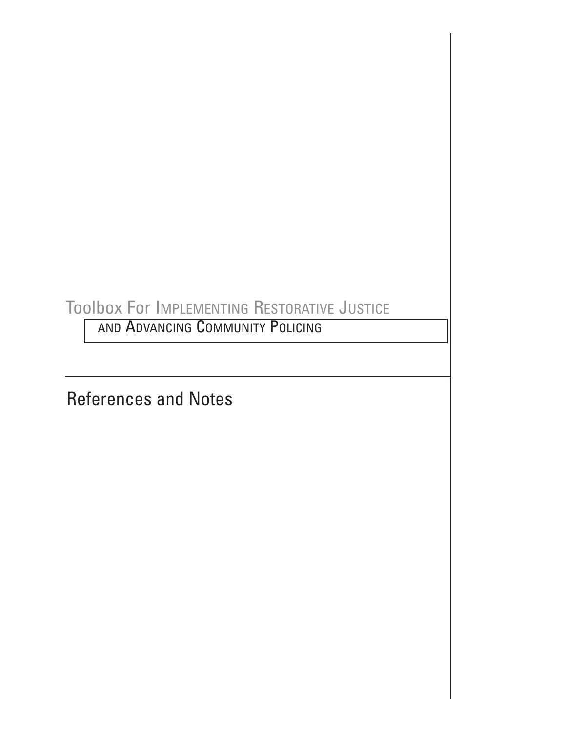Toolbox For Implementing Restorative Justice and Advancing Community Policing

# References and Notes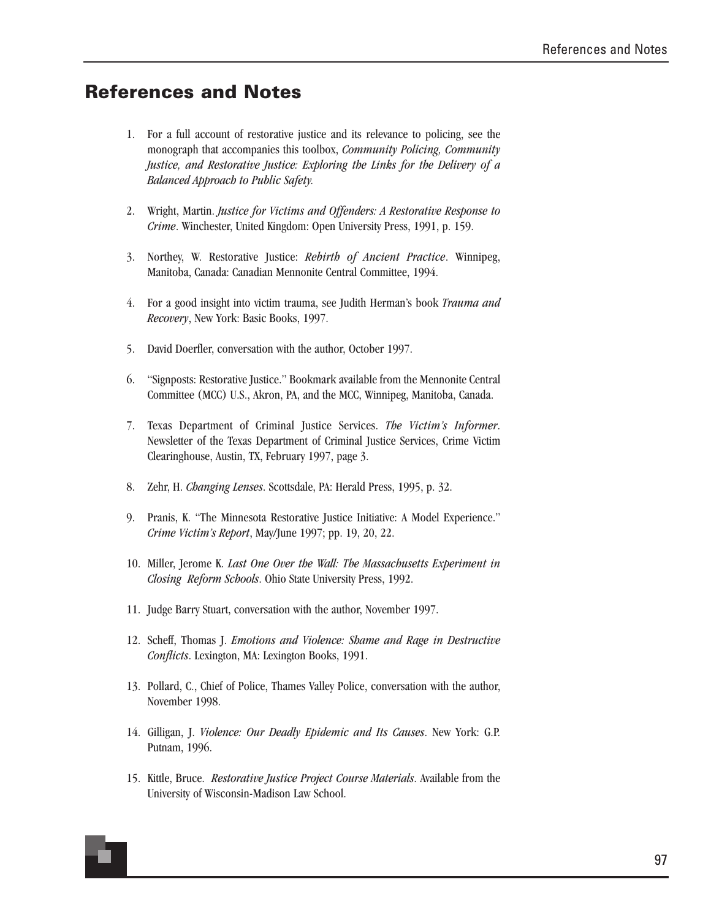# References and Notes

1. For a full account of restorative justice and its relevance to policing, see the monograph that accompanies this toolbox, *Community Policing, Community Justice, and Restorative Justice: Exploring the Links for the Delivery of a Balanced Approach to Public Safety.*

2. Wright, Martin. *Justice for Victims and Offenders: A Restorative Response to Crime*. Winchester, United Kingdom: Open University Press, 1991, p. 159.

3. Northey, W. Restorative Justice: *Rebirth of Ancient Practice*. Winnipeg, Manitoba, Canada: Canadian Mennonite Central Committee, 1994.

4. For a good insight into victim trauma, see Judith Herman's book *Trauma and Recovery*, New York: Basic Books, 1997.

5. David Doerfler, conversation with the author, October 1997.

6. "Signposts: Restorative Justice." Bookmark available from the Mennonite Central Committee (MCC) U.S., Akron, PA, and the MCC, Winnipeg, Manitoba, Canada.

7. Texas Department of Criminal Justice Services. *The Victim's Informer*. Newsletter of the Texas Department of Criminal Justice Services, Crime Victim Clearinghouse, Austin, TX, February 1997, page 3.

8. Zehr, H. *Changing Lenses*. Scottsdale, PA: Herald Press, 1995, p. 32.

9. Pranis, K. "The Minnesota Restorative Justice Initiative: A Model Experience." *Crime Victim's Report*, May/June 1997; pp. 19, 20, 22.

10. Miller, Jerome K. *Last One Over the Wall: The Massachusetts Experiment in Closing Reform Schools*. Ohio State University Press, 1992.

11. Judge Barry Stuart, conversation with the author, November 1997.

12. Scheff, Thomas J. *Emotions and Violence: Shame and Rage in Destructive Conflicts*. Lexington, MA: Lexington Books, 1991.

13. Pollard, C., Chief of Police, Thames Valley Police, conversation with the author, November 1998.

14. Gilligan, J. *Violence: Our Deadly Epidemic and Its Causes*. New York: G.P. Putnam, 1996.

15. Kittle, Bruce. *Restorative Justice Project Course Materials*. Available from the University of Wisconsin-Madison Law School.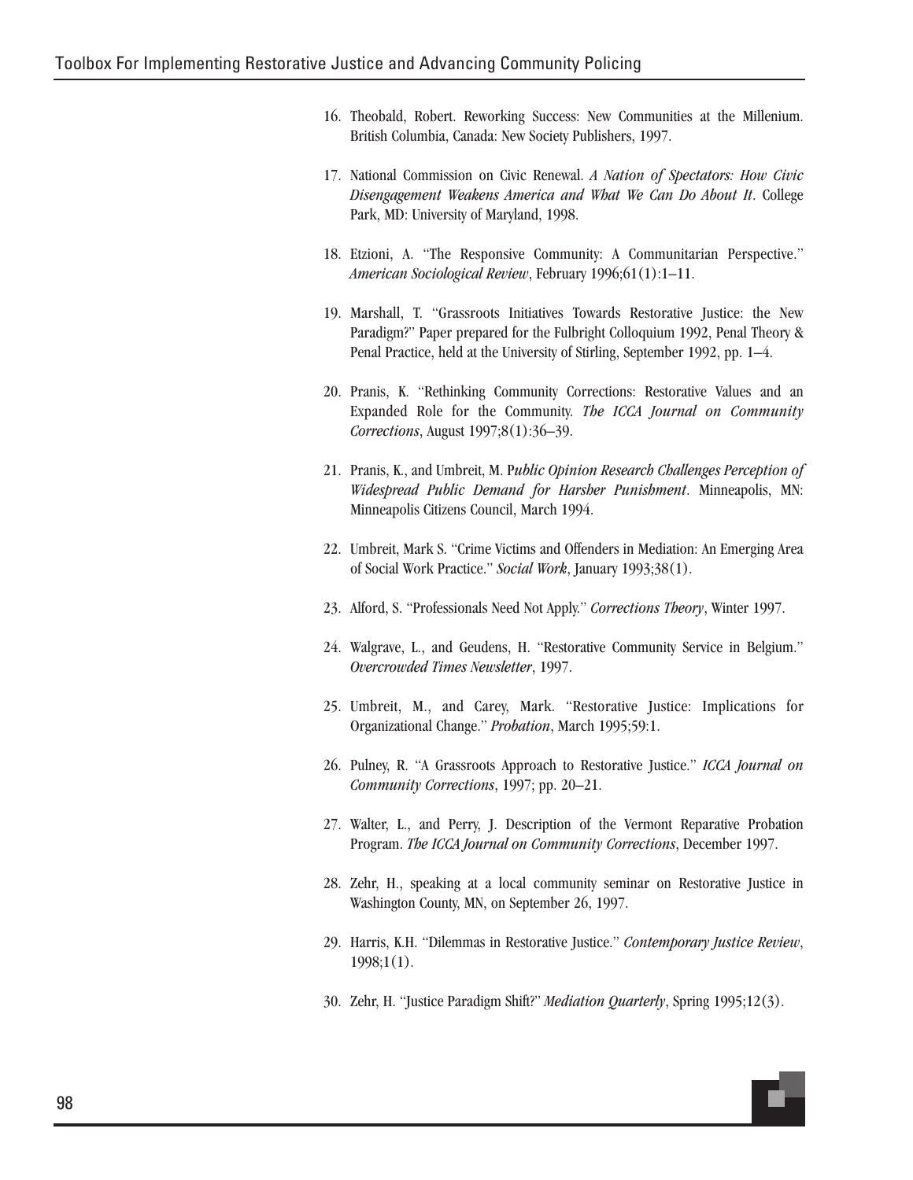16. Theobald, Robert. Reworking Success: New Communities at the Millenium. British Columbia, Canada: New Society Publishers, 1997.

17. National Commission on Civic Renewal. *A Nation of Spectators: How Civic Disengagement Weakens America and What We Can Do About It*. College Park, MD: University of Maryland, 1998.

18. Etzioni, A. "The Responsive Community: A Communitarian Perspective." *American Sociological Review*, February 1996;61(1):1–11.

19. Marshall, T. "Grassroots Initiatives Towards Restorative Justice: the New Paradigm?" Paper prepared for the Fulbright Colloquium 1992, Penal Theory & Penal Practice, held at the University of Stirling, September 1992, pp. 1–4.

20. Pranis, K. "Rethinking Community Corrections: Restorative Values and an Expanded Role for the Community. *The ICCA Journal on Community Corrections*, August 1997;8(1):36–39.

21. Pranis, K., and Umbreit, M. P*ublic Opinion Research Challenges Perception of Widespread Public Demand for Harsher Punishment*. Minneapolis, MN: Minneapolis Citizens Council, March 1994.

22. Umbreit, Mark S. "Crime Victims and Offenders in Mediation: An Emerging Area of Social Work Practice." *Social Work*, January 1993;38(1).

23. Alford, S. "Professionals Need Not Apply." *Corrections Theory*, Winter 1997.

24. Walgrave, L., and Geudens, H. "Restorative Community Service in Belgium." *Overcrowded Times Newsletter*, 1997.

25. Umbreit, M., and Carey, Mark. "Restorative Justice: Implications for Organizational Change." *Probation*, March 1995;59:1.

26. Pulney, R. "A Grassroots Approach to Restorative Justice." *ICCA Journal on Community Corrections*, 1997; pp. 20–21.

27. Walter, L., and Perry, J. Description of the Vermont Reparative Probation Program. *The ICCA Journal on Community Corrections*, December 1997.

28. Zehr, H., speaking at a local community seminar on Restorative Justice in Washington County, MN, on September 26, 1997.

29. Harris, K.H. "Dilemmas in Restorative Justice." *Contemporary Justice Review*, 1998;1(1).

30. Zehr, H. "Justice Paradigm Shift?" *Mediation Quarterly*, Spring 1995;12(3).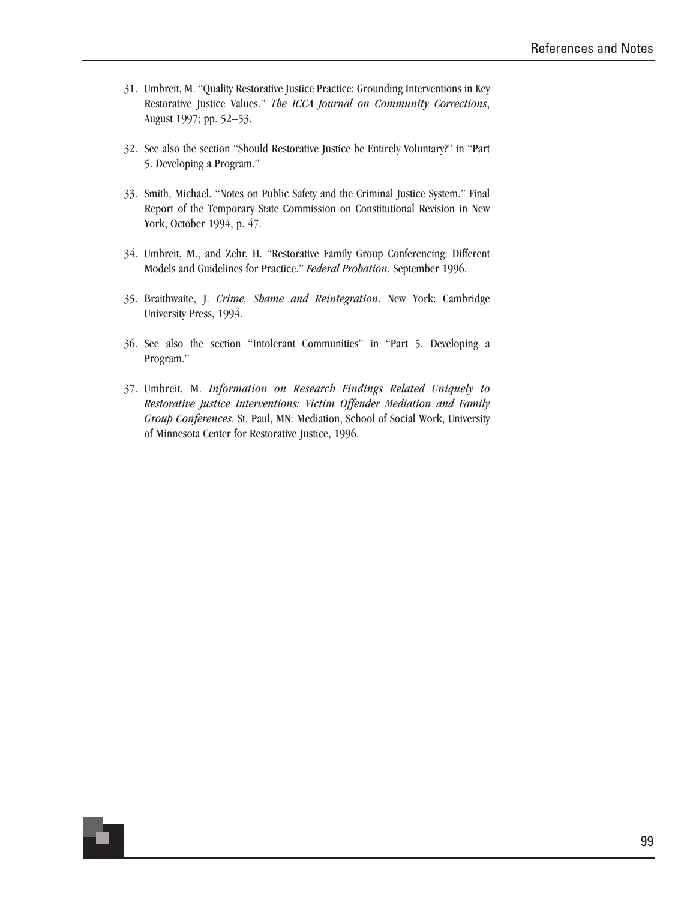31. Umbreit, M. "Quality Restorative Justice Practice: Grounding Interventions in Key Restorative Justice Values." *The ICCA Journal on Community Corrections*, August 1997; pp. 52–53.

32. See also the section "Should Restorative Justice be Entirely Voluntary?" in "Part 5. Developing a Program."

33. Smith, Michael. "Notes on Public Safety and the Criminal Justice System." Final Report of the Temporary State Commission on Constitutional Revision in New York, October 1994, p. 47.

34. Umbreit, M., and Zehr, H. "Restorative Family Group Conferencing: Different Models and Guidelines for Practice." *Federal Probation*, September 1996.

35. Braithwaite, J. *Crime, Shame and Reintegration*. New York: Cambridge University Press, 1994.

36. See also the section "Intolerant Communities" in "Part 5. Developing a Program."

37. Umbreit, M. *Information on Research Findings Related Uniquely to Restorative Justice Interventions: Victim Offender Mediation and Family Group Conferences*. St. Paul, MN: Mediation, School of Social Work, University of Minnesota Center for Restorative Justice, 1996.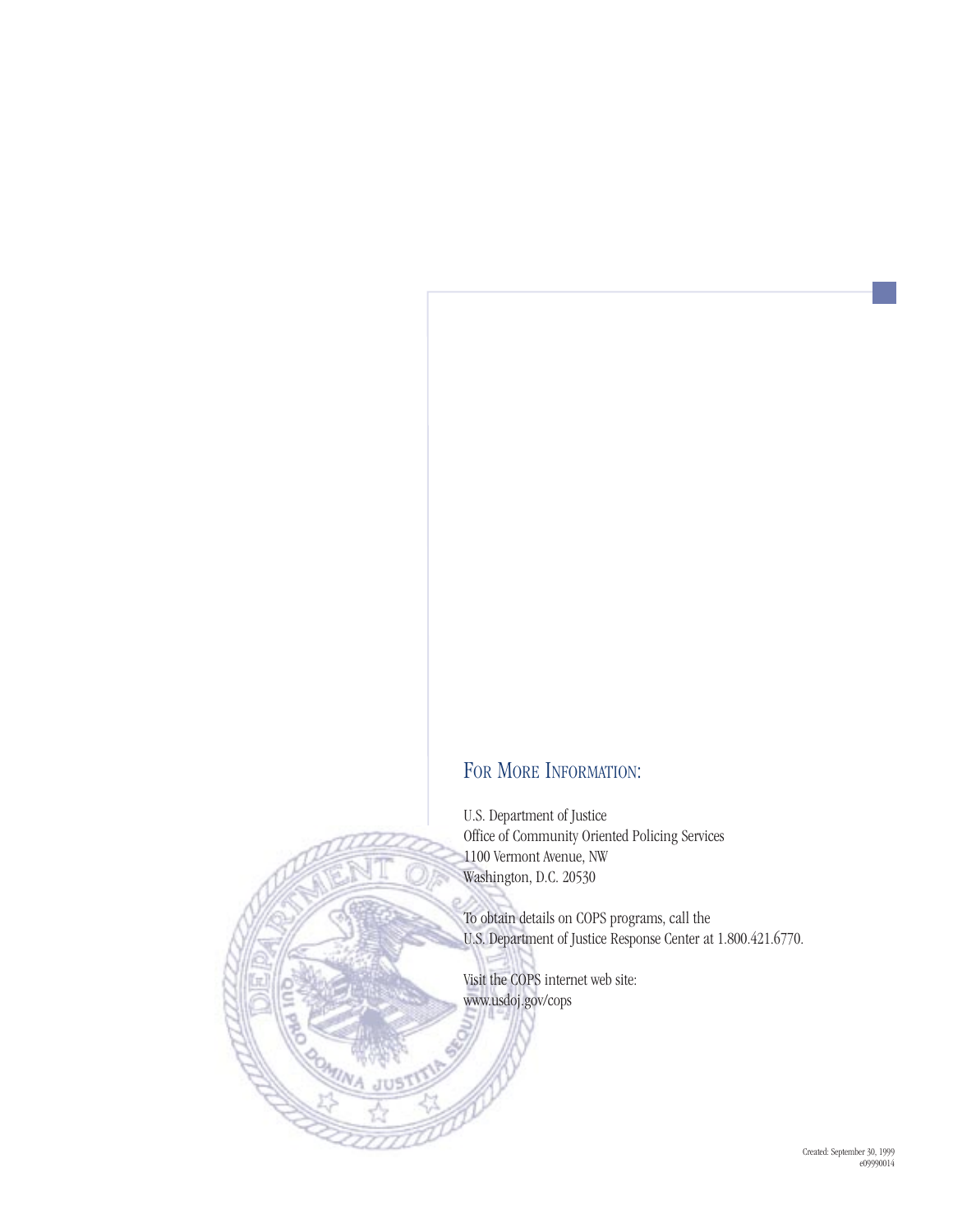## For More Information:

U.S. Department of Justice
Office of Community Oriented Policing Services
1100 Vermont Avenue, NW
Washington, D.C. 20530

To obtain details on COPS programs, call the
U.S. Department of Justice Response Center at 1.800.421.6770.

Visit the COPS internet web site:
www.usdoj.gov/cops

Created: September 30, 1999
e09990014